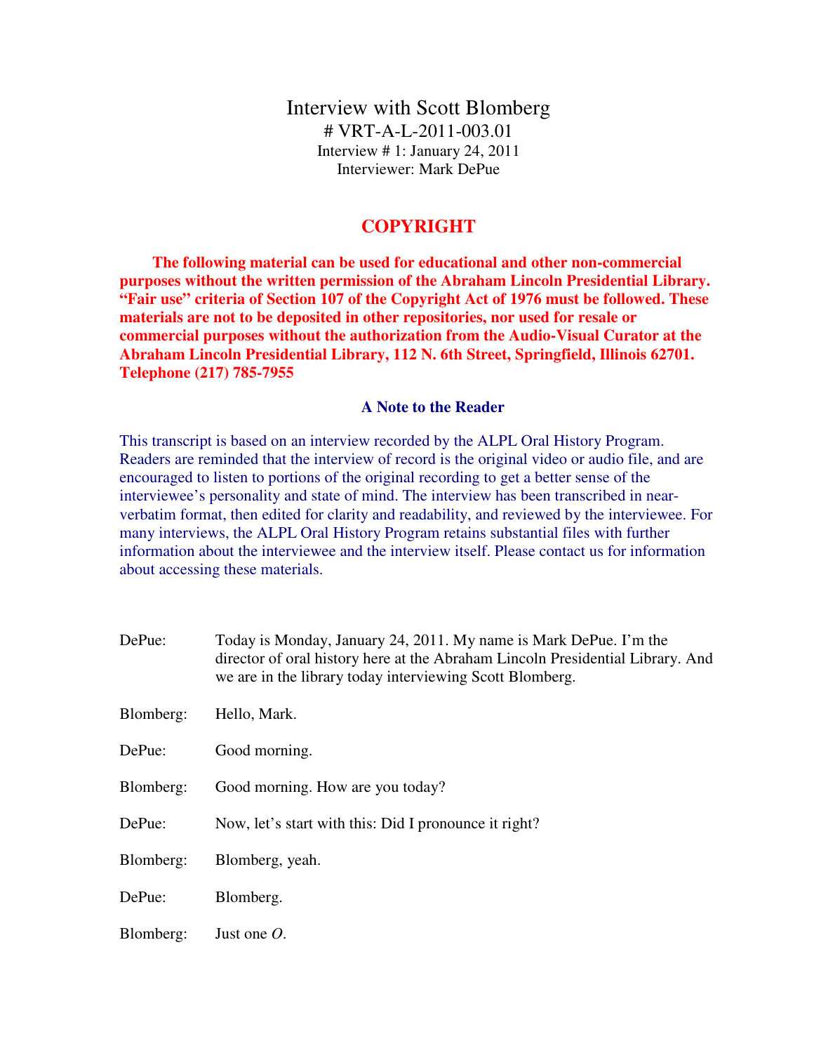# Interview with Scott Blomberg

# VRT-A-L-2011-003.01
Interview # 1: January 24, 2011
Interviewer: Mark DePue

## COPYRIGHT

**The following material can be used for educational and other non-commercial purposes without the written permission of the Abraham Lincoln Presidential Library. "Fair use" criteria of Section 107 of the Copyright Act of 1976 must be followed. These materials are not to be deposited in other repositories, nor used for resale or commercial purposes without the authorization from the Audio-Visual Curator at the Abraham Lincoln Presidential Library, 112 N. 6th Street, Springfield, Illinois 62701. Telephone (217) 785-7955**

### A Note to the Reader

This transcript is based on an interview recorded by the ALPL Oral History Program. Readers are reminded that the interview of record is the original video or audio file, and are encouraged to listen to portions of the original recording to get a better sense of the interviewee's personality and state of mind. The interview has been transcribed in near-verbatim format, then edited for clarity and readability, and reviewed by the interviewee. For many interviews, the ALPL Oral History Program retains substantial files with further information about the interviewee and the interview itself. Please contact us for information about accessing these materials.

DePue: Today is Monday, January 24, 2011. My name is Mark DePue. I'm the director of oral history here at the Abraham Lincoln Presidential Library. And we are in the library today interviewing Scott Blomberg.

Blomberg: Hello, Mark.

DePue: Good morning.

Blomberg: Good morning. How are you today?

DePue: Now, let's start with this: Did I pronounce it right?

Blomberg: Blomberg, yeah.

DePue: Blomberg.

Blomberg: Just one *O*.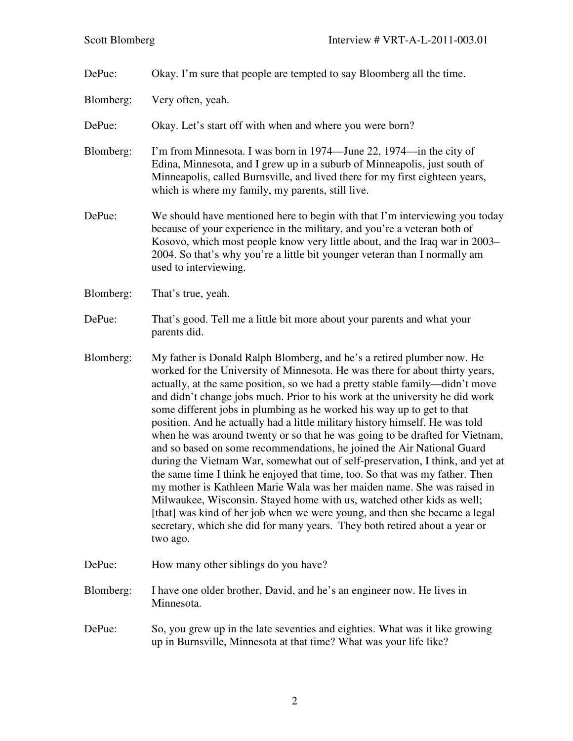DePue: Okay. I'm sure that people are tempted to say Bloomberg all the time.

Blomberg: Very often, yeah.

DePue: Okay. Let's start off with when and where you were born?

Blomberg: I'm from Minnesota. I was born in 1974—June 22, 1974—in the city of Edina, Minnesota, and I grew up in a suburb of Minneapolis, just south of Minneapolis, called Burnsville, and lived there for my first eighteen years, which is where my family, my parents, still live.

DePue: We should have mentioned here to begin with that I'm interviewing you today because of your experience in the military, and you're a veteran both of Kosovo, which most people know very little about, and the Iraq war in 2003–2004. So that's why you're a little bit younger veteran than I normally am used to interviewing.

Blomberg: That's true, yeah.

DePue: That's good. Tell me a little bit more about your parents and what your parents did.

Blomberg: My father is Donald Ralph Blomberg, and he's a retired plumber now. He worked for the University of Minnesota. He was there for about thirty years, actually, at the same position, so we had a pretty stable family—didn't move and didn't change jobs much. Prior to his work at the university he did work some different jobs in plumbing as he worked his way up to get to that position. And he actually had a little military history himself. He was told when he was around twenty or so that he was going to be drafted for Vietnam, and so based on some recommendations, he joined the Air National Guard during the Vietnam War, somewhat out of self-preservation, I think, and yet at the same time I think he enjoyed that time, too. So that was my father. Then my mother is Kathleen Marie Wala was her maiden name. She was raised in Milwaukee, Wisconsin. Stayed home with us, watched other kids as well; [that] was kind of her job when we were young, and then she became a legal secretary, which she did for many years. They both retired about a year or two ago.

DePue: How many other siblings do you have?

Blomberg: I have one older brother, David, and he's an engineer now. He lives in Minnesota.

DePue: So, you grew up in the late seventies and eighties. What was it like growing up in Burnsville, Minnesota at that time? What was your life like?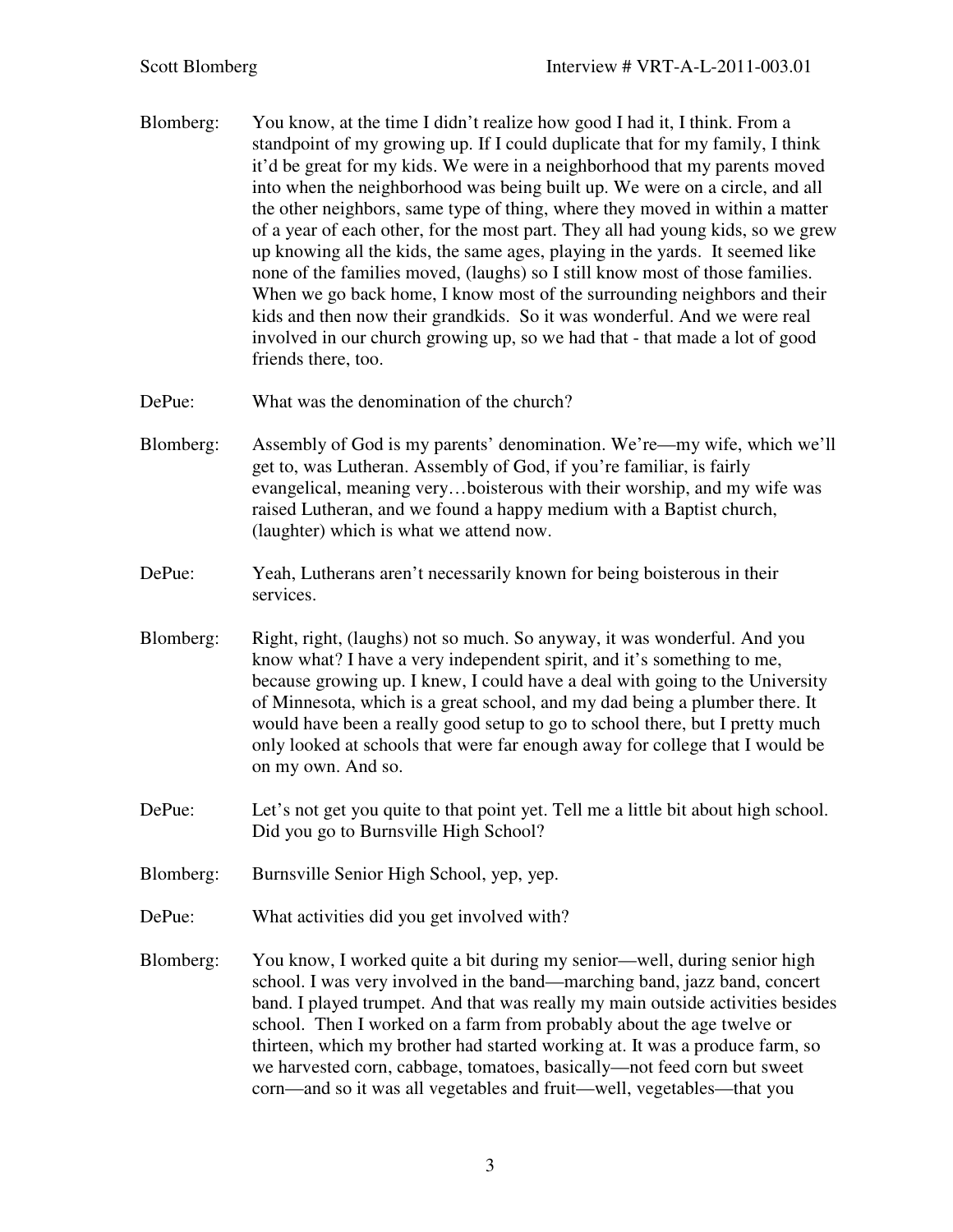Blomberg: You know, at the time I didn't realize how good I had it, I think. From a standpoint of my growing up. If I could duplicate that for my family, I think it'd be great for my kids. We were in a neighborhood that my parents moved into when the neighborhood was being built up. We were on a circle, and all the other neighbors, same type of thing, where they moved in within a matter of a year of each other, for the most part. They all had young kids, so we grew up knowing all the kids, the same ages, playing in the yards. It seemed like none of the families moved, (laughs) so I still know most of those families. When we go back home, I know most of the surrounding neighbors and their kids and then now their grandkids. So it was wonderful. And we were real involved in our church growing up, so we had that - that made a lot of good friends there, too.

DePue: What was the denomination of the church?

Blomberg: Assembly of God is my parents' denomination. We're—my wife, which we'll get to, was Lutheran. Assembly of God, if you're familiar, is fairly evangelical, meaning very…boisterous with their worship, and my wife was raised Lutheran, and we found a happy medium with a Baptist church, (laughter) which is what we attend now.

DePue: Yeah, Lutherans aren't necessarily known for being boisterous in their services.

Blomberg: Right, right, (laughs) not so much. So anyway, it was wonderful. And you know what? I have a very independent spirit, and it's something to me, because growing up. I knew, I could have a deal with going to the University of Minnesota, which is a great school, and my dad being a plumber there. It would have been a really good setup to go to school there, but I pretty much only looked at schools that were far enough away for college that I would be on my own. And so.

DePue: Let's not get you quite to that point yet. Tell me a little bit about high school. Did you go to Burnsville High School?

Blomberg: Burnsville Senior High School, yep, yep.

DePue: What activities did you get involved with?

Blomberg: You know, I worked quite a bit during my senior—well, during senior high school. I was very involved in the band—marching band, jazz band, concert band. I played trumpet. And that was really my main outside activities besides school. Then I worked on a farm from probably about the age twelve or thirteen, which my brother had started working at. It was a produce farm, so we harvested corn, cabbage, tomatoes, basically—not feed corn but sweet corn—and so it was all vegetables and fruit—well, vegetables—that you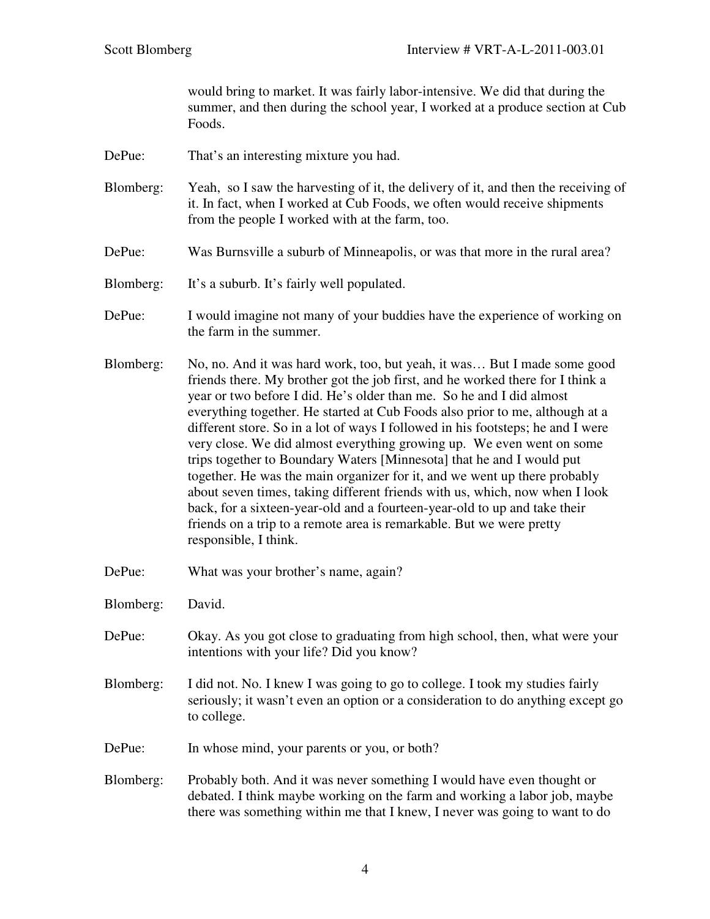would bring to market. It was fairly labor-intensive. We did that during the summer, and then during the school year, I worked at a produce section at Cub Foods.

DePue: That's an interesting mixture you had.

Blomberg: Yeah, so I saw the harvesting of it, the delivery of it, and then the receiving of it. In fact, when I worked at Cub Foods, we often would receive shipments from the people I worked with at the farm, too.

DePue: Was Burnsville a suburb of Minneapolis, or was that more in the rural area?

Blomberg: It's a suburb. It's fairly well populated.

DePue: I would imagine not many of your buddies have the experience of working on the farm in the summer.

Blomberg: No, no. And it was hard work, too, but yeah, it was… But I made some good friends there. My brother got the job first, and he worked there for I think a year or two before I did. He's older than me. So he and I did almost everything together. He started at Cub Foods also prior to me, although at a different store. So in a lot of ways I followed in his footsteps; he and I were very close. We did almost everything growing up. We even went on some trips together to Boundary Waters [Minnesota] that he and I would put together. He was the main organizer for it, and we went up there probably about seven times, taking different friends with us, which, now when I look back, for a sixteen-year-old and a fourteen-year-old to up and take their friends on a trip to a remote area is remarkable. But we were pretty responsible, I think.

DePue: What was your brother's name, again?

Blomberg: David.

DePue: Okay. As you got close to graduating from high school, then, what were your intentions with your life? Did you know?

Blomberg: I did not. No. I knew I was going to go to college. I took my studies fairly seriously; it wasn't even an option or a consideration to do anything except go to college.

DePue: In whose mind, your parents or you, or both?

Blomberg: Probably both. And it was never something I would have even thought or debated. I think maybe working on the farm and working a labor job, maybe there was something within me that I knew, I never was going to want to do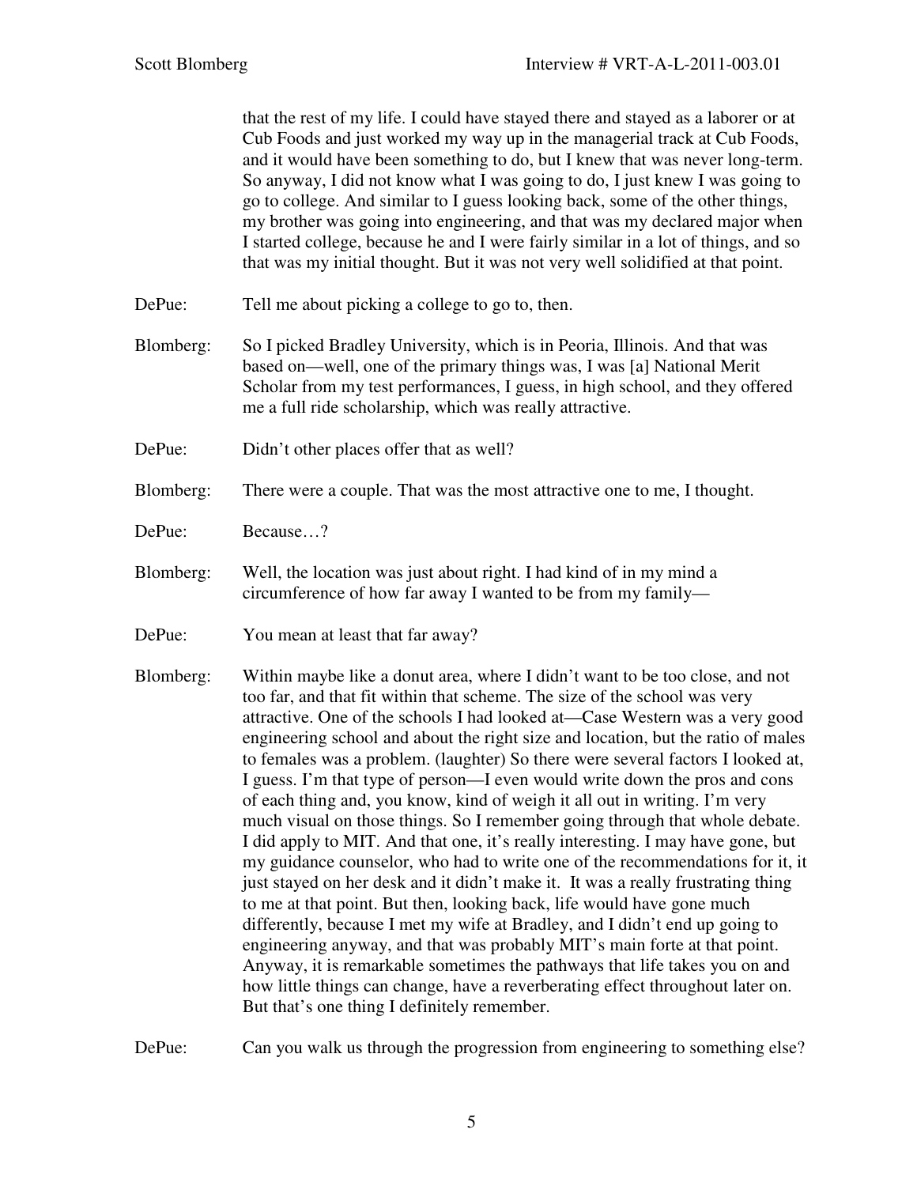that the rest of my life. I could have stayed there and stayed as a laborer or at Cub Foods and just worked my way up in the managerial track at Cub Foods, and it would have been something to do, but I knew that was never long-term. So anyway, I did not know what I was going to do, I just knew I was going to go to college. And similar to I guess looking back, some of the other things, my brother was going into engineering, and that was my declared major when I started college, because he and I were fairly similar in a lot of things, and so that was my initial thought. But it was not very well solidified at that point.

DePue: Tell me about picking a college to go to, then.

Blomberg: So I picked Bradley University, which is in Peoria, Illinois. And that was based on—well, one of the primary things was, I was [a] National Merit Scholar from my test performances, I guess, in high school, and they offered me a full ride scholarship, which was really attractive.

DePue: Didn't other places offer that as well?

Blomberg: There were a couple. That was the most attractive one to me, I thought.

DePue: Because…?

Blomberg: Well, the location was just about right. I had kind of in my mind a circumference of how far away I wanted to be from my family—

DePue: You mean at least that far away?

Blomberg: Within maybe like a donut area, where I didn't want to be too close, and not too far, and that fit within that scheme. The size of the school was very attractive. One of the schools I had looked at—Case Western was a very good engineering school and about the right size and location, but the ratio of males to females was a problem. (laughter) So there were several factors I looked at, I guess. I'm that type of person—I even would write down the pros and cons of each thing and, you know, kind of weigh it all out in writing. I'm very much visual on those things. So I remember going through that whole debate. I did apply to MIT. And that one, it's really interesting. I may have gone, but my guidance counselor, who had to write one of the recommendations for it, it just stayed on her desk and it didn't make it. It was a really frustrating thing to me at that point. But then, looking back, life would have gone much differently, because I met my wife at Bradley, and I didn't end up going to engineering anyway, and that was probably MIT's main forte at that point. Anyway, it is remarkable sometimes the pathways that life takes you on and how little things can change, have a reverberating effect throughout later on. But that's one thing I definitely remember.

DePue: Can you walk us through the progression from engineering to something else?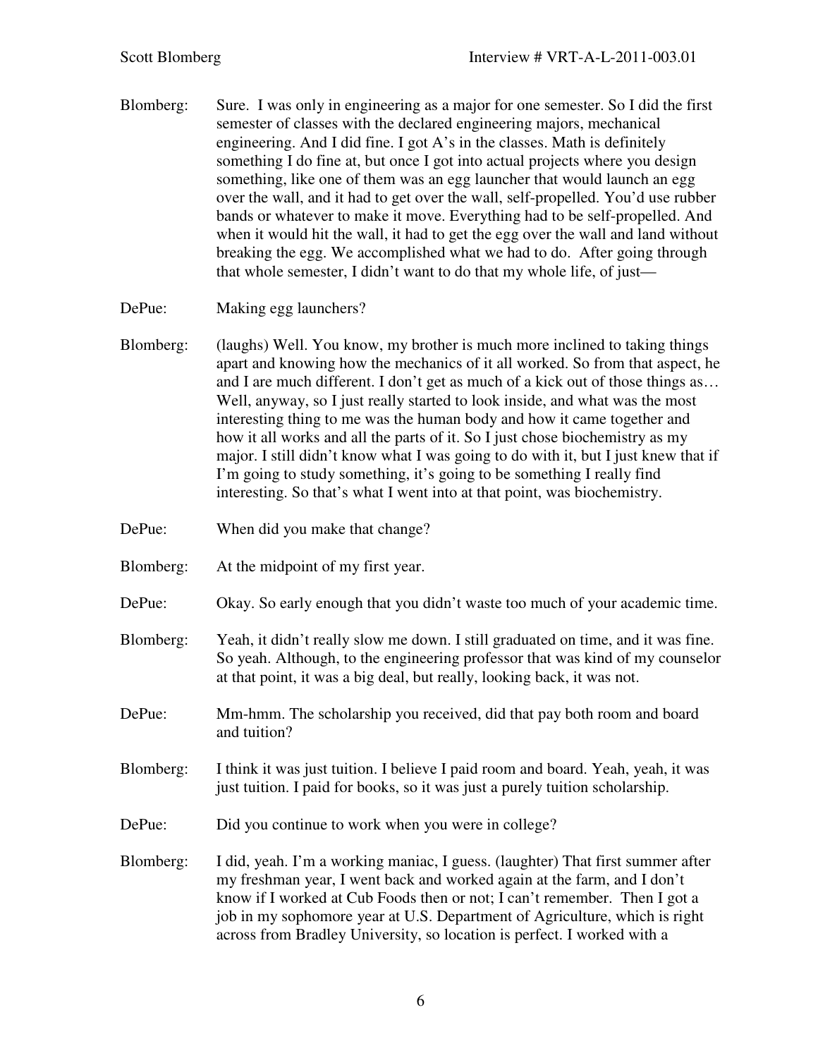Blomberg: Sure. I was only in engineering as a major for one semester. So I did the first semester of classes with the declared engineering majors, mechanical engineering. And I did fine. I got A's in the classes. Math is definitely something I do fine at, but once I got into actual projects where you design something, like one of them was an egg launcher that would launch an egg over the wall, and it had to get over the wall, self-propelled. You'd use rubber bands or whatever to make it move. Everything had to be self-propelled. And when it would hit the wall, it had to get the egg over the wall and land without breaking the egg. We accomplished what we had to do. After going through that whole semester, I didn't want to do that my whole life, of just—

DePue: Making egg launchers?

Blomberg: (laughs) Well. You know, my brother is much more inclined to taking things apart and knowing how the mechanics of it all worked. So from that aspect, he and I are much different. I don't get as much of a kick out of those things as… Well, anyway, so I just really started to look inside, and what was the most interesting thing to me was the human body and how it came together and how it all works and all the parts of it. So I just chose biochemistry as my major. I still didn't know what I was going to do with it, but I just knew that if I'm going to study something, it's going to be something I really find interesting. So that's what I went into at that point, was biochemistry.

DePue: When did you make that change?

Blomberg: At the midpoint of my first year.

DePue: Okay. So early enough that you didn't waste too much of your academic time.

Blomberg: Yeah, it didn't really slow me down. I still graduated on time, and it was fine. So yeah. Although, to the engineering professor that was kind of my counselor at that point, it was a big deal, but really, looking back, it was not.

DePue: Mm-hmm. The scholarship you received, did that pay both room and board and tuition?

Blomberg: I think it was just tuition. I believe I paid room and board. Yeah, yeah, it was just tuition. I paid for books, so it was just a purely tuition scholarship.

DePue: Did you continue to work when you were in college?

Blomberg: I did, yeah. I'm a working maniac, I guess. (laughter) That first summer after my freshman year, I went back and worked again at the farm, and I don't know if I worked at Cub Foods then or not; I can't remember. Then I got a job in my sophomore year at U.S. Department of Agriculture, which is right across from Bradley University, so location is perfect. I worked with a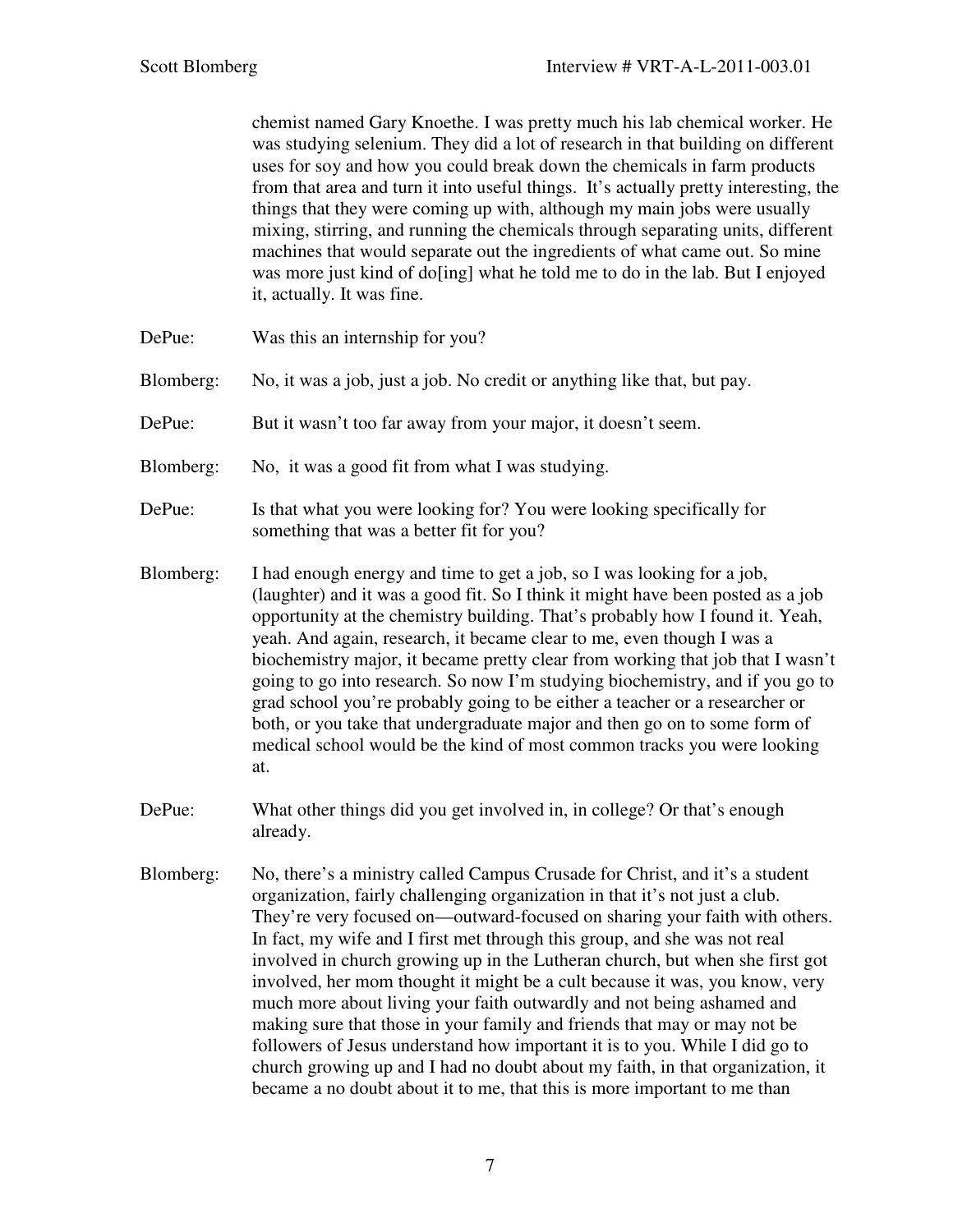chemist named Gary Knoethe. I was pretty much his lab chemical worker. He was studying selenium. They did a lot of research in that building on different uses for soy and how you could break down the chemicals in farm products from that area and turn it into useful things. It's actually pretty interesting, the things that they were coming up with, although my main jobs were usually mixing, stirring, and running the chemicals through separating units, different machines that would separate out the ingredients of what came out. So mine was more just kind of do[ing] what he told me to do in the lab. But I enjoyed it, actually. It was fine.

DePue: Was this an internship for you?

Blomberg: No, it was a job, just a job. No credit or anything like that, but pay.

DePue: But it wasn't too far away from your major, it doesn't seem.

Blomberg: No, it was a good fit from what I was studying.

DePue: Is that what you were looking for? You were looking specifically for something that was a better fit for you?

Blomberg: I had enough energy and time to get a job, so I was looking for a job, (laughter) and it was a good fit. So I think it might have been posted as a job opportunity at the chemistry building. That's probably how I found it. Yeah, yeah. And again, research, it became clear to me, even though I was a biochemistry major, it became pretty clear from working that job that I wasn't going to go into research. So now I'm studying biochemistry, and if you go to grad school you're probably going to be either a teacher or a researcher or both, or you take that undergraduate major and then go on to some form of medical school would be the kind of most common tracks you were looking at.

DePue: What other things did you get involved in, in college? Or that's enough already.

Blomberg: No, there's a ministry called Campus Crusade for Christ, and it's a student organization, fairly challenging organization in that it's not just a club. They're very focused on—outward-focused on sharing your faith with others. In fact, my wife and I first met through this group, and she was not real involved in church growing up in the Lutheran church, but when she first got involved, her mom thought it might be a cult because it was, you know, very much more about living your faith outwardly and not being ashamed and making sure that those in your family and friends that may or may not be followers of Jesus understand how important it is to you. While I did go to church growing up and I had no doubt about my faith, in that organization, it became a no doubt about it to me, that this is more important to me than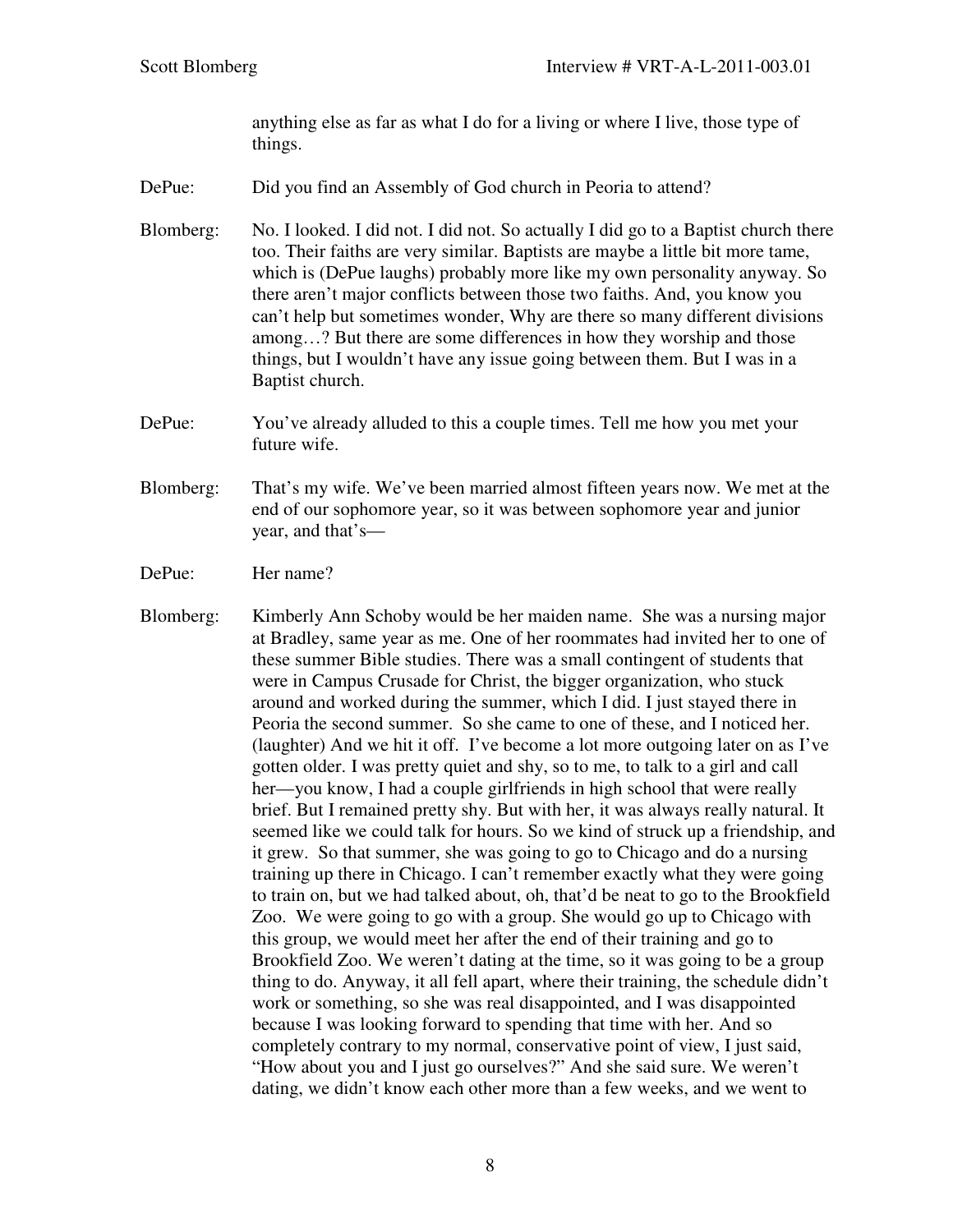anything else as far as what I do for a living or where I live, those type of things.

DePue: Did you find an Assembly of God church in Peoria to attend?

Blomberg: No. I looked. I did not. I did not. So actually I did go to a Baptist church there too. Their faiths are very similar. Baptists are maybe a little bit more tame, which is (DePue laughs) probably more like my own personality anyway. So there aren't major conflicts between those two faiths. And, you know you can't help but sometimes wonder, Why are there so many different divisions among…? But there are some differences in how they worship and those things, but I wouldn't have any issue going between them. But I was in a Baptist church.

DePue: You've already alluded to this a couple times. Tell me how you met your future wife.

Blomberg: That's my wife. We've been married almost fifteen years now. We met at the end of our sophomore year, so it was between sophomore year and junior year, and that's—

DePue: Her name?

Blomberg: Kimberly Ann Schoby would be her maiden name. She was a nursing major at Bradley, same year as me. One of her roommates had invited her to one of these summer Bible studies. There was a small contingent of students that were in Campus Crusade for Christ, the bigger organization, who stuck around and worked during the summer, which I did. I just stayed there in Peoria the second summer. So she came to one of these, and I noticed her. (laughter) And we hit it off. I've become a lot more outgoing later on as I've gotten older. I was pretty quiet and shy, so to me, to talk to a girl and call her—you know, I had a couple girlfriends in high school that were really brief. But I remained pretty shy. But with her, it was always really natural. It seemed like we could talk for hours. So we kind of struck up a friendship, and it grew. So that summer, she was going to go to Chicago and do a nursing training up there in Chicago. I can't remember exactly what they were going to train on, but we had talked about, oh, that'd be neat to go to the Brookfield Zoo. We were going to go with a group. She would go up to Chicago with this group, we would meet her after the end of their training and go to Brookfield Zoo. We weren't dating at the time, so it was going to be a group thing to do. Anyway, it all fell apart, where their training, the schedule didn't work or something, so she was real disappointed, and I was disappointed because I was looking forward to spending that time with her. And so completely contrary to my normal, conservative point of view, I just said, "How about you and I just go ourselves?" And she said sure. We weren't dating, we didn't know each other more than a few weeks, and we went to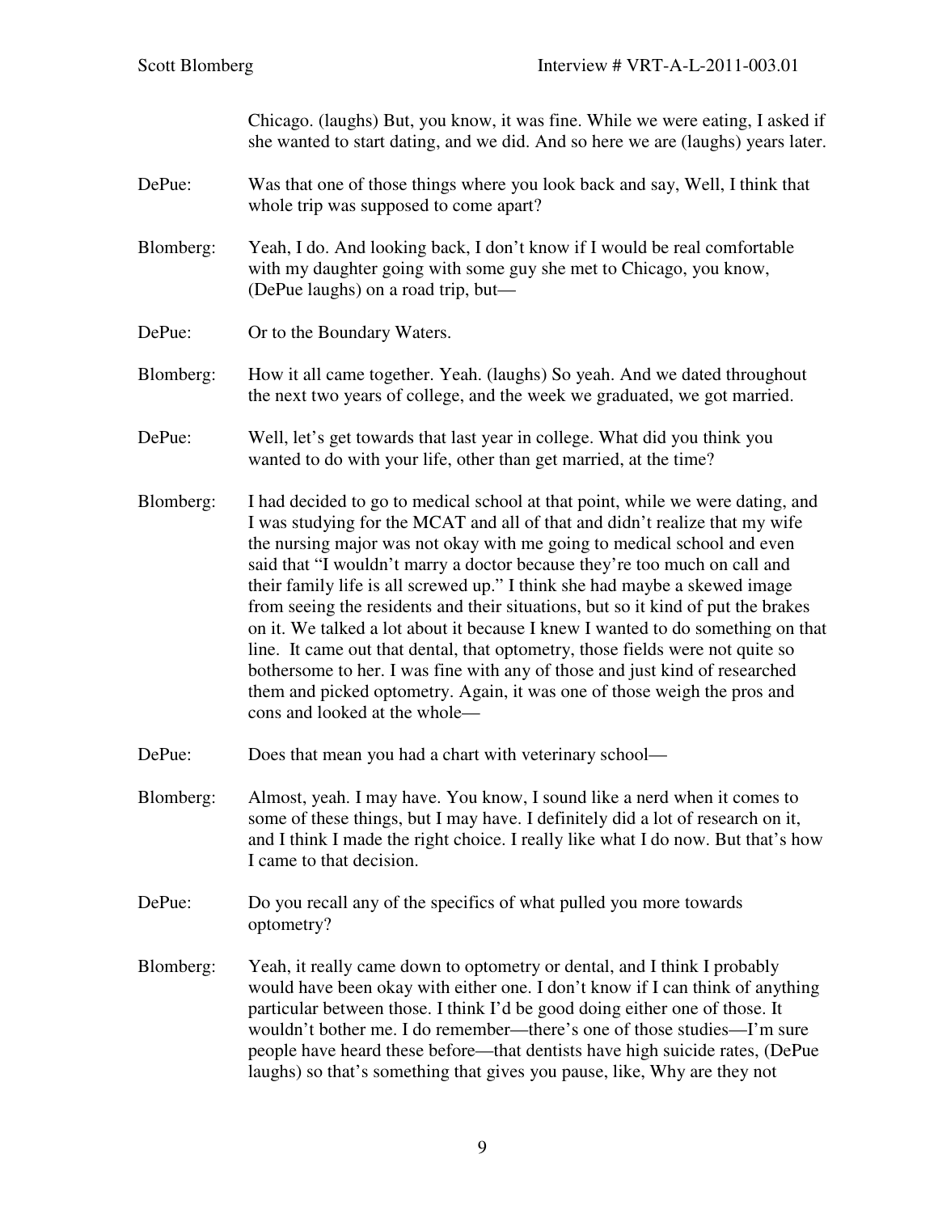Chicago. (laughs) But, you know, it was fine. While we were eating, I asked if she wanted to start dating, and we did. And so here we are (laughs) years later.

DePue: Was that one of those things where you look back and say, Well, I think that whole trip was supposed to come apart?

Blomberg: Yeah, I do. And looking back, I don't know if I would be real comfortable with my daughter going with some guy she met to Chicago, you know, (DePue laughs) on a road trip, but—

DePue: Or to the Boundary Waters.

Blomberg: How it all came together. Yeah. (laughs) So yeah. And we dated throughout the next two years of college, and the week we graduated, we got married.

DePue: Well, let's get towards that last year in college. What did you think you wanted to do with your life, other than get married, at the time?

Blomberg: I had decided to go to medical school at that point, while we were dating, and I was studying for the MCAT and all of that and didn't realize that my wife the nursing major was not okay with me going to medical school and even said that "I wouldn't marry a doctor because they're too much on call and their family life is all screwed up." I think she had maybe a skewed image from seeing the residents and their situations, but so it kind of put the brakes on it. We talked a lot about it because I knew I wanted to do something on that line. It came out that dental, that optometry, those fields were not quite so bothersome to her. I was fine with any of those and just kind of researched them and picked optometry. Again, it was one of those weigh the pros and cons and looked at the whole—

DePue: Does that mean you had a chart with veterinary school—

Blomberg: Almost, yeah. I may have. You know, I sound like a nerd when it comes to some of these things, but I may have. I definitely did a lot of research on it, and I think I made the right choice. I really like what I do now. But that's how I came to that decision.

DePue: Do you recall any of the specifics of what pulled you more towards optometry?

Blomberg: Yeah, it really came down to optometry or dental, and I think I probably would have been okay with either one. I don't know if I can think of anything particular between those. I think I'd be good doing either one of those. It wouldn't bother me. I do remember—there's one of those studies—I'm sure people have heard these before—that dentists have high suicide rates, (DePue laughs) so that's something that gives you pause, like, Why are they not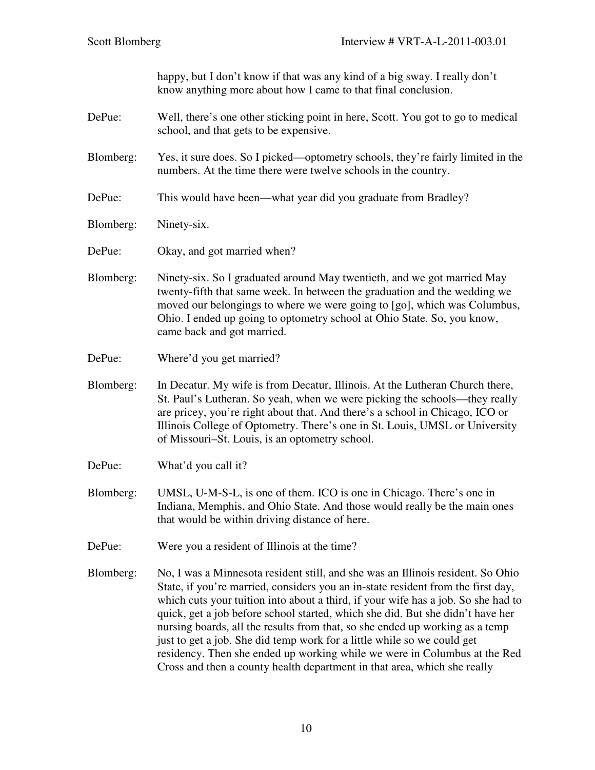happy, but I don't know if that was any kind of a big sway. I really don't know anything more about how I came to that final conclusion.

DePue: Well, there's one other sticking point in here, Scott. You got to go to medical school, and that gets to be expensive.

Blomberg: Yes, it sure does. So I picked—optometry schools, they're fairly limited in the numbers. At the time there were twelve schools in the country.

DePue: This would have been—what year did you graduate from Bradley?

Blomberg: Ninety-six.

DePue: Okay, and got married when?

Blomberg: Ninety-six. So I graduated around May twentieth, and we got married May twenty-fifth that same week. In between the graduation and the wedding we moved our belongings to where we were going to [go], which was Columbus, Ohio. I ended up going to optometry school at Ohio State. So, you know, came back and got married.

DePue: Where'd you get married?

Blomberg: In Decatur. My wife is from Decatur, Illinois. At the Lutheran Church there, St. Paul's Lutheran. So yeah, when we were picking the schools—they really are pricey, you're right about that. And there's a school in Chicago, ICO or Illinois College of Optometry. There's one in St. Louis, UMSL or University of Missouri–St. Louis, is an optometry school.

DePue: What'd you call it?

Blomberg: UMSL, U-M-S-L, is one of them. ICO is one in Chicago. There's one in Indiana, Memphis, and Ohio State. And those would really be the main ones that would be within driving distance of here.

DePue: Were you a resident of Illinois at the time?

Blomberg: No, I was a Minnesota resident still, and she was an Illinois resident. So Ohio State, if you're married, considers you an in-state resident from the first day, which cuts your tuition into about a third, if your wife has a job. So she had to quick, get a job before school started, which she did. But she didn't have her nursing boards, all the results from that, so she ended up working as a temp just to get a job. She did temp work for a little while so we could get residency. Then she ended up working while we were in Columbus at the Red Cross and then a county health department in that area, which she really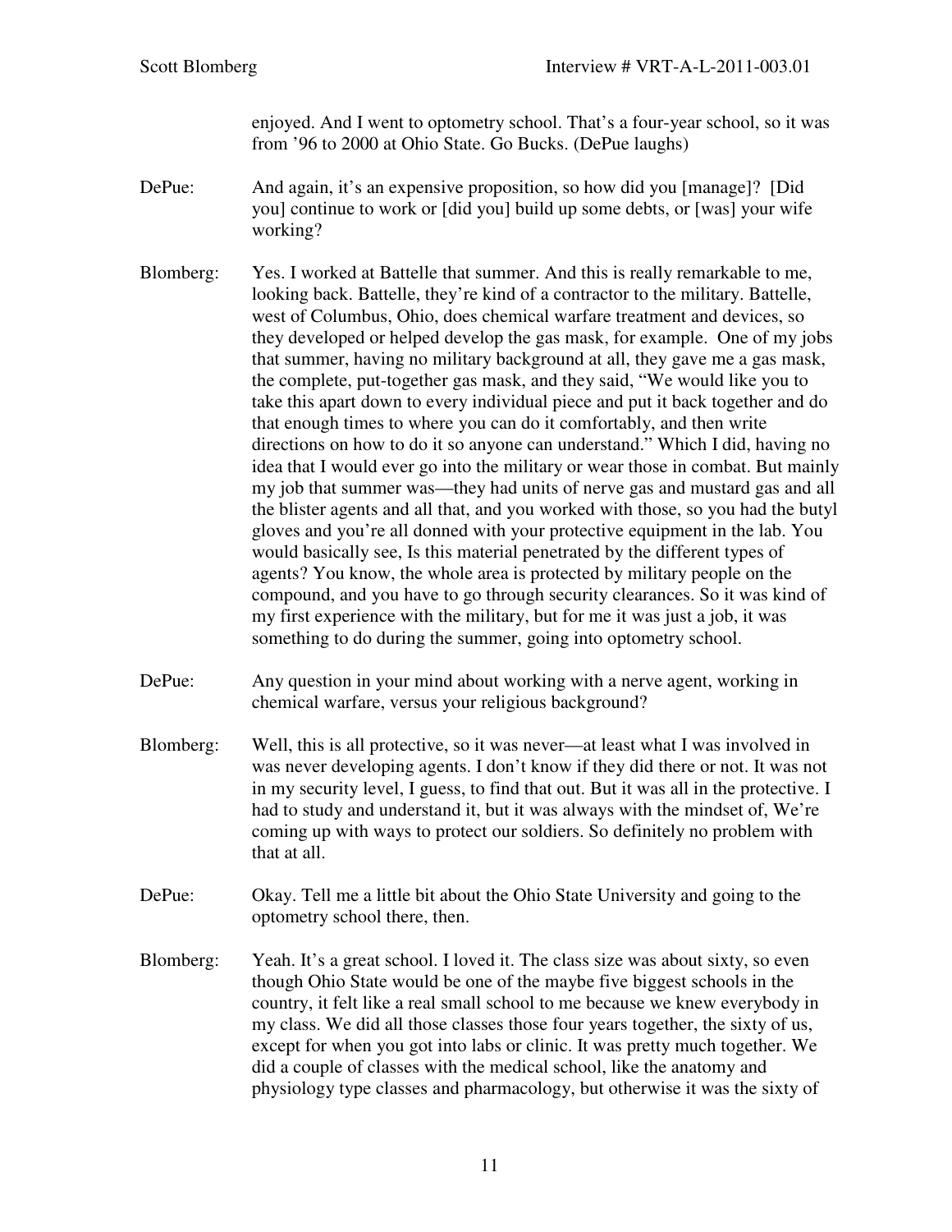enjoyed. And I went to optometry school. That's a four-year school, so it was from '96 to 2000 at Ohio State. Go Bucks. (DePue laughs)

DePue: And again, it's an expensive proposition, so how did you [manage]? [Did you] continue to work or [did you] build up some debts, or [was] your wife working?

Blomberg: Yes. I worked at Battelle that summer. And this is really remarkable to me, looking back. Battelle, they're kind of a contractor to the military. Battelle, west of Columbus, Ohio, does chemical warfare treatment and devices, so they developed or helped develop the gas mask, for example. One of my jobs that summer, having no military background at all, they gave me a gas mask, the complete, put-together gas mask, and they said, "We would like you to take this apart down to every individual piece and put it back together and do that enough times to where you can do it comfortably, and then write directions on how to do it so anyone can understand." Which I did, having no idea that I would ever go into the military or wear those in combat. But mainly my job that summer was—they had units of nerve gas and mustard gas and all the blister agents and all that, and you worked with those, so you had the butyl gloves and you're all donned with your protective equipment in the lab. You would basically see, Is this material penetrated by the different types of agents? You know, the whole area is protected by military people on the compound, and you have to go through security clearances. So it was kind of my first experience with the military, but for me it was just a job, it was something to do during the summer, going into optometry school.

DePue: Any question in your mind about working with a nerve agent, working in chemical warfare, versus your religious background?

Blomberg: Well, this is all protective, so it was never—at least what I was involved in was never developing agents. I don't know if they did there or not. It was not in my security level, I guess, to find that out. But it was all in the protective. I had to study and understand it, but it was always with the mindset of, We're coming up with ways to protect our soldiers. So definitely no problem with that at all.

DePue: Okay. Tell me a little bit about the Ohio State University and going to the optometry school there, then.

Blomberg: Yeah. It's a great school. I loved it. The class size was about sixty, so even though Ohio State would be one of the maybe five biggest schools in the country, it felt like a real small school to me because we knew everybody in my class. We did all those classes those four years together, the sixty of us, except for when you got into labs or clinic. It was pretty much together. We did a couple of classes with the medical school, like the anatomy and physiology type classes and pharmacology, but otherwise it was the sixty of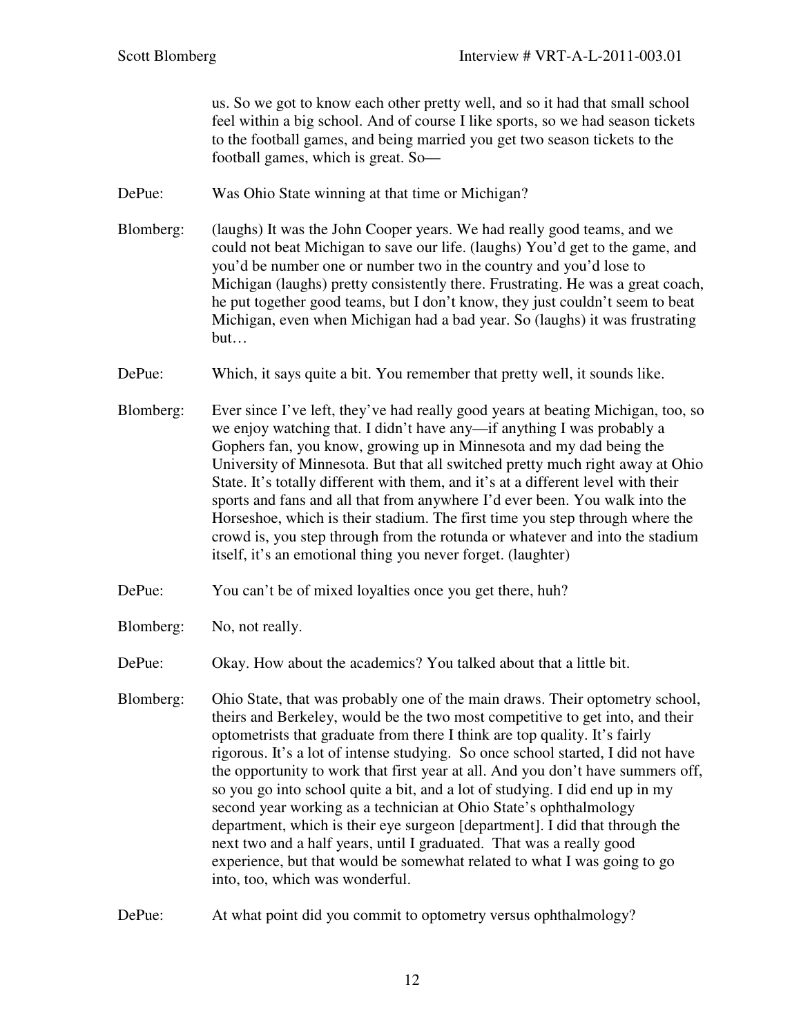us. So we got to know each other pretty well, and so it had that small school feel within a big school. And of course I like sports, so we had season tickets to the football games, and being married you get two season tickets to the football games, which is great. So—

DePue: Was Ohio State winning at that time or Michigan?

Blomberg: (laughs) It was the John Cooper years. We had really good teams, and we could not beat Michigan to save our life. (laughs) You'd get to the game, and you'd be number one or number two in the country and you'd lose to Michigan (laughs) pretty consistently there. Frustrating. He was a great coach, he put together good teams, but I don't know, they just couldn't seem to beat Michigan, even when Michigan had a bad year. So (laughs) it was frustrating but…

DePue: Which, it says quite a bit. You remember that pretty well, it sounds like.

Blomberg: Ever since I've left, they've had really good years at beating Michigan, too, so we enjoy watching that. I didn't have any—if anything I was probably a Gophers fan, you know, growing up in Minnesota and my dad being the University of Minnesota. But that all switched pretty much right away at Ohio State. It's totally different with them, and it's at a different level with their sports and fans and all that from anywhere I'd ever been. You walk into the Horseshoe, which is their stadium. The first time you step through where the crowd is, you step through from the rotunda or whatever and into the stadium itself, it's an emotional thing you never forget. (laughter)

DePue: You can't be of mixed loyalties once you get there, huh?

Blomberg: No, not really.

DePue: Okay. How about the academics? You talked about that a little bit.

Blomberg: Ohio State, that was probably one of the main draws. Their optometry school, theirs and Berkeley, would be the two most competitive to get into, and their optometrists that graduate from there I think are top quality. It's fairly rigorous. It's a lot of intense studying. So once school started, I did not have the opportunity to work that first year at all. And you don't have summers off, so you go into school quite a bit, and a lot of studying. I did end up in my second year working as a technician at Ohio State's ophthalmology department, which is their eye surgeon [department]. I did that through the next two and a half years, until I graduated. That was a really good experience, but that would be somewhat related to what I was going to go into, too, which was wonderful.

DePue: At what point did you commit to optometry versus ophthalmology?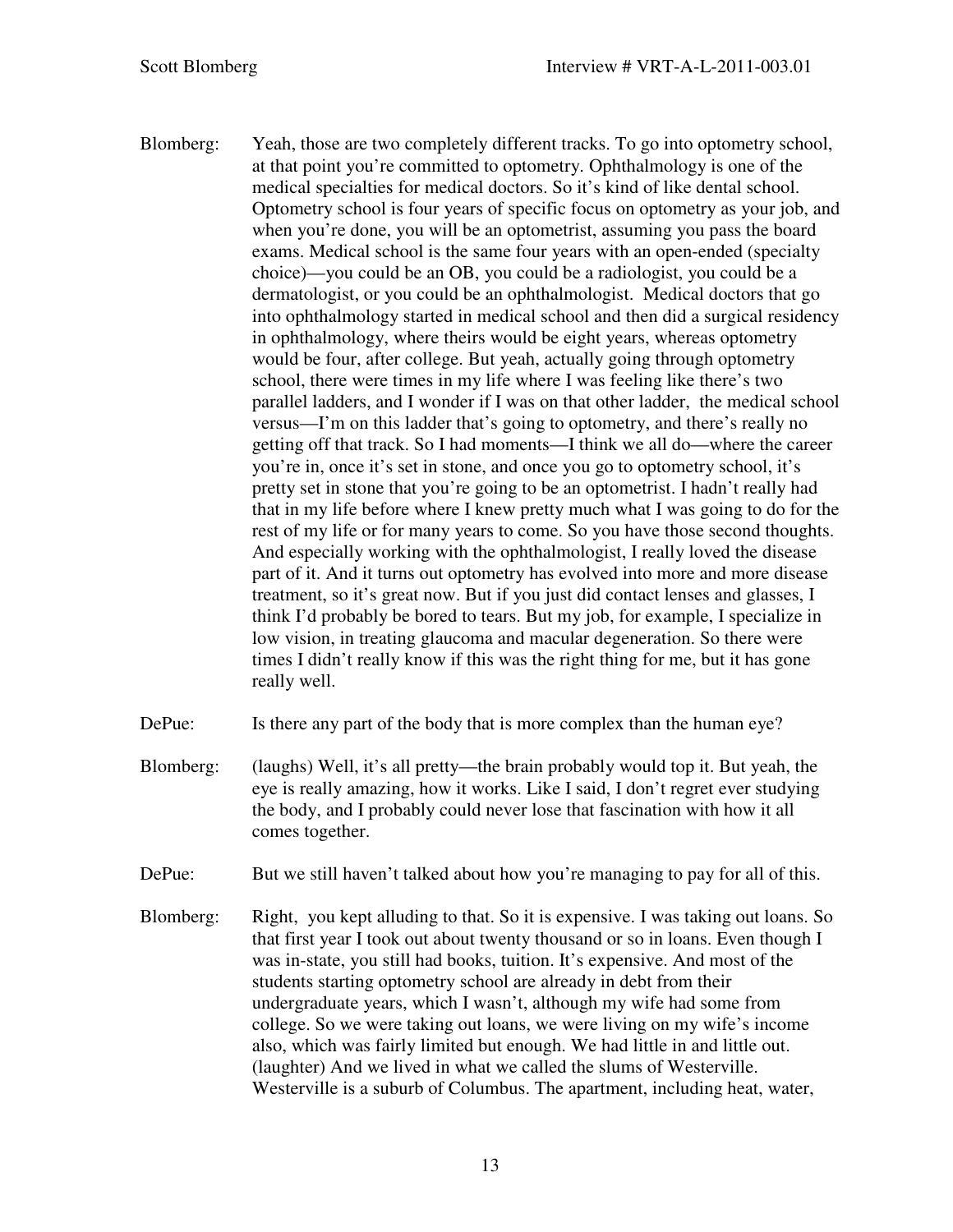Blomberg: Yeah, those are two completely different tracks. To go into optometry school, at that point you're committed to optometry. Ophthalmology is one of the medical specialties for medical doctors. So it's kind of like dental school. Optometry school is four years of specific focus on optometry as your job, and when you're done, you will be an optometrist, assuming you pass the board exams. Medical school is the same four years with an open-ended (specialty choice)—you could be an OB, you could be a radiologist, you could be a dermatologist, or you could be an ophthalmologist. Medical doctors that go into ophthalmology started in medical school and then did a surgical residency in ophthalmology, where theirs would be eight years, whereas optometry would be four, after college. But yeah, actually going through optometry school, there were times in my life where I was feeling like there's two parallel ladders, and I wonder if I was on that other ladder, the medical school versus—I'm on this ladder that's going to optometry, and there's really no getting off that track. So I had moments—I think we all do—where the career you're in, once it's set in stone, and once you go to optometry school, it's pretty set in stone that you're going to be an optometrist. I hadn't really had that in my life before where I knew pretty much what I was going to do for the rest of my life or for many years to come. So you have those second thoughts. And especially working with the ophthalmologist, I really loved the disease part of it. And it turns out optometry has evolved into more and more disease treatment, so it's great now. But if you just did contact lenses and glasses, I think I'd probably be bored to tears. But my job, for example, I specialize in low vision, in treating glaucoma and macular degeneration. So there were times I didn't really know if this was the right thing for me, but it has gone really well.

DePue: Is there any part of the body that is more complex than the human eye?

Blomberg: (laughs) Well, it's all pretty—the brain probably would top it. But yeah, the eye is really amazing, how it works. Like I said, I don't regret ever studying the body, and I probably could never lose that fascination with how it all comes together.

DePue: But we still haven't talked about how you're managing to pay for all of this.

Blomberg: Right, you kept alluding to that. So it is expensive. I was taking out loans. So that first year I took out about twenty thousand or so in loans. Even though I was in-state, you still had books, tuition. It's expensive. And most of the students starting optometry school are already in debt from their undergraduate years, which I wasn't, although my wife had some from college. So we were taking out loans, we were living on my wife's income also, which was fairly limited but enough. We had little in and little out. (laughter) And we lived in what we called the slums of Westerville. Westerville is a suburb of Columbus. The apartment, including heat, water,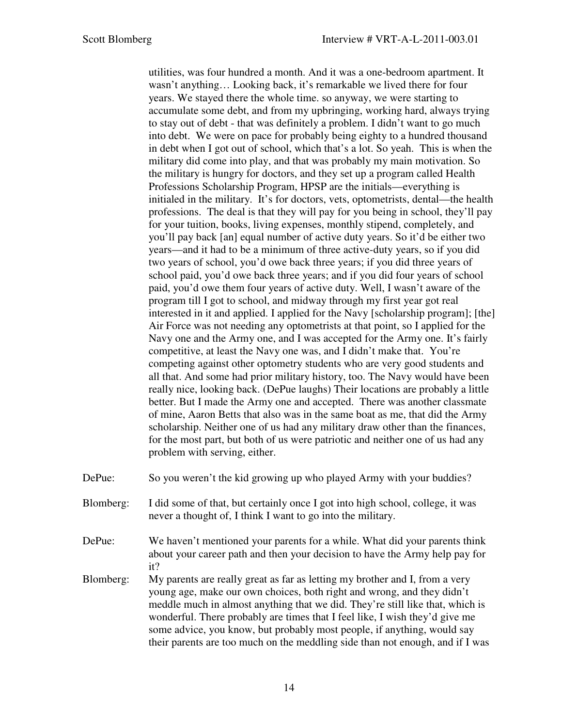utilities, was four hundred a month. And it was a one-bedroom apartment. It wasn't anything… Looking back, it's remarkable we lived there for four years. We stayed there the whole time. so anyway, we were starting to accumulate some debt, and from my upbringing, working hard, always trying to stay out of debt - that was definitely a problem. I didn't want to go much into debt. We were on pace for probably being eighty to a hundred thousand in debt when I got out of school, which that's a lot. So yeah. This is when the military did come into play, and that was probably my main motivation. So the military is hungry for doctors, and they set up a program called Health Professions Scholarship Program, HPSP are the initials—everything is initialed in the military. It's for doctors, vets, optometrists, dental—the health professions. The deal is that they will pay for you being in school, they'll pay for your tuition, books, living expenses, monthly stipend, completely, and you'll pay back [an] equal number of active duty years. So it'd be either two years—and it had to be a minimum of three active-duty years, so if you did two years of school, you'd owe back three years; if you did three years of school paid, you'd owe back three years; and if you did four years of school paid, you'd owe them four years of active duty. Well, I wasn't aware of the program till I got to school, and midway through my first year got real interested in it and applied. I applied for the Navy [scholarship program]; [the] Air Force was not needing any optometrists at that point, so I applied for the Navy one and the Army one, and I was accepted for the Army one. It's fairly competitive, at least the Navy one was, and I didn't make that. You're competing against other optometry students who are very good students and all that. And some had prior military history, too. The Navy would have been really nice, looking back. (DePue laughs) Their locations are probably a little better. But I made the Army one and accepted. There was another classmate of mine, Aaron Betts that also was in the same boat as me, that did the Army scholarship. Neither one of us had any military draw other than the finances, for the most part, but both of us were patriotic and neither one of us had any problem with serving, either.

DePue: So you weren't the kid growing up who played Army with your buddies?

Blomberg: I did some of that, but certainly once I got into high school, college, it was never a thought of, I think I want to go into the military.

DePue: We haven't mentioned your parents for a while. What did your parents think about your career path and then your decision to have the Army help pay for it?

Blomberg: My parents are really great as far as letting my brother and I, from a very young age, make our own choices, both right and wrong, and they didn't meddle much in almost anything that we did. They're still like that, which is wonderful. There probably are times that I feel like, I wish they'd give me some advice, you know, but probably most people, if anything, would say their parents are too much on the meddling side than not enough, and if I was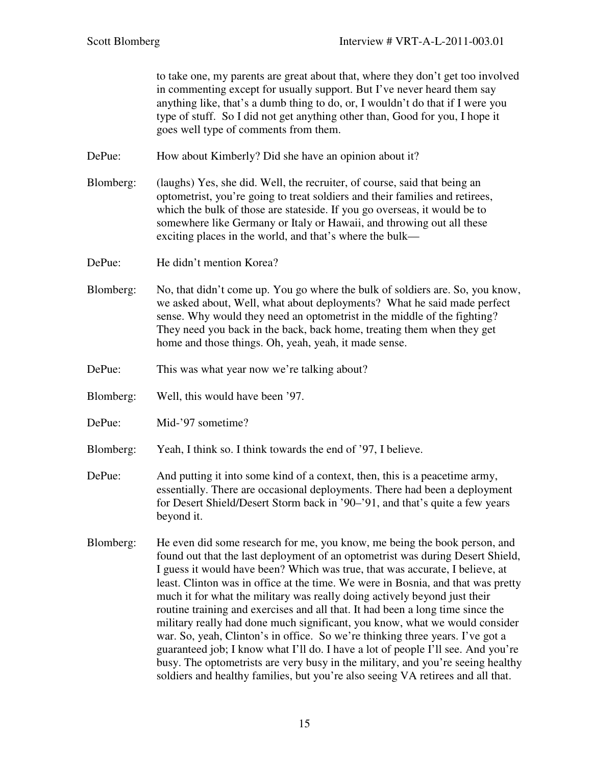to take one, my parents are great about that, where they don't get too involved in commenting except for usually support. But I've never heard them say anything like, that's a dumb thing to do, or, I wouldn't do that if I were you type of stuff. So I did not get anything other than, Good for you, I hope it goes well type of comments from them.

DePue: How about Kimberly? Did she have an opinion about it?

Blomberg: (laughs) Yes, she did. Well, the recruiter, of course, said that being an optometrist, you're going to treat soldiers and their families and retirees, which the bulk of those are stateside. If you go overseas, it would be to somewhere like Germany or Italy or Hawaii, and throwing out all these exciting places in the world, and that's where the bulk—

DePue: He didn't mention Korea?

Blomberg: No, that didn't come up. You go where the bulk of soldiers are. So, you know, we asked about, Well, what about deployments? What he said made perfect sense. Why would they need an optometrist in the middle of the fighting? They need you back in the back, back home, treating them when they get home and those things. Oh, yeah, yeah, it made sense.

DePue: This was what year now we're talking about?

Blomberg: Well, this would have been '97.

DePue: Mid-'97 sometime?

Blomberg: Yeah, I think so. I think towards the end of '97, I believe.

DePue: And putting it into some kind of a context, then, this is a peacetime army, essentially. There are occasional deployments. There had been a deployment for Desert Shield/Desert Storm back in '90–'91, and that's quite a few years beyond it.

Blomberg: He even did some research for me, you know, me being the book person, and found out that the last deployment of an optometrist was during Desert Shield, I guess it would have been? Which was true, that was accurate, I believe, at least. Clinton was in office at the time. We were in Bosnia, and that was pretty much it for what the military was really doing actively beyond just their routine training and exercises and all that. It had been a long time since the military really had done much significant, you know, what we would consider war. So, yeah, Clinton's in office. So we're thinking three years. I've got a guaranteed job; I know what I'll do. I have a lot of people I'll see. And you're busy. The optometrists are very busy in the military, and you're seeing healthy soldiers and healthy families, but you're also seeing VA retirees and all that.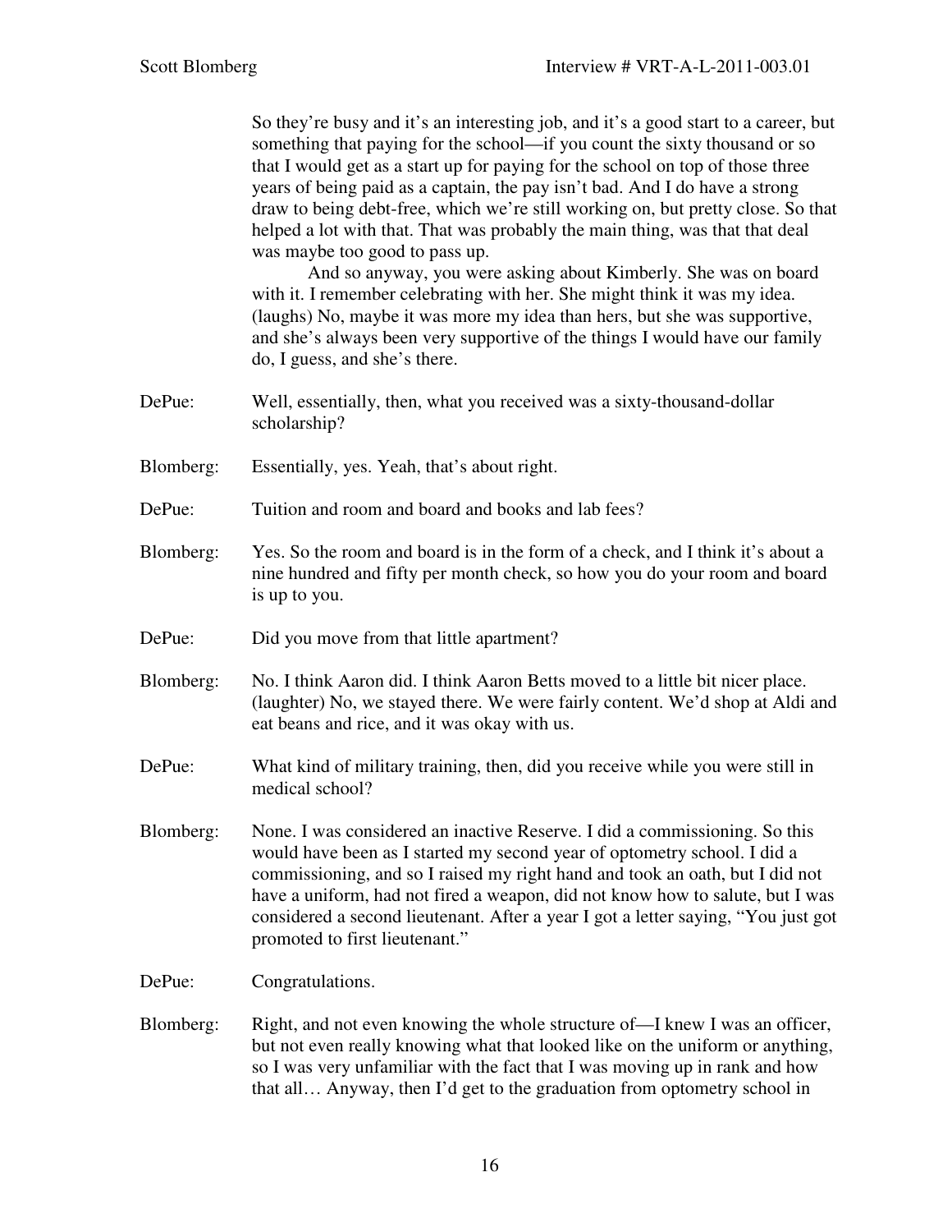So they're busy and it's an interesting job, and it's a good start to a career, but something that paying for the school—if you count the sixty thousand or so that I would get as a start up for paying for the school on top of those three years of being paid as a captain, the pay isn't bad. And I do have a strong draw to being debt-free, which we're still working on, but pretty close. So that helped a lot with that. That was probably the main thing, was that that deal was maybe too good to pass up.

And so anyway, you were asking about Kimberly. She was on board with it. I remember celebrating with her. She might think it was my idea. (laughs) No, maybe it was more my idea than hers, but she was supportive, and she's always been very supportive of the things I would have our family do, I guess, and she's there.

DePue: Well, essentially, then, what you received was a sixty-thousand-dollar scholarship?

Blomberg: Essentially, yes. Yeah, that's about right.

DePue: Tuition and room and board and books and lab fees?

Blomberg: Yes. So the room and board is in the form of a check, and I think it's about a nine hundred and fifty per month check, so how you do your room and board is up to you.

DePue: Did you move from that little apartment?

Blomberg: No. I think Aaron did. I think Aaron Betts moved to a little bit nicer place. (laughter) No, we stayed there. We were fairly content. We'd shop at Aldi and eat beans and rice, and it was okay with us.

DePue: What kind of military training, then, did you receive while you were still in medical school?

Blomberg: None. I was considered an inactive Reserve. I did a commissioning. So this would have been as I started my second year of optometry school. I did a commissioning, and so I raised my right hand and took an oath, but I did not have a uniform, had not fired a weapon, did not know how to salute, but I was considered a second lieutenant. After a year I got a letter saying, "You just got promoted to first lieutenant."

DePue: Congratulations.

Blomberg: Right, and not even knowing the whole structure of—I knew I was an officer, but not even really knowing what that looked like on the uniform or anything, so I was very unfamiliar with the fact that I was moving up in rank and how that all… Anyway, then I'd get to the graduation from optometry school in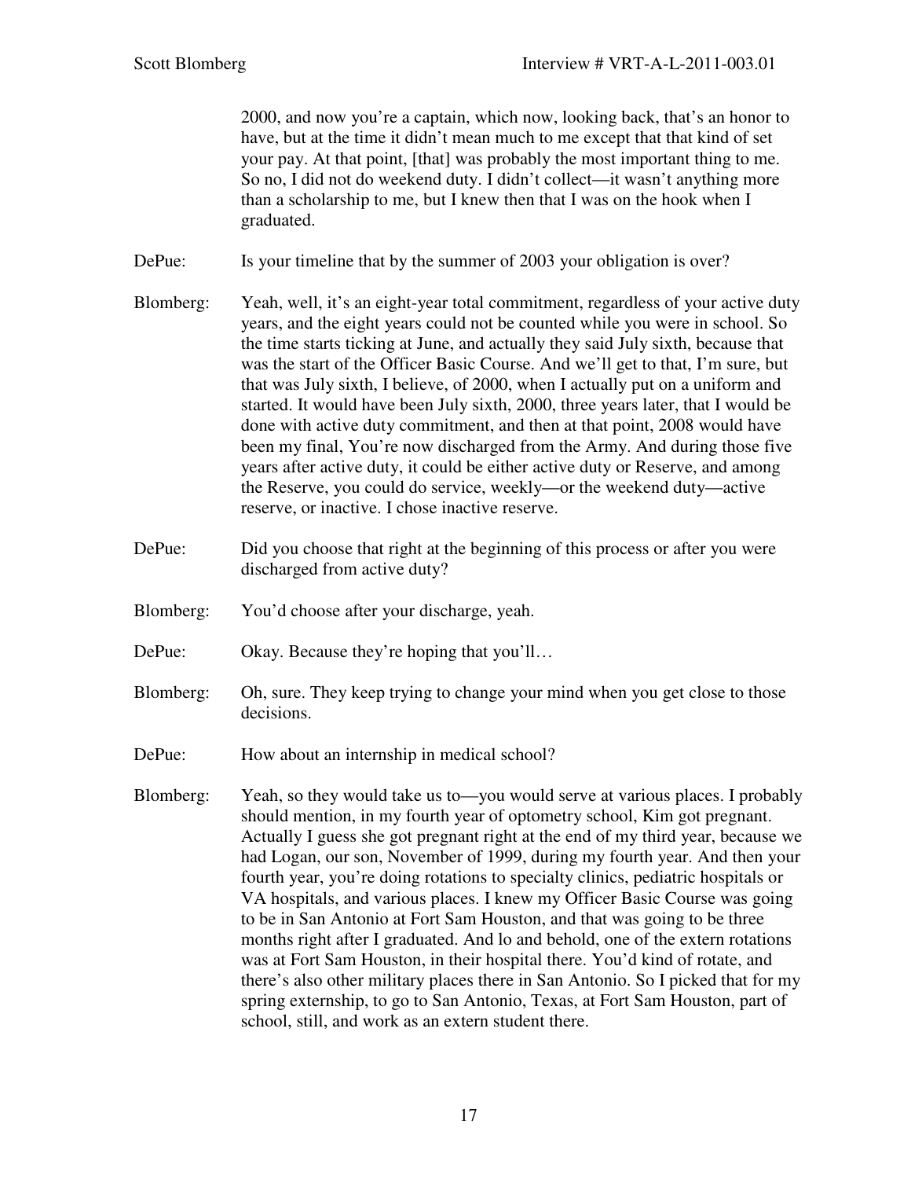2000, and now you're a captain, which now, looking back, that's an honor to have, but at the time it didn't mean much to me except that that kind of set your pay. At that point, [that] was probably the most important thing to me. So no, I did not do weekend duty. I didn't collect—it wasn't anything more than a scholarship to me, but I knew then that I was on the hook when I graduated.

DePue: Is your timeline that by the summer of 2003 your obligation is over?

Blomberg: Yeah, well, it's an eight-year total commitment, regardless of your active duty years, and the eight years could not be counted while you were in school. So the time starts ticking at June, and actually they said July sixth, because that was the start of the Officer Basic Course. And we'll get to that, I'm sure, but that was July sixth, I believe, of 2000, when I actually put on a uniform and started. It would have been July sixth, 2000, three years later, that I would be done with active duty commitment, and then at that point, 2008 would have been my final, You're now discharged from the Army. And during those five years after active duty, it could be either active duty or Reserve, and among the Reserve, you could do service, weekly—or the weekend duty—active reserve, or inactive. I chose inactive reserve.

DePue: Did you choose that right at the beginning of this process or after you were discharged from active duty?

Blomberg: You'd choose after your discharge, yeah.

DePue: Okay. Because they're hoping that you'll…

Blomberg: Oh, sure. They keep trying to change your mind when you get close to those decisions.

DePue: How about an internship in medical school?

Blomberg: Yeah, so they would take us to—you would serve at various places. I probably should mention, in my fourth year of optometry school, Kim got pregnant. Actually I guess she got pregnant right at the end of my third year, because we had Logan, our son, November of 1999, during my fourth year. And then your fourth year, you're doing rotations to specialty clinics, pediatric hospitals or VA hospitals, and various places. I knew my Officer Basic Course was going to be in San Antonio at Fort Sam Houston, and that was going to be three months right after I graduated. And lo and behold, one of the extern rotations was at Fort Sam Houston, in their hospital there. You'd kind of rotate, and there's also other military places there in San Antonio. So I picked that for my spring externship, to go to San Antonio, Texas, at Fort Sam Houston, part of school, still, and work as an extern student there.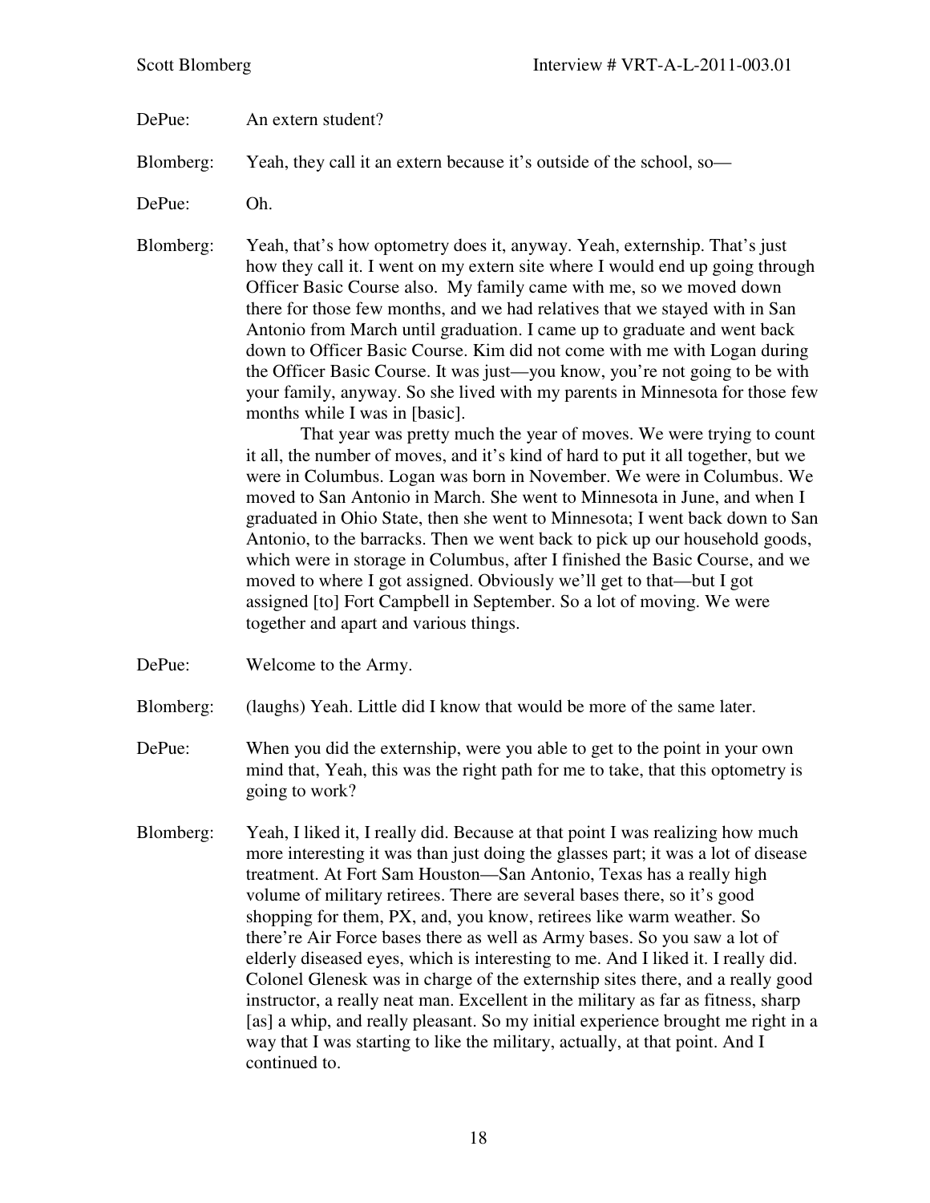DePue: An extern student?

Blomberg: Yeah, they call it an extern because it's outside of the school, so—

DePue: Oh.

Blomberg: Yeah, that's how optometry does it, anyway. Yeah, externship. That's just how they call it. I went on my extern site where I would end up going through Officer Basic Course also. My family came with me, so we moved down there for those few months, and we had relatives that we stayed with in San Antonio from March until graduation. I came up to graduate and went back down to Officer Basic Course. Kim did not come with me with Logan during the Officer Basic Course. It was just—you know, you're not going to be with your family, anyway. So she lived with my parents in Minnesota for those few months while I was in [basic].

That year was pretty much the year of moves. We were trying to count it all, the number of moves, and it's kind of hard to put it all together, but we were in Columbus. Logan was born in November. We were in Columbus. We moved to San Antonio in March. She went to Minnesota in June, and when I graduated in Ohio State, then she went to Minnesota; I went back down to San Antonio, to the barracks. Then we went back to pick up our household goods, which were in storage in Columbus, after I finished the Basic Course, and we moved to where I got assigned. Obviously we'll get to that—but I got assigned [to] Fort Campbell in September. So a lot of moving. We were together and apart and various things.

DePue: Welcome to the Army.

Blomberg: (laughs) Yeah. Little did I know that would be more of the same later.

DePue: When you did the externship, were you able to get to the point in your own mind that, Yeah, this was the right path for me to take, that this optometry is going to work?

Blomberg: Yeah, I liked it, I really did. Because at that point I was realizing how much more interesting it was than just doing the glasses part; it was a lot of disease treatment. At Fort Sam Houston—San Antonio, Texas has a really high volume of military retirees. There are several bases there, so it's good shopping for them, PX, and, you know, retirees like warm weather. So there're Air Force bases there as well as Army bases. So you saw a lot of elderly diseased eyes, which is interesting to me. And I liked it. I really did. Colonel Glenesk was in charge of the externship sites there, and a really good instructor, a really neat man. Excellent in the military as far as fitness, sharp [as] a whip, and really pleasant. So my initial experience brought me right in a way that I was starting to like the military, actually, at that point. And I continued to.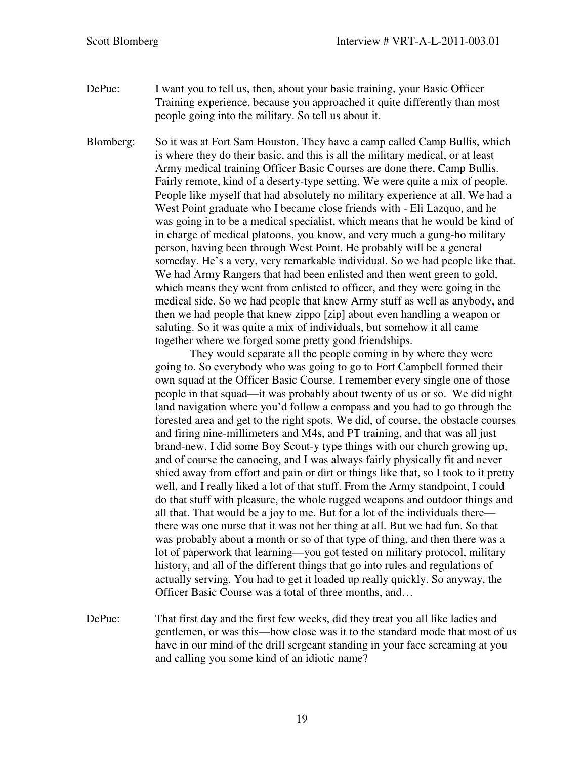DePue: I want you to tell us, then, about your basic training, your Basic Officer Training experience, because you approached it quite differently than most people going into the military. So tell us about it.

Blomberg: So it was at Fort Sam Houston. They have a camp called Camp Bullis, which is where they do their basic, and this is all the military medical, or at least Army medical training Officer Basic Courses are done there, Camp Bullis. Fairly remote, kind of a deserty-type setting. We were quite a mix of people. People like myself that had absolutely no military experience at all. We had a West Point graduate who I became close friends with - Eli Lazquo, and he was going in to be a medical specialist, which means that he would be kind of in charge of medical platoons, you know, and very much a gung-ho military person, having been through West Point. He probably will be a general someday. He's a very, very remarkable individual. So we had people like that. We had Army Rangers that had been enlisted and then went green to gold, which means they went from enlisted to officer, and they were going in the medical side. So we had people that knew Army stuff as well as anybody, and then we had people that knew zippo [zip] about even handling a weapon or saluting. So it was quite a mix of individuals, but somehow it all came together where we forged some pretty good friendships.

They would separate all the people coming in by where they were going to. So everybody who was going to go to Fort Campbell formed their own squad at the Officer Basic Course. I remember every single one of those people in that squad—it was probably about twenty of us or so. We did night land navigation where you'd follow a compass and you had to go through the forested area and get to the right spots. We did, of course, the obstacle courses and firing nine-millimeters and M4s, and PT training, and that was all just brand-new. I did some Boy Scout-y type things with our church growing up, and of course the canoeing, and I was always fairly physically fit and never shied away from effort and pain or dirt or things like that, so I took to it pretty well, and I really liked a lot of that stuff. From the Army standpoint, I could do that stuff with pleasure, the whole rugged weapons and outdoor things and all that. That would be a joy to me. But for a lot of the individuals there—there was one nurse that it was not her thing at all. But we had fun. So that was probably about a month or so of that type of thing, and then there was a lot of paperwork that learning—you got tested on military protocol, military history, and all of the different things that go into rules and regulations of actually serving. You had to get it loaded up really quickly. So anyway, the Officer Basic Course was a total of three months, and…

DePue: That first day and the first few weeks, did they treat you all like ladies and gentlemen, or was this—how close was it to the standard mode that most of us have in our mind of the drill sergeant standing in your face screaming at you and calling you some kind of an idiotic name?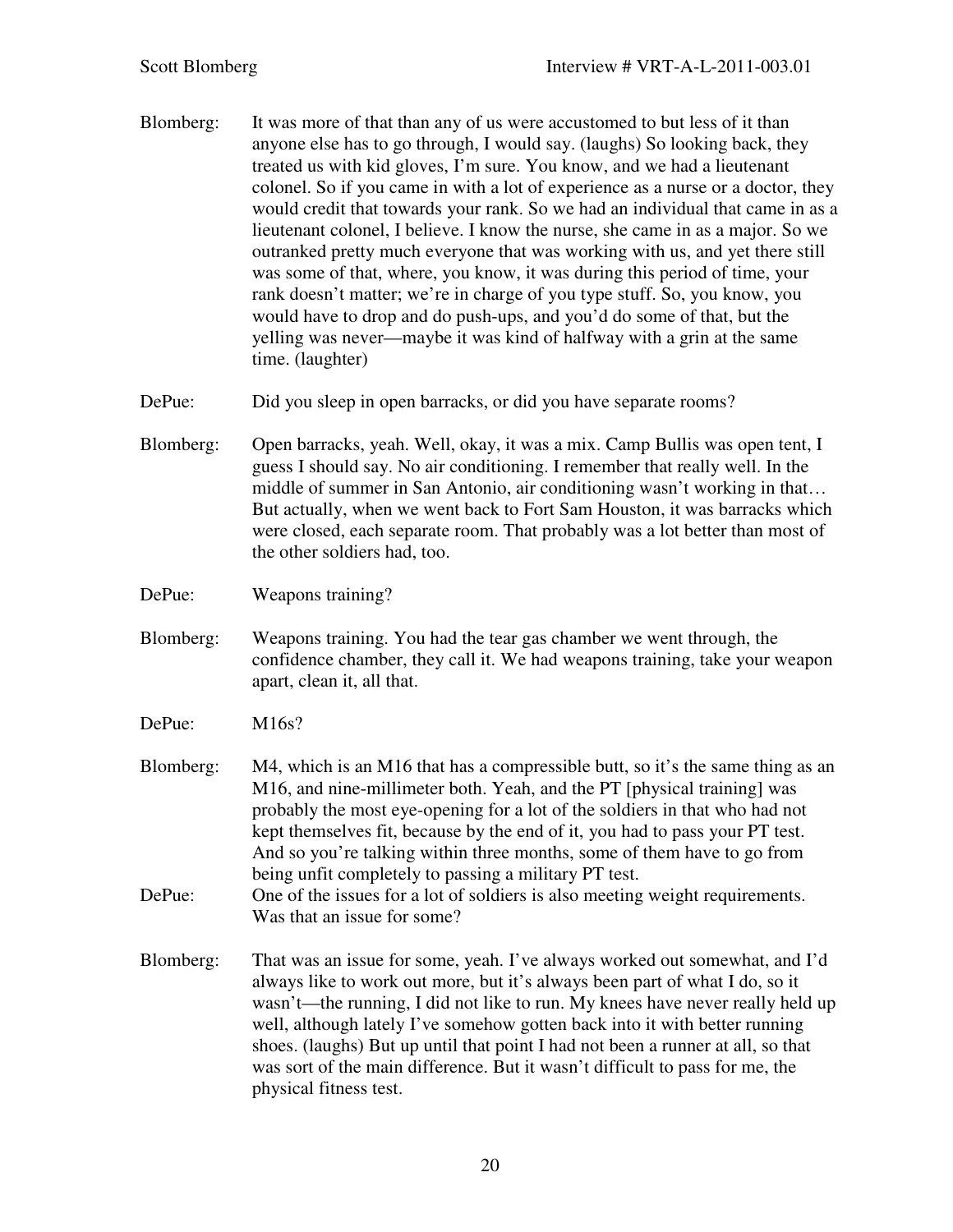Blomberg: It was more of that than any of us were accustomed to but less of it than anyone else has to go through, I would say. (laughs) So looking back, they treated us with kid gloves, I'm sure. You know, and we had a lieutenant colonel. So if you came in with a lot of experience as a nurse or a doctor, they would credit that towards your rank. So we had an individual that came in as a lieutenant colonel, I believe. I know the nurse, she came in as a major. So we outranked pretty much everyone that was working with us, and yet there still was some of that, where, you know, it was during this period of time, your rank doesn't matter; we're in charge of you type stuff. So, you know, you would have to drop and do push-ups, and you'd do some of that, but the yelling was never—maybe it was kind of halfway with a grin at the same time. (laughter)

DePue: Did you sleep in open barracks, or did you have separate rooms?

Blomberg: Open barracks, yeah. Well, okay, it was a mix. Camp Bullis was open tent, I guess I should say. No air conditioning. I remember that really well. In the middle of summer in San Antonio, air conditioning wasn't working in that… But actually, when we went back to Fort Sam Houston, it was barracks which were closed, each separate room. That probably was a lot better than most of the other soldiers had, too.

DePue: Weapons training?

Blomberg: Weapons training. You had the tear gas chamber we went through, the confidence chamber, they call it. We had weapons training, take your weapon apart, clean it, all that.

DePue: M16s?

Blomberg: M4, which is an M16 that has a compressible butt, so it's the same thing as an M16, and nine-millimeter both. Yeah, and the PT [physical training] was probably the most eye-opening for a lot of the soldiers in that who had not kept themselves fit, because by the end of it, you had to pass your PT test. And so you're talking within three months, some of them have to go from being unfit completely to passing a military PT test.

DePue: One of the issues for a lot of soldiers is also meeting weight requirements. Was that an issue for some?

Blomberg: That was an issue for some, yeah. I've always worked out somewhat, and I'd always like to work out more, but it's always been part of what I do, so it wasn't—the running, I did not like to run. My knees have never really held up well, although lately I've somehow gotten back into it with better running shoes. (laughs) But up until that point I had not been a runner at all, so that was sort of the main difference. But it wasn't difficult to pass for me, the physical fitness test.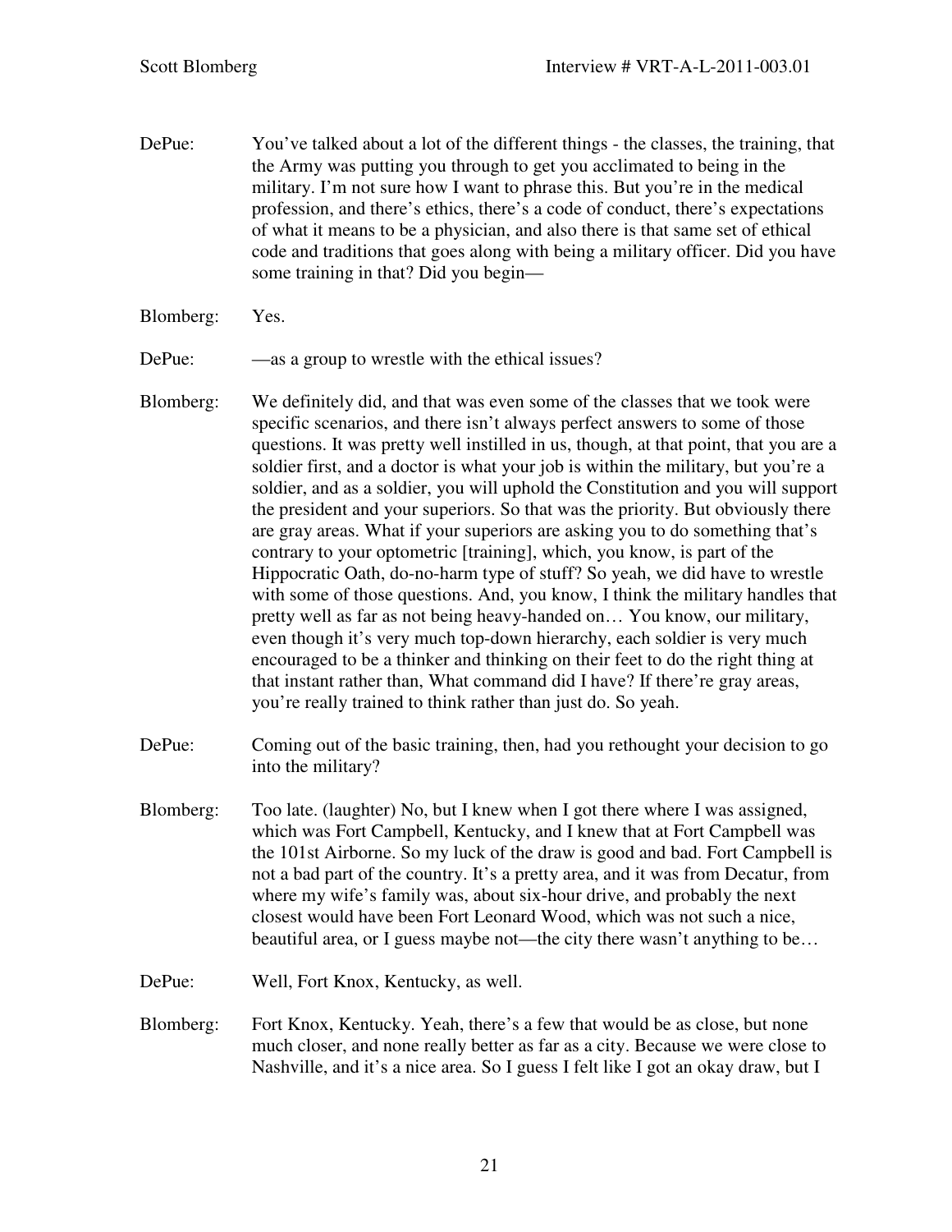DePue: You've talked about a lot of the different things - the classes, the training, that the Army was putting you through to get you acclimated to being in the military. I'm not sure how I want to phrase this. But you're in the medical profession, and there's ethics, there's a code of conduct, there's expectations of what it means to be a physician, and also there is that same set of ethical code and traditions that goes along with being a military officer. Did you have some training in that? Did you begin—

Blomberg: Yes.

DePue: —as a group to wrestle with the ethical issues?

Blomberg: We definitely did, and that was even some of the classes that we took were specific scenarios, and there isn't always perfect answers to some of those questions. It was pretty well instilled in us, though, at that point, that you are a soldier first, and a doctor is what your job is within the military, but you're a soldier, and as a soldier, you will uphold the Constitution and you will support the president and your superiors. So that was the priority. But obviously there are gray areas. What if your superiors are asking you to do something that's contrary to your optometric [training], which, you know, is part of the Hippocratic Oath, do-no-harm type of stuff? So yeah, we did have to wrestle with some of those questions. And, you know, I think the military handles that pretty well as far as not being heavy-handed on… You know, our military, even though it's very much top-down hierarchy, each soldier is very much encouraged to be a thinker and thinking on their feet to do the right thing at that instant rather than, What command did I have? If there're gray areas, you're really trained to think rather than just do. So yeah.

DePue: Coming out of the basic training, then, had you rethought your decision to go into the military?

Blomberg: Too late. (laughter) No, but I knew when I got there where I was assigned, which was Fort Campbell, Kentucky, and I knew that at Fort Campbell was the 101st Airborne. So my luck of the draw is good and bad. Fort Campbell is not a bad part of the country. It's a pretty area, and it was from Decatur, from where my wife's family was, about six-hour drive, and probably the next closest would have been Fort Leonard Wood, which was not such a nice, beautiful area, or I guess maybe not—the city there wasn't anything to be…

DePue: Well, Fort Knox, Kentucky, as well.

Blomberg: Fort Knox, Kentucky. Yeah, there's a few that would be as close, but none much closer, and none really better as far as a city. Because we were close to Nashville, and it's a nice area. So I guess I felt like I got an okay draw, but I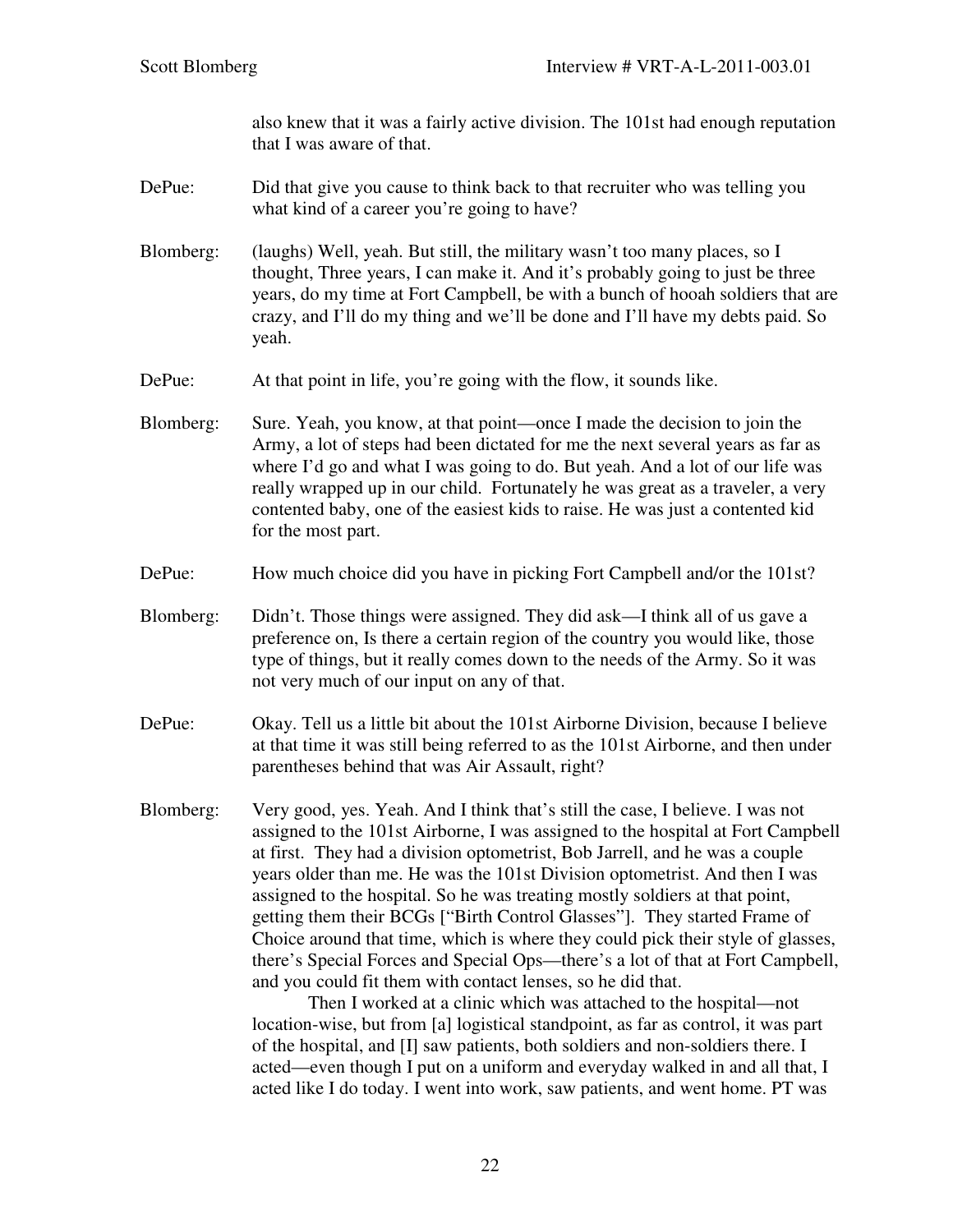also knew that it was a fairly active division. The 101st had enough reputation that I was aware of that.

DePue: Did that give you cause to think back to that recruiter who was telling you what kind of a career you're going to have?

Blomberg: (laughs) Well, yeah. But still, the military wasn't too many places, so I thought, Three years, I can make it. And it's probably going to just be three years, do my time at Fort Campbell, be with a bunch of hooah soldiers that are crazy, and I'll do my thing and we'll be done and I'll have my debts paid. So yeah.

DePue: At that point in life, you're going with the flow, it sounds like.

Blomberg: Sure. Yeah, you know, at that point—once I made the decision to join the Army, a lot of steps had been dictated for me the next several years as far as where I'd go and what I was going to do. But yeah. And a lot of our life was really wrapped up in our child. Fortunately he was great as a traveler, a very contented baby, one of the easiest kids to raise. He was just a contented kid for the most part.

DePue: How much choice did you have in picking Fort Campbell and/or the 101st?

Blomberg: Didn't. Those things were assigned. They did ask—I think all of us gave a preference on, Is there a certain region of the country you would like, those type of things, but it really comes down to the needs of the Army. So it was not very much of our input on any of that.

DePue: Okay. Tell us a little bit about the 101st Airborne Division, because I believe at that time it was still being referred to as the 101st Airborne, and then under parentheses behind that was Air Assault, right?

Blomberg: Very good, yes. Yeah. And I think that's still the case, I believe. I was not assigned to the 101st Airborne, I was assigned to the hospital at Fort Campbell at first. They had a division optometrist, Bob Jarrell, and he was a couple years older than me. He was the 101st Division optometrist. And then I was assigned to the hospital. So he was treating mostly soldiers at that point, getting them their BCGs ["Birth Control Glasses"]. They started Frame of Choice around that time, which is where they could pick their style of glasses, there's Special Forces and Special Ops—there's a lot of that at Fort Campbell, and you could fit them with contact lenses, so he did that.

Then I worked at a clinic which was attached to the hospital—not location-wise, but from [a] logistical standpoint, as far as control, it was part of the hospital, and [I] saw patients, both soldiers and non-soldiers there. I acted—even though I put on a uniform and everyday walked in and all that, I acted like I do today. I went into work, saw patients, and went home. PT was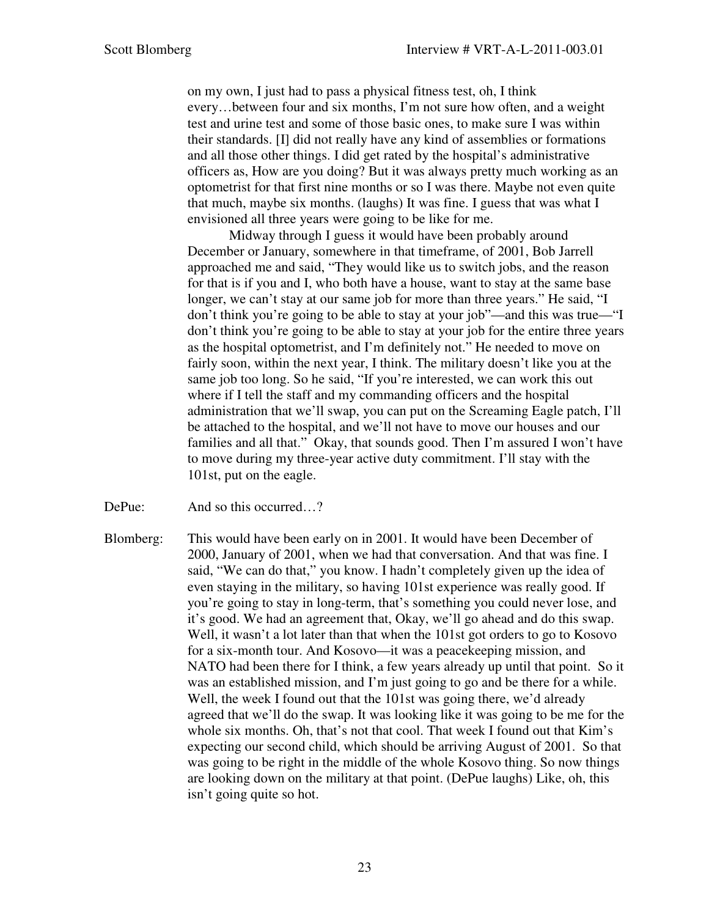on my own, I just had to pass a physical fitness test, oh, I think every…between four and six months, I'm not sure how often, and a weight test and urine test and some of those basic ones, to make sure I was within their standards. [I] did not really have any kind of assemblies or formations and all those other things. I did get rated by the hospital's administrative officers as, How are you doing? But it was always pretty much working as an optometrist for that first nine months or so I was there. Maybe not even quite that much, maybe six months. (laughs) It was fine. I guess that was what I envisioned all three years were going to be like for me.

Midway through I guess it would have been probably around December or January, somewhere in that timeframe, of 2001, Bob Jarrell approached me and said, "They would like us to switch jobs, and the reason for that is if you and I, who both have a house, want to stay at the same base longer, we can't stay at our same job for more than three years." He said, "I don't think you're going to be able to stay at your job"—and this was true—"I don't think you're going to be able to stay at your job for the entire three years as the hospital optometrist, and I'm definitely not." He needed to move on fairly soon, within the next year, I think. The military doesn't like you at the same job too long. So he said, "If you're interested, we can work this out where if I tell the staff and my commanding officers and the hospital administration that we'll swap, you can put on the Screaming Eagle patch, I'll be attached to the hospital, and we'll not have to move our houses and our families and all that." Okay, that sounds good. Then I'm assured I won't have to move during my three-year active duty commitment. I'll stay with the 101st, put on the eagle.

DePue: And so this occurred…?

Blomberg: This would have been early on in 2001. It would have been December of 2000, January of 2001, when we had that conversation. And that was fine. I said, "We can do that," you know. I hadn't completely given up the idea of even staying in the military, so having 101st experience was really good. If you're going to stay in long-term, that's something you could never lose, and it's good. We had an agreement that, Okay, we'll go ahead and do this swap. Well, it wasn't a lot later than that when the 101st got orders to go to Kosovo for a six-month tour. And Kosovo—it was a peacekeeping mission, and NATO had been there for I think, a few years already up until that point. So it was an established mission, and I'm just going to go and be there for a while. Well, the week I found out that the 101st was going there, we'd already agreed that we'll do the swap. It was looking like it was going to be me for the whole six months. Oh, that's not that cool. That week I found out that Kim's expecting our second child, which should be arriving August of 2001. So that was going to be right in the middle of the whole Kosovo thing. So now things are looking down on the military at that point. (DePue laughs) Like, oh, this isn't going quite so hot.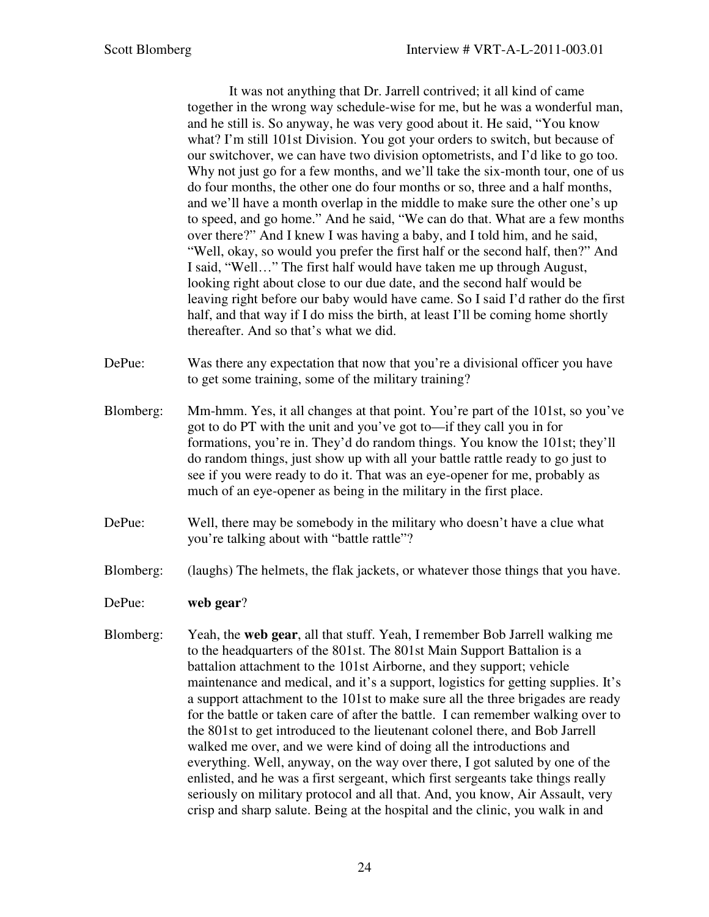It was not anything that Dr. Jarrell contrived; it all kind of came together in the wrong way schedule-wise for me, but he was a wonderful man, and he still is. So anyway, he was very good about it. He said, "You know what? I'm still 101st Division. You got your orders to switch, but because of our switchover, we can have two division optometrists, and I'd like to go too. Why not just go for a few months, and we'll take the six-month tour, one of us do four months, the other one do four months or so, three and a half months, and we'll have a month overlap in the middle to make sure the other one's up to speed, and go home." And he said, "We can do that. What are a few months over there?" And I knew I was having a baby, and I told him, and he said, "Well, okay, so would you prefer the first half or the second half, then?" And I said, "Well…" The first half would have taken me up through August, looking right about close to our due date, and the second half would be leaving right before our baby would have came. So I said I'd rather do the first half, and that way if I do miss the birth, at least I'll be coming home shortly thereafter. And so that's what we did.

DePue: Was there any expectation that now that you're a divisional officer you have to get some training, some of the military training?

Blomberg: Mm-hmm. Yes, it all changes at that point. You're part of the 101st, so you've got to do PT with the unit and you've got to—if they call you in for formations, you're in. They'd do random things. You know the 101st; they'll do random things, just show up with all your battle rattle ready to go just to see if you were ready to do it. That was an eye-opener for me, probably as much of an eye-opener as being in the military in the first place.

DePue: Well, there may be somebody in the military who doesn't have a clue what you're talking about with "battle rattle"?

Blomberg: (laughs) The helmets, the flak jackets, or whatever those things that you have.

DePue: **web gear**?

Blomberg: Yeah, the **web gear**, all that stuff. Yeah, I remember Bob Jarrell walking me to the headquarters of the 801st. The 801st Main Support Battalion is a battalion attachment to the 101st Airborne, and they support; vehicle maintenance and medical, and it's a support, logistics for getting supplies. It's a support attachment to the 101st to make sure all the three brigades are ready for the battle or taken care of after the battle. I can remember walking over to the 801st to get introduced to the lieutenant colonel there, and Bob Jarrell walked me over, and we were kind of doing all the introductions and everything. Well, anyway, on the way over there, I got saluted by one of the enlisted, and he was a first sergeant, which first sergeants take things really seriously on military protocol and all that. And, you know, Air Assault, very crisp and sharp salute. Being at the hospital and the clinic, you walk in and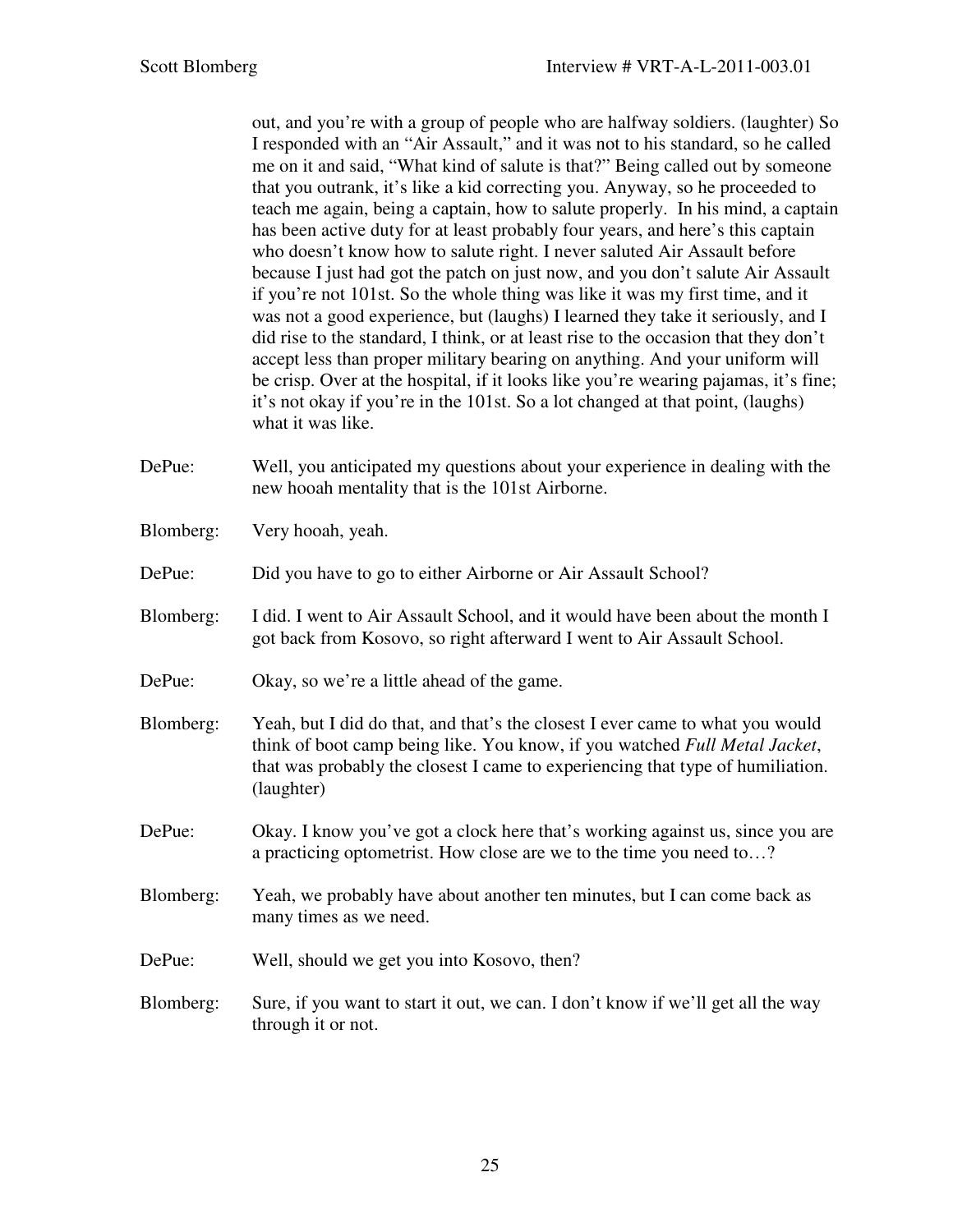out, and you're with a group of people who are halfway soldiers. (laughter) So I responded with an "Air Assault," and it was not to his standard, so he called me on it and said, "What kind of salute is that?" Being called out by someone that you outrank, it's like a kid correcting you. Anyway, so he proceeded to teach me again, being a captain, how to salute properly. In his mind, a captain has been active duty for at least probably four years, and here's this captain who doesn't know how to salute right. I never saluted Air Assault before because I just had got the patch on just now, and you don't salute Air Assault if you're not 101st. So the whole thing was like it was my first time, and it was not a good experience, but (laughs) I learned they take it seriously, and I did rise to the standard, I think, or at least rise to the occasion that they don't accept less than proper military bearing on anything. And your uniform will be crisp. Over at the hospital, if it looks like you're wearing pajamas, it's fine; it's not okay if you're in the 101st. So a lot changed at that point, (laughs) what it was like.

DePue: Well, you anticipated my questions about your experience in dealing with the new hooah mentality that is the 101st Airborne.

Blomberg: Very hooah, yeah.

DePue: Did you have to go to either Airborne or Air Assault School?

Blomberg: I did. I went to Air Assault School, and it would have been about the month I got back from Kosovo, so right afterward I went to Air Assault School.

DePue: Okay, so we're a little ahead of the game.

Blomberg: Yeah, but I did do that, and that's the closest I ever came to what you would think of boot camp being like. You know, if you watched *Full Metal Jacket*, that was probably the closest I came to experiencing that type of humiliation. (laughter)

DePue: Okay. I know you've got a clock here that's working against us, since you are a practicing optometrist. How close are we to the time you need to…?

Blomberg: Yeah, we probably have about another ten minutes, but I can come back as many times as we need.

DePue: Well, should we get you into Kosovo, then?

Blomberg: Sure, if you want to start it out, we can. I don't know if we'll get all the way through it or not.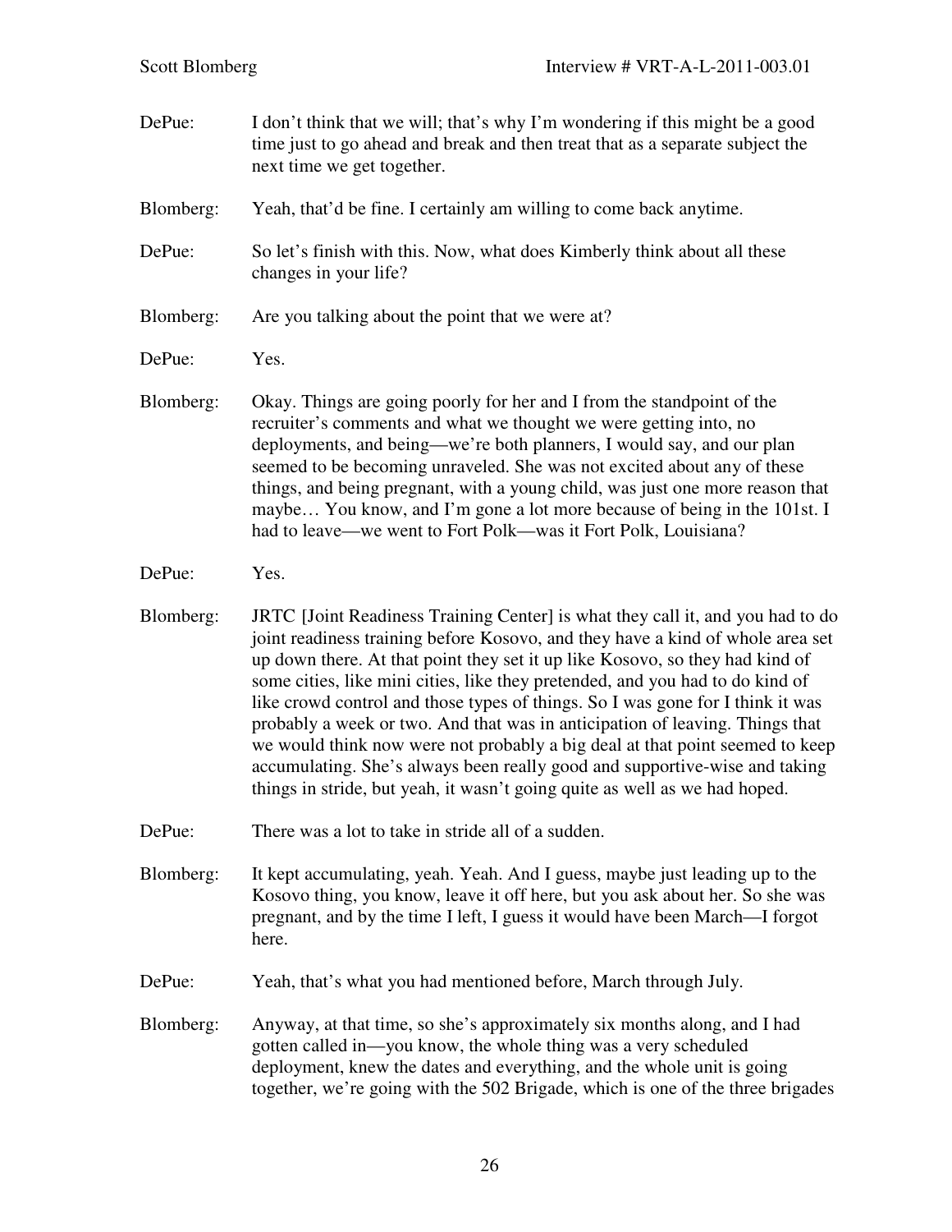DePue: I don't think that we will; that's why I'm wondering if this might be a good time just to go ahead and break and then treat that as a separate subject the next time we get together.

Blomberg: Yeah, that'd be fine. I certainly am willing to come back anytime.

DePue: So let's finish with this. Now, what does Kimberly think about all these changes in your life?

Blomberg: Are you talking about the point that we were at?

DePue: Yes.

Blomberg: Okay. Things are going poorly for her and I from the standpoint of the recruiter's comments and what we thought we were getting into, no deployments, and being—we're both planners, I would say, and our plan seemed to be becoming unraveled. She was not excited about any of these things, and being pregnant, with a young child, was just one more reason that maybe… You know, and I'm gone a lot more because of being in the 101st. I had to leave—we went to Fort Polk—was it Fort Polk, Louisiana?

DePue: Yes.

Blomberg: JRTC [Joint Readiness Training Center] is what they call it, and you had to do joint readiness training before Kosovo, and they have a kind of whole area set up down there. At that point they set it up like Kosovo, so they had kind of some cities, like mini cities, like they pretended, and you had to do kind of like crowd control and those types of things. So I was gone for I think it was probably a week or two. And that was in anticipation of leaving. Things that we would think now were not probably a big deal at that point seemed to keep accumulating. She's always been really good and supportive-wise and taking things in stride, but yeah, it wasn't going quite as well as we had hoped.

DePue: There was a lot to take in stride all of a sudden.

Blomberg: It kept accumulating, yeah. Yeah. And I guess, maybe just leading up to the Kosovo thing, you know, leave it off here, but you ask about her. So she was pregnant, and by the time I left, I guess it would have been March—I forgot here.

DePue: Yeah, that's what you had mentioned before, March through July.

Blomberg: Anyway, at that time, so she's approximately six months along, and I had gotten called in—you know, the whole thing was a very scheduled deployment, knew the dates and everything, and the whole unit is going together, we're going with the 502 Brigade, which is one of the three brigades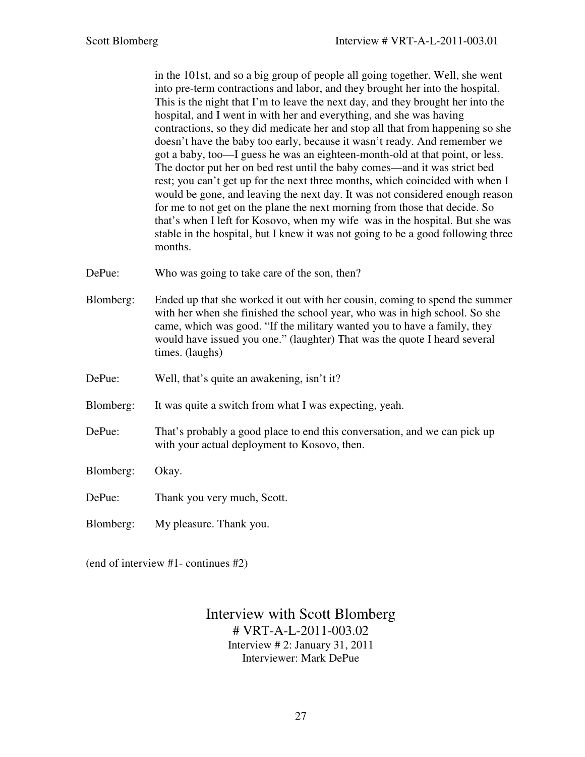in the 101st, and so a big group of people all going together. Well, she went into pre-term contractions and labor, and they brought her into the hospital. This is the night that I'm to leave the next day, and they brought her into the hospital, and I went in with her and everything, and she was having contractions, so they did medicate her and stop all that from happening so she doesn't have the baby too early, because it wasn't ready. And remember we got a baby, too—I guess he was an eighteen-month-old at that point, or less. The doctor put her on bed rest until the baby comes—and it was strict bed rest; you can't get up for the next three months, which coincided with when I would be gone, and leaving the next day. It was not considered enough reason for me to not get on the plane the next morning from those that decide. So that's when I left for Kosovo, when my wife was in the hospital. But she was stable in the hospital, but I knew it was not going to be a good following three months.

DePue: Who was going to take care of the son, then?

Blomberg: Ended up that she worked it out with her cousin, coming to spend the summer with her when she finished the school year, who was in high school. So she came, which was good. "If the military wanted you to have a family, they would have issued you one." (laughter) That was the quote I heard several times. (laughs)

DePue: Well, that's quite an awakening, isn't it?

Blomberg: It was quite a switch from what I was expecting, yeah.

DePue: That's probably a good place to end this conversation, and we can pick up with your actual deployment to Kosovo, then.

Blomberg: Okay.

DePue: Thank you very much, Scott.

Blomberg: My pleasure. Thank you.

(end of interview #1- continues #2)

# Interview with Scott Blomberg

# VRT-A-L-2011-003.02
Interview # 2: January 31, 2011
Interviewer: Mark DePue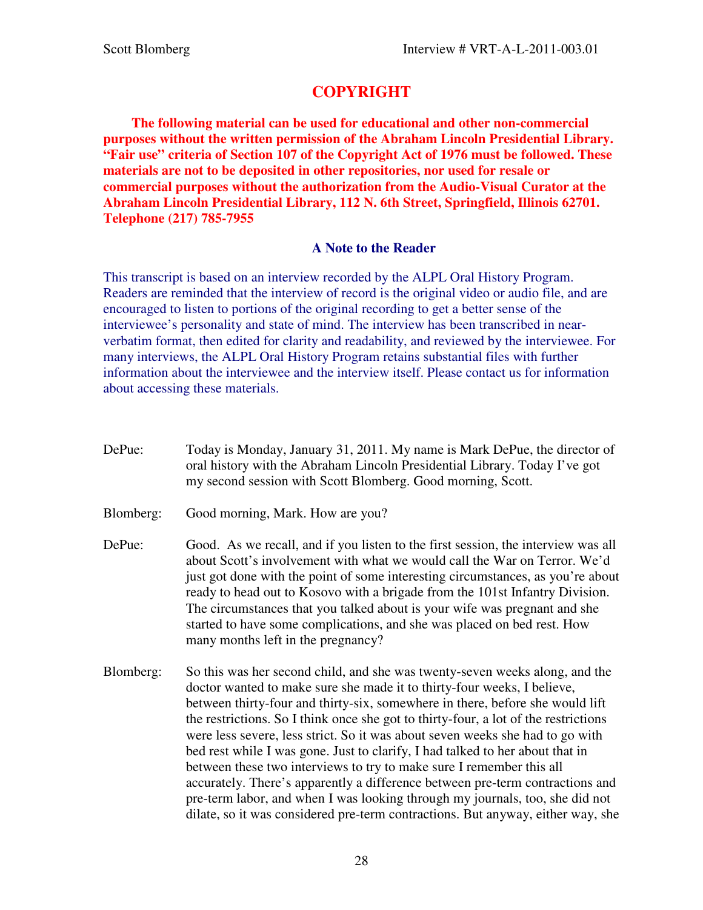## COPYRIGHT

**The following material can be used for educational and other non-commercial purposes without the written permission of the Abraham Lincoln Presidential Library. "Fair use" criteria of Section 107 of the Copyright Act of 1976 must be followed. These materials are not to be deposited in other repositories, nor used for resale or commercial purposes without the authorization from the Audio-Visual Curator at the Abraham Lincoln Presidential Library, 112 N. 6th Street, Springfield, Illinois 62701. Telephone (217) 785-7955**

### A Note to the Reader

This transcript is based on an interview recorded by the ALPL Oral History Program. Readers are reminded that the interview of record is the original video or audio file, and are encouraged to listen to portions of the original recording to get a better sense of the interviewee's personality and state of mind. The interview has been transcribed in near-verbatim format, then edited for clarity and readability, and reviewed by the interviewee. For many interviews, the ALPL Oral History Program retains substantial files with further information about the interviewee and the interview itself. Please contact us for information about accessing these materials.

DePue: Today is Monday, January 31, 2011. My name is Mark DePue, the director of oral history with the Abraham Lincoln Presidential Library. Today I've got my second session with Scott Blomberg. Good morning, Scott.

Blomberg: Good morning, Mark. How are you?

DePue: Good. As we recall, and if you listen to the first session, the interview was all about Scott's involvement with what we would call the War on Terror. We'd just got done with the point of some interesting circumstances, as you're about ready to head out to Kosovo with a brigade from the 101st Infantry Division. The circumstances that you talked about is your wife was pregnant and she started to have some complications, and she was placed on bed rest. How many months left in the pregnancy?

Blomberg: So this was her second child, and she was twenty-seven weeks along, and the doctor wanted to make sure she made it to thirty-four weeks, I believe, between thirty-four and thirty-six, somewhere in there, before she would lift the restrictions. So I think once she got to thirty-four, a lot of the restrictions were less severe, less strict. So it was about seven weeks she had to go with bed rest while I was gone. Just to clarify, I had talked to her about that in between these two interviews to try to make sure I remember this all accurately. There's apparently a difference between pre-term contractions and pre-term labor, and when I was looking through my journals, too, she did not dilate, so it was considered pre-term contractions. But anyway, either way, she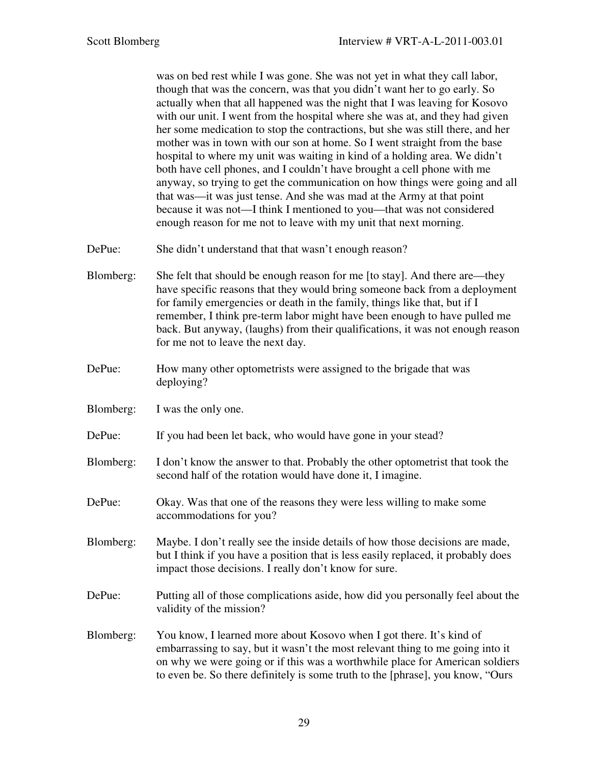was on bed rest while I was gone. She was not yet in what they call labor, though that was the concern, was that you didn't want her to go early. So actually when that all happened was the night that I was leaving for Kosovo with our unit. I went from the hospital where she was at, and they had given her some medication to stop the contractions, but she was still there, and her mother was in town with our son at home. So I went straight from the base hospital to where my unit was waiting in kind of a holding area. We didn't both have cell phones, and I couldn't have brought a cell phone with me anyway, so trying to get the communication on how things were going and all that was—it was just tense. And she was mad at the Army at that point because it was not—I think I mentioned to you—that was not considered enough reason for me not to leave with my unit that next morning.

DePue: She didn't understand that that wasn't enough reason?

Blomberg: She felt that should be enough reason for me [to stay]. And there are—they have specific reasons that they would bring someone back from a deployment for family emergencies or death in the family, things like that, but if I remember, I think pre-term labor might have been enough to have pulled me back. But anyway, (laughs) from their qualifications, it was not enough reason for me not to leave the next day.

DePue: How many other optometrists were assigned to the brigade that was deploying?

Blomberg: I was the only one.

DePue: If you had been let back, who would have gone in your stead?

Blomberg: I don't know the answer to that. Probably the other optometrist that took the second half of the rotation would have done it, I imagine.

DePue: Okay. Was that one of the reasons they were less willing to make some accommodations for you?

Blomberg: Maybe. I don't really see the inside details of how those decisions are made, but I think if you have a position that is less easily replaced, it probably does impact those decisions. I really don't know for sure.

DePue: Putting all of those complications aside, how did you personally feel about the validity of the mission?

Blomberg: You know, I learned more about Kosovo when I got there. It's kind of embarrassing to say, but it wasn't the most relevant thing to me going into it on why we were going or if this was a worthwhile place for American soldiers to even be. So there definitely is some truth to the [phrase], you know, "Ours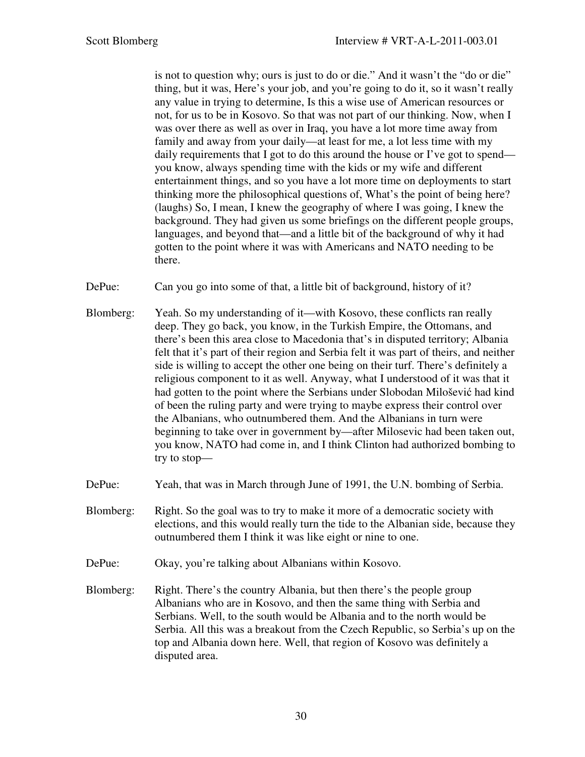is not to question why; ours is just to do or die." And it wasn't the "do or die" thing, but it was, Here's your job, and you're going to do it, so it wasn't really any value in trying to determine, Is this a wise use of American resources or not, for us to be in Kosovo. So that was not part of our thinking. Now, when I was over there as well as over in Iraq, you have a lot more time away from family and away from your daily—at least for me, a lot less time with my daily requirements that I got to do this around the house or I've got to spend—you know, always spending time with the kids or my wife and different entertainment things, and so you have a lot more time on deployments to start thinking more the philosophical questions of, What's the point of being here? (laughs) So, I mean, I knew the geography of where I was going, I knew the background. They had given us some briefings on the different people groups, languages, and beyond that—and a little bit of the background of why it had gotten to the point where it was with Americans and NATO needing to be there.

DePue: Can you go into some of that, a little bit of background, history of it?

Blomberg: Yeah. So my understanding of it—with Kosovo, these conflicts ran really deep. They go back, you know, in the Turkish Empire, the Ottomans, and there's been this area close to Macedonia that's in disputed territory; Albania felt that it's part of their region and Serbia felt it was part of theirs, and neither side is willing to accept the other one being on their turf. There's definitely a religious component to it as well. Anyway, what I understood of it was that it had gotten to the point where the Serbians under Slobodan Milošević had kind of been the ruling party and were trying to maybe express their control over the Albanians, who outnumbered them. And the Albanians in turn were beginning to take over in government by—after Milosevic had been taken out, you know, NATO had come in, and I think Clinton had authorized bombing to try to stop—

DePue: Yeah, that was in March through June of 1991, the U.N. bombing of Serbia.

Blomberg: Right. So the goal was to try to make it more of a democratic society with elections, and this would really turn the tide to the Albanian side, because they outnumbered them I think it was like eight or nine to one.

DePue: Okay, you're talking about Albanians within Kosovo.

Blomberg: Right. There's the country Albania, but then there's the people group Albanians who are in Kosovo, and then the same thing with Serbia and Serbians. Well, to the south would be Albania and to the north would be Serbia. All this was a breakout from the Czech Republic, so Serbia's up on the top and Albania down here. Well, that region of Kosovo was definitely a disputed area.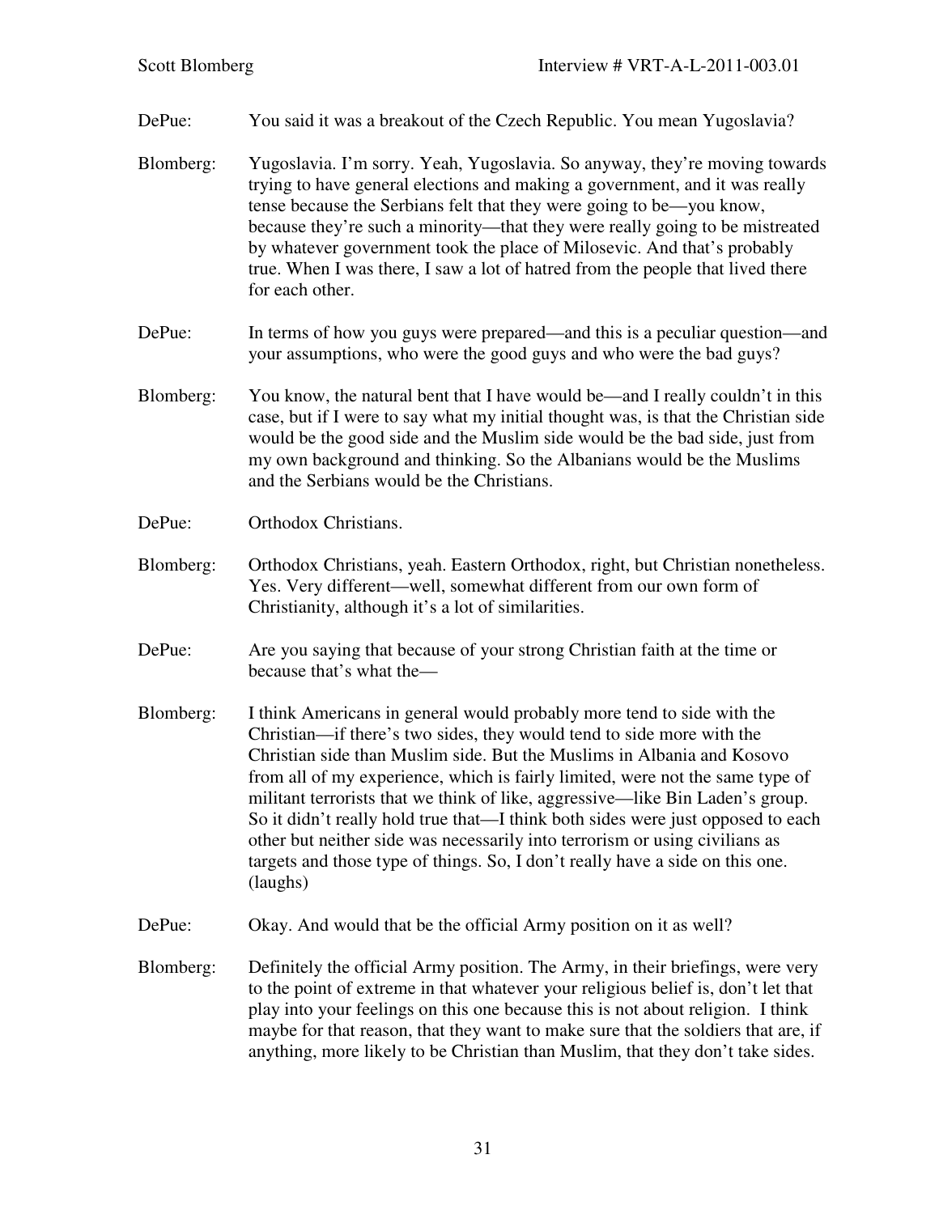DePue: You said it was a breakout of the Czech Republic. You mean Yugoslavia?

Blomberg: Yugoslavia. I'm sorry. Yeah, Yugoslavia. So anyway, they're moving towards trying to have general elections and making a government, and it was really tense because the Serbians felt that they were going to be—you know, because they're such a minority—that they were really going to be mistreated by whatever government took the place of Milosevic. And that's probably true. When I was there, I saw a lot of hatred from the people that lived there for each other.

DePue: In terms of how you guys were prepared—and this is a peculiar question—and your assumptions, who were the good guys and who were the bad guys?

Blomberg: You know, the natural bent that I have would be—and I really couldn't in this case, but if I were to say what my initial thought was, is that the Christian side would be the good side and the Muslim side would be the bad side, just from my own background and thinking. So the Albanians would be the Muslims and the Serbians would be the Christians.

DePue: Orthodox Christians.

Blomberg: Orthodox Christians, yeah. Eastern Orthodox, right, but Christian nonetheless. Yes. Very different—well, somewhat different from our own form of Christianity, although it's a lot of similarities.

DePue: Are you saying that because of your strong Christian faith at the time or because that's what the—

Blomberg: I think Americans in general would probably more tend to side with the Christian—if there's two sides, they would tend to side more with the Christian side than Muslim side. But the Muslims in Albania and Kosovo from all of my experience, which is fairly limited, were not the same type of militant terrorists that we think of like, aggressive—like Bin Laden's group. So it didn't really hold true that—I think both sides were just opposed to each other but neither side was necessarily into terrorism or using civilians as targets and those type of things. So, I don't really have a side on this one. (laughs)

DePue: Okay. And would that be the official Army position on it as well?

Blomberg: Definitely the official Army position. The Army, in their briefings, were very to the point of extreme in that whatever your religious belief is, don't let that play into your feelings on this one because this is not about religion. I think maybe for that reason, that they want to make sure that the soldiers that are, if anything, more likely to be Christian than Muslim, that they don't take sides.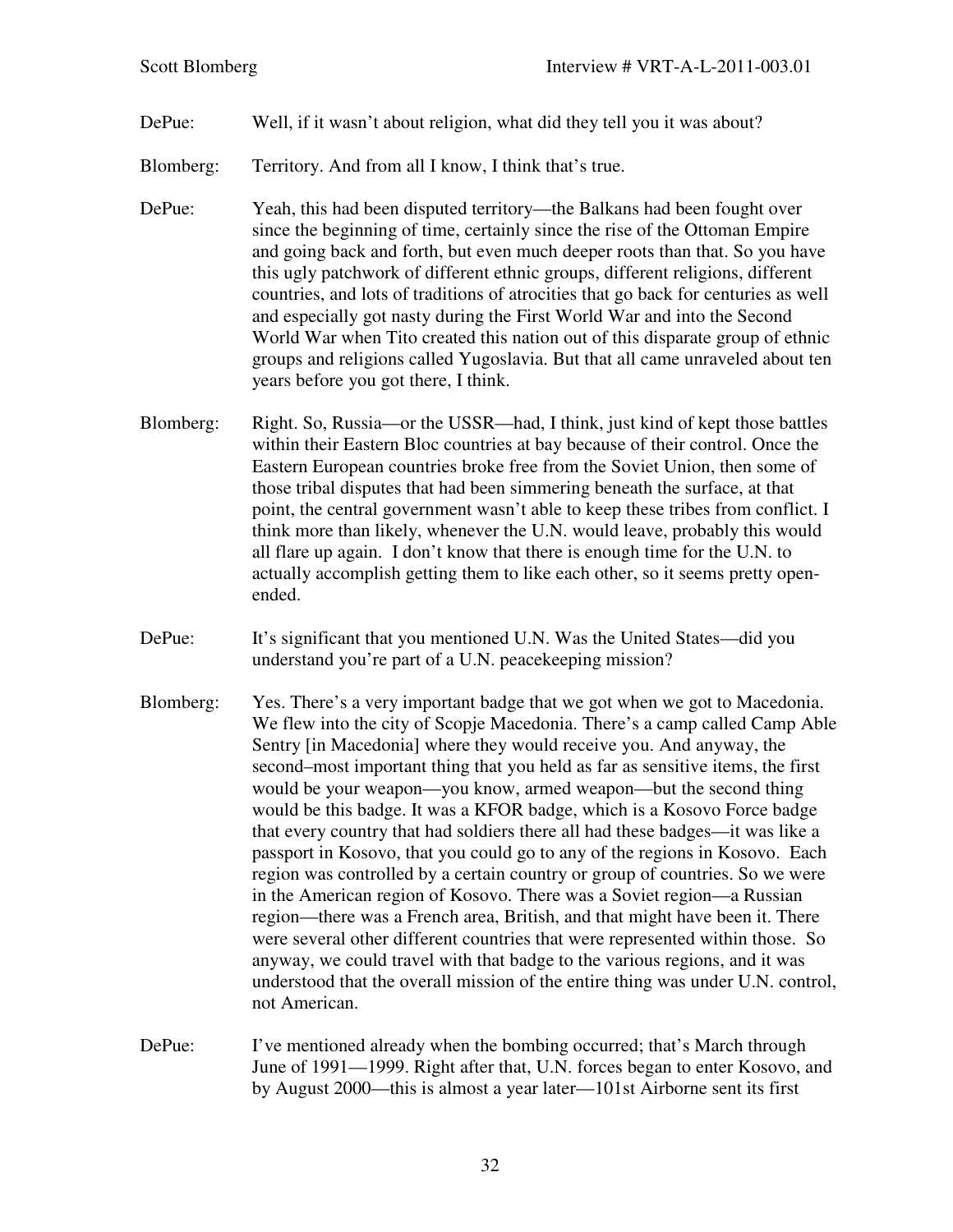DePue: Well, if it wasn't about religion, what did they tell you it was about?

Blomberg: Territory. And from all I know, I think that's true.

DePue: Yeah, this had been disputed territory—the Balkans had been fought over since the beginning of time, certainly since the rise of the Ottoman Empire and going back and forth, but even much deeper roots than that. So you have this ugly patchwork of different ethnic groups, different religions, different countries, and lots of traditions of atrocities that go back for centuries as well and especially got nasty during the First World War and into the Second World War when Tito created this nation out of this disparate group of ethnic groups and religions called Yugoslavia. But that all came unraveled about ten years before you got there, I think.

Blomberg: Right. So, Russia—or the USSR—had, I think, just kind of kept those battles within their Eastern Bloc countries at bay because of their control. Once the Eastern European countries broke free from the Soviet Union, then some of those tribal disputes that had been simmering beneath the surface, at that point, the central government wasn't able to keep these tribes from conflict. I think more than likely, whenever the U.N. would leave, probably this would all flare up again. I don't know that there is enough time for the U.N. to actually accomplish getting them to like each other, so it seems pretty open-ended.

DePue: It's significant that you mentioned U.N. Was the United States—did you understand you're part of a U.N. peacekeeping mission?

Blomberg: Yes. There's a very important badge that we got when we got to Macedonia. We flew into the city of Scopje Macedonia. There's a camp called Camp Able Sentry [in Macedonia] where they would receive you. And anyway, the second–most important thing that you held as far as sensitive items, the first would be your weapon—you know, armed weapon—but the second thing would be this badge. It was a KFOR badge, which is a Kosovo Force badge that every country that had soldiers there all had these badges—it was like a passport in Kosovo, that you could go to any of the regions in Kosovo. Each region was controlled by a certain country or group of countries. So we were in the American region of Kosovo. There was a Soviet region—a Russian region—there was a French area, British, and that might have been it. There were several other different countries that were represented within those. So anyway, we could travel with that badge to the various regions, and it was understood that the overall mission of the entire thing was under U.N. control, not American.

DePue: I've mentioned already when the bombing occurred; that's March through June of 1991—1999. Right after that, U.N. forces began to enter Kosovo, and by August 2000—this is almost a year later—101st Airborne sent its first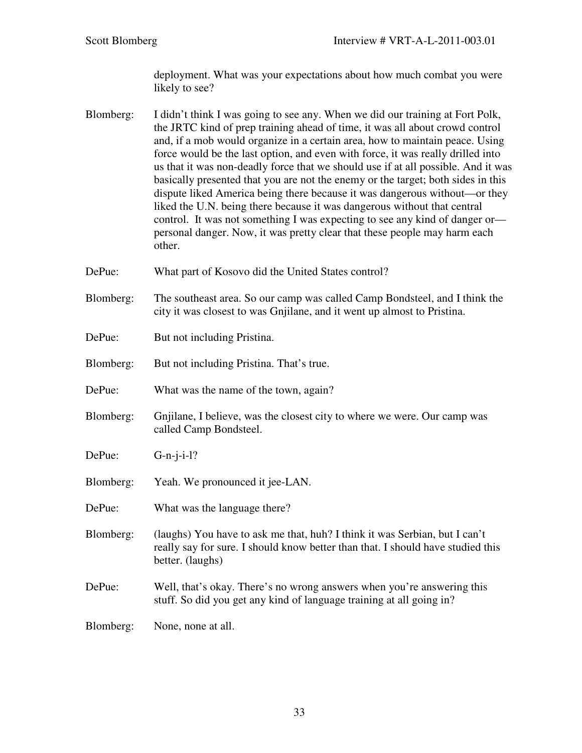deployment. What was your expectations about how much combat you were likely to see?

Blomberg: I didn't think I was going to see any. When we did our training at Fort Polk, the JRTC kind of prep training ahead of time, it was all about crowd control and, if a mob would organize in a certain area, how to maintain peace. Using force would be the last option, and even with force, it was really drilled into us that it was non-deadly force that we should use if at all possible. And it was basically presented that you are not the enemy or the target; both sides in this dispute liked America being there because it was dangerous without—or they liked the U.N. being there because it was dangerous without that central control. It was not something I was expecting to see any kind of danger or—personal danger. Now, it was pretty clear that these people may harm each other.

DePue: What part of Kosovo did the United States control?

Blomberg: The southeast area. So our camp was called Camp Bondsteel, and I think the city it was closest to was Gnjilane, and it went up almost to Pristina.

DePue: But not including Pristina.

Blomberg: But not including Pristina. That's true.

DePue: What was the name of the town, again?

Blomberg: Gnjilane, I believe, was the closest city to where we were. Our camp was called Camp Bondsteel.

DePue: G-n-j-i-l?

Blomberg: Yeah. We pronounced it jee-LAN.

DePue: What was the language there?

Blomberg: (laughs) You have to ask me that, huh? I think it was Serbian, but I can't really say for sure. I should know better than that. I should have studied this better. (laughs)

DePue: Well, that's okay. There's no wrong answers when you're answering this stuff. So did you get any kind of language training at all going in?

Blomberg: None, none at all.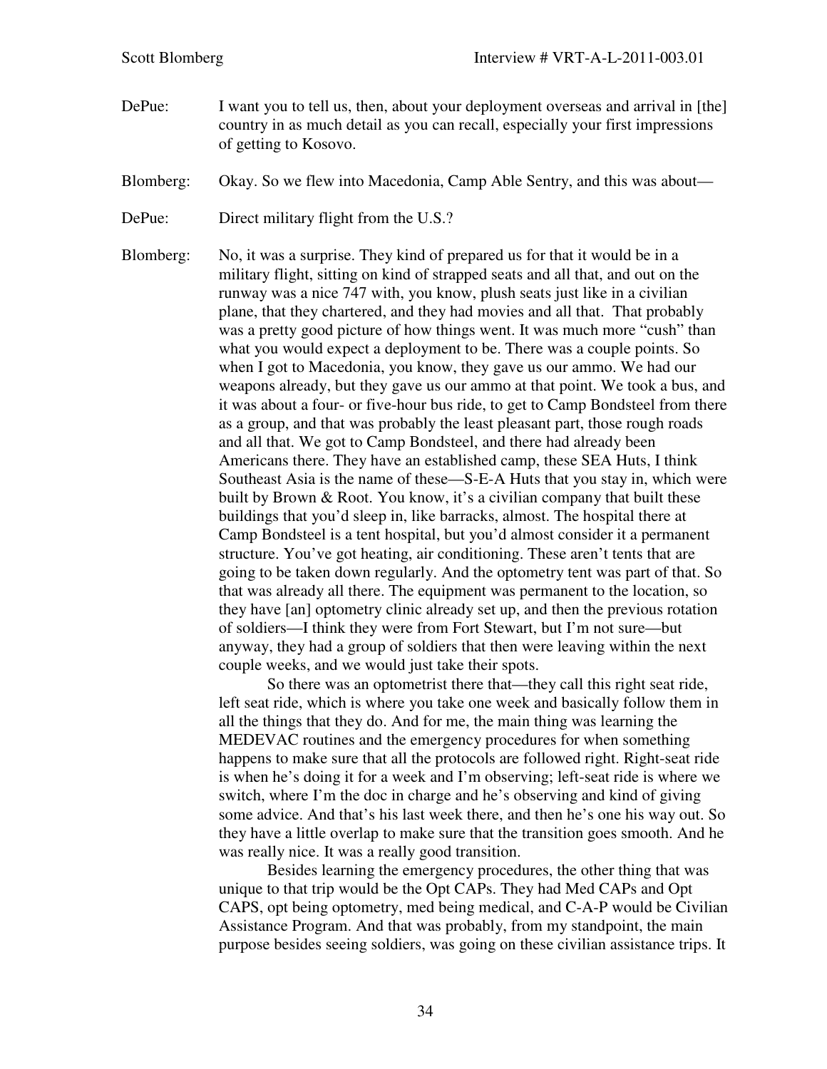DePue: I want you to tell us, then, about your deployment overseas and arrival in [the] country in as much detail as you can recall, especially your first impressions of getting to Kosovo.

Blomberg: Okay. So we flew into Macedonia, Camp Able Sentry, and this was about—

DePue: Direct military flight from the U.S.?

Blomberg: No, it was a surprise. They kind of prepared us for that it would be in a military flight, sitting on kind of strapped seats and all that, and out on the runway was a nice 747 with, you know, plush seats just like in a civilian plane, that they chartered, and they had movies and all that. That probably was a pretty good picture of how things went. It was much more "cush" than what you would expect a deployment to be. There was a couple points. So when I got to Macedonia, you know, they gave us our ammo. We had our weapons already, but they gave us our ammo at that point. We took a bus, and it was about a four- or five-hour bus ride, to get to Camp Bondsteel from there as a group, and that was probably the least pleasant part, those rough roads and all that. We got to Camp Bondsteel, and there had already been Americans there. They have an established camp, these SEA Huts, I think Southeast Asia is the name of these—S-E-A Huts that you stay in, which were built by Brown & Root. You know, it's a civilian company that built these buildings that you'd sleep in, like barracks, almost. The hospital there at Camp Bondsteel is a tent hospital, but you'd almost consider it a permanent structure. You've got heating, air conditioning. These aren't tents that are going to be taken down regularly. And the optometry tent was part of that. So that was already all there. The equipment was permanent to the location, so they have [an] optometry clinic already set up, and then the previous rotation of soldiers—I think they were from Fort Stewart, but I'm not sure—but anyway, they had a group of soldiers that then were leaving within the next couple weeks, and we would just take their spots.

So there was an optometrist there that—they call this right seat ride, left seat ride, which is where you take one week and basically follow them in all the things that they do. And for me, the main thing was learning the MEDEVAC routines and the emergency procedures for when something happens to make sure that all the protocols are followed right. Right-seat ride is when he's doing it for a week and I'm observing; left-seat ride is where we switch, where I'm the doc in charge and he's observing and kind of giving some advice. And that's his last week there, and then he's one his way out. So they have a little overlap to make sure that the transition goes smooth. And he was really nice. It was a really good transition.

Besides learning the emergency procedures, the other thing that was unique to that trip would be the Opt CAPs. They had Med CAPs and Opt CAPS, opt being optometry, med being medical, and C-A-P would be Civilian Assistance Program. And that was probably, from my standpoint, the main purpose besides seeing soldiers, was going on these civilian assistance trips. It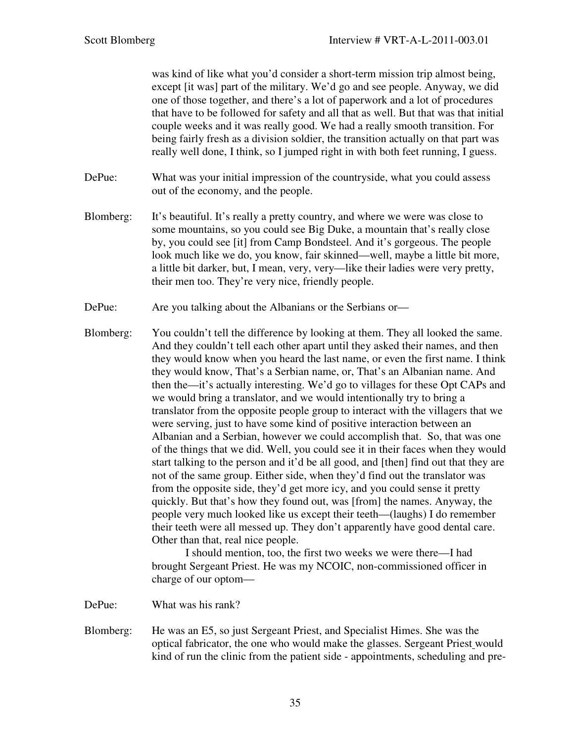was kind of like what you'd consider a short-term mission trip almost being, except [it was] part of the military. We'd go and see people. Anyway, we did one of those together, and there's a lot of paperwork and a lot of procedures that have to be followed for safety and all that as well. But that was that initial couple weeks and it was really good. We had a really smooth transition. For being fairly fresh as a division soldier, the transition actually on that part was really well done, I think, so I jumped right in with both feet running, I guess.

DePue: What was your initial impression of the countryside, what you could assess out of the economy, and the people.

Blomberg: It's beautiful. It's really a pretty country, and where we were was close to some mountains, so you could see Big Duke, a mountain that's really close by, you could see [it] from Camp Bondsteel. And it's gorgeous. The people look much like we do, you know, fair skinned—well, maybe a little bit more, a little bit darker, but, I mean, very, very—like their ladies were very pretty, their men too. They're very nice, friendly people.

DePue: Are you talking about the Albanians or the Serbians or—

Blomberg: You couldn't tell the difference by looking at them. They all looked the same. And they couldn't tell each other apart until they asked their names, and then they would know when you heard the last name, or even the first name. I think they would know, That's a Serbian name, or, That's an Albanian name. And then the—it's actually interesting. We'd go to villages for these Opt CAPs and we would bring a translator, and we would intentionally try to bring a translator from the opposite people group to interact with the villagers that we were serving, just to have some kind of positive interaction between an Albanian and a Serbian, however we could accomplish that. So, that was one of the things that we did. Well, you could see it in their faces when they would start talking to the person and it'd be all good, and [then] find out that they are not of the same group. Either side, when they'd find out the translator was from the opposite side, they'd get more icy, and you could sense it pretty quickly. But that's how they found out, was [from] the names. Anyway, the people very much looked like us except their teeth—(laughs) I do remember their teeth were all messed up. They don't apparently have good dental care. Other than that, real nice people.

I should mention, too, the first two weeks we were there—I had brought Sergeant Priest. He was my NCOIC, non-commissioned officer in charge of our optom—

DePue: What was his rank?

Blomberg: He was an E5, so just Sergeant Priest, and Specialist Himes. She was the optical fabricator, the one who would make the glasses. Sergeant Priest would kind of run the clinic from the patient side - appointments, scheduling and pre-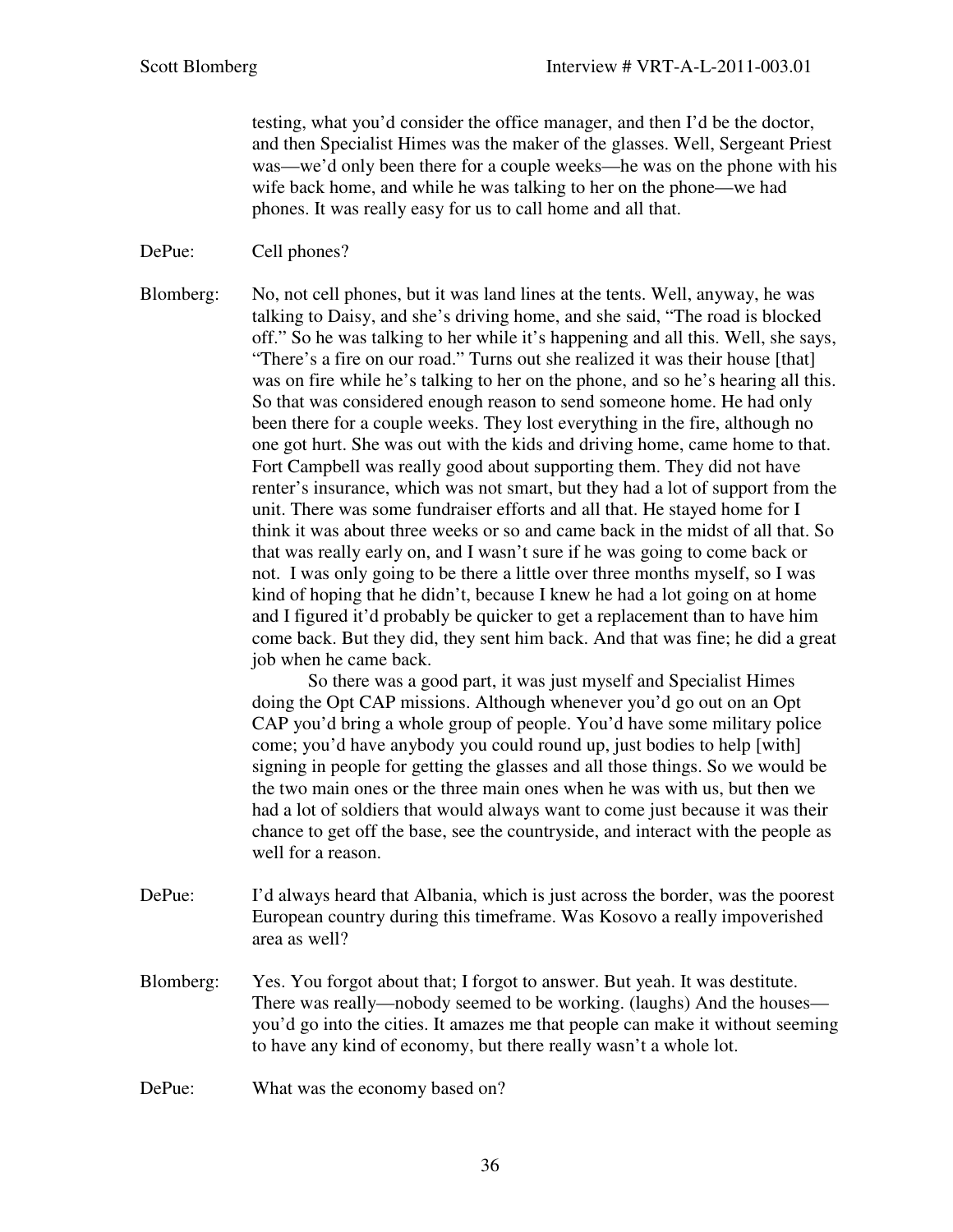testing, what you'd consider the office manager, and then I'd be the doctor, and then Specialist Himes was the maker of the glasses. Well, Sergeant Priest was—we'd only been there for a couple weeks—he was on the phone with his wife back home, and while he was talking to her on the phone—we had phones. It was really easy for us to call home and all that.

DePue: Cell phones?

Blomberg: No, not cell phones, but it was land lines at the tents. Well, anyway, he was talking to Daisy, and she's driving home, and she said, "The road is blocked off." So he was talking to her while it's happening and all this. Well, she says, "There's a fire on our road." Turns out she realized it was their house [that] was on fire while he's talking to her on the phone, and so he's hearing all this. So that was considered enough reason to send someone home. He had only been there for a couple weeks. They lost everything in the fire, although no one got hurt. She was out with the kids and driving home, came home to that. Fort Campbell was really good about supporting them. They did not have renter's insurance, which was not smart, but they had a lot of support from the unit. There was some fundraiser efforts and all that. He stayed home for I think it was about three weeks or so and came back in the midst of all that. So that was really early on, and I wasn't sure if he was going to come back or not. I was only going to be there a little over three months myself, so I was kind of hoping that he didn't, because I knew he had a lot going on at home and I figured it'd probably be quicker to get a replacement than to have him come back. But they did, they sent him back. And that was fine; he did a great job when he came back.

So there was a good part, it was just myself and Specialist Himes doing the Opt CAP missions. Although whenever you'd go out on an Opt CAP you'd bring a whole group of people. You'd have some military police come; you'd have anybody you could round up, just bodies to help [with] signing in people for getting the glasses and all those things. So we would be the two main ones or the three main ones when he was with us, but then we had a lot of soldiers that would always want to come just because it was their chance to get off the base, see the countryside, and interact with the people as well for a reason.

DePue: I'd always heard that Albania, which is just across the border, was the poorest European country during this timeframe. Was Kosovo a really impoverished area as well?

Blomberg: Yes. You forgot about that; I forgot to answer. But yeah. It was destitute. There was really—nobody seemed to be working. (laughs) And the houses—you'd go into the cities. It amazes me that people can make it without seeming to have any kind of economy, but there really wasn't a whole lot.

DePue: What was the economy based on?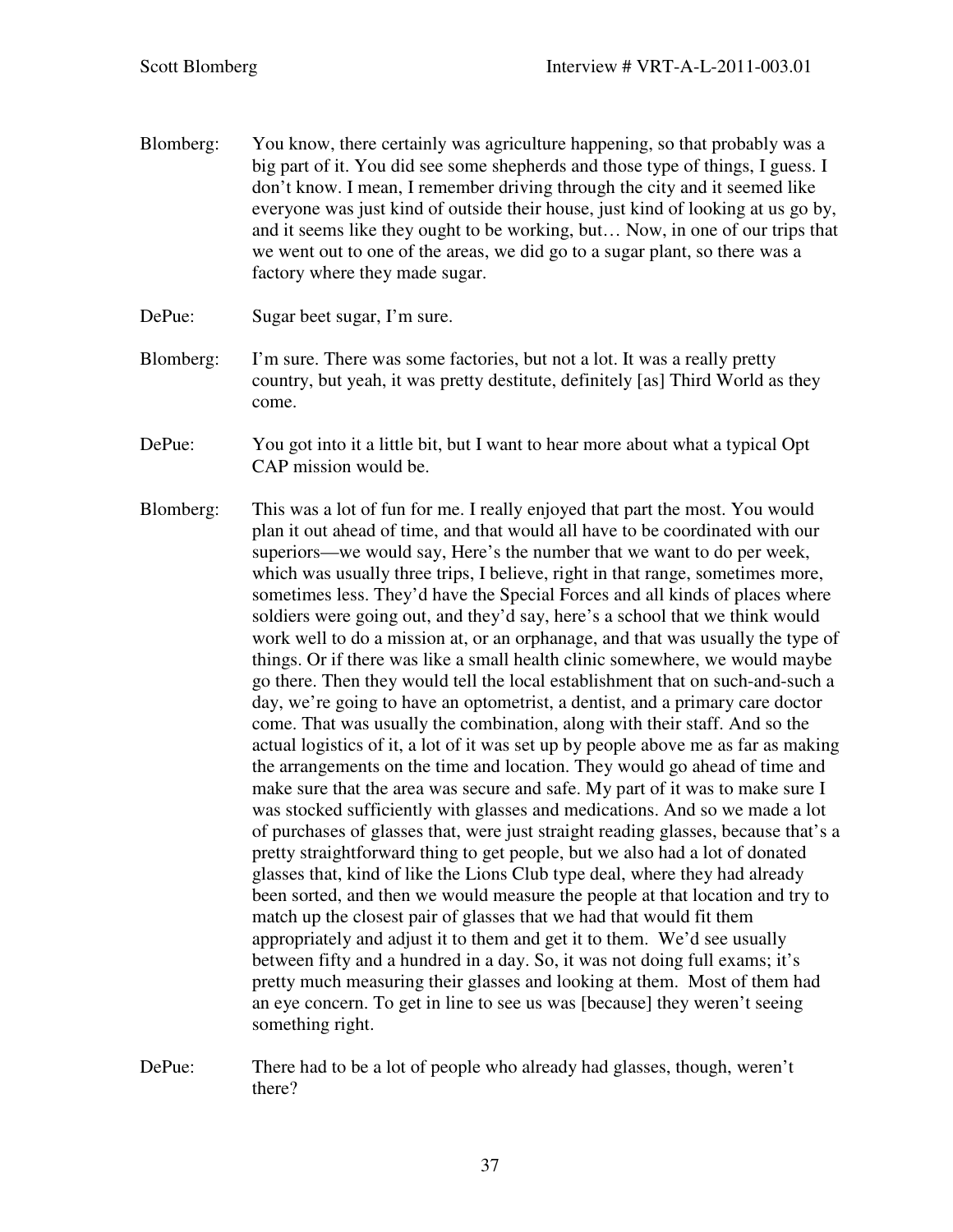Blomberg: You know, there certainly was agriculture happening, so that probably was a big part of it. You did see some shepherds and those type of things, I guess. I don't know. I mean, I remember driving through the city and it seemed like everyone was just kind of outside their house, just kind of looking at us go by, and it seems like they ought to be working, but… Now, in one of our trips that we went out to one of the areas, we did go to a sugar plant, so there was a factory where they made sugar.

DePue: Sugar beet sugar, I'm sure.

Blomberg: I'm sure. There was some factories, but not a lot. It was a really pretty country, but yeah, it was pretty destitute, definitely [as] Third World as they come.

DePue: You got into it a little bit, but I want to hear more about what a typical Opt CAP mission would be.

Blomberg: This was a lot of fun for me. I really enjoyed that part the most. You would plan it out ahead of time, and that would all have to be coordinated with our superiors—we would say, Here's the number that we want to do per week, which was usually three trips, I believe, right in that range, sometimes more, sometimes less. They'd have the Special Forces and all kinds of places where soldiers were going out, and they'd say, here's a school that we think would work well to do a mission at, or an orphanage, and that was usually the type of things. Or if there was like a small health clinic somewhere, we would maybe go there. Then they would tell the local establishment that on such-and-such a day, we're going to have an optometrist, a dentist, and a primary care doctor come. That was usually the combination, along with their staff. And so the actual logistics of it, a lot of it was set up by people above me as far as making the arrangements on the time and location. They would go ahead of time and make sure that the area was secure and safe. My part of it was to make sure I was stocked sufficiently with glasses and medications. And so we made a lot of purchases of glasses that, were just straight reading glasses, because that's a pretty straightforward thing to get people, but we also had a lot of donated glasses that, kind of like the Lions Club type deal, where they had already been sorted, and then we would measure the people at that location and try to match up the closest pair of glasses that we had that would fit them appropriately and adjust it to them and get it to them. We'd see usually between fifty and a hundred in a day. So, it was not doing full exams; it's pretty much measuring their glasses and looking at them. Most of them had an eye concern. To get in line to see us was [because] they weren't seeing something right.

DePue: There had to be a lot of people who already had glasses, though, weren't there?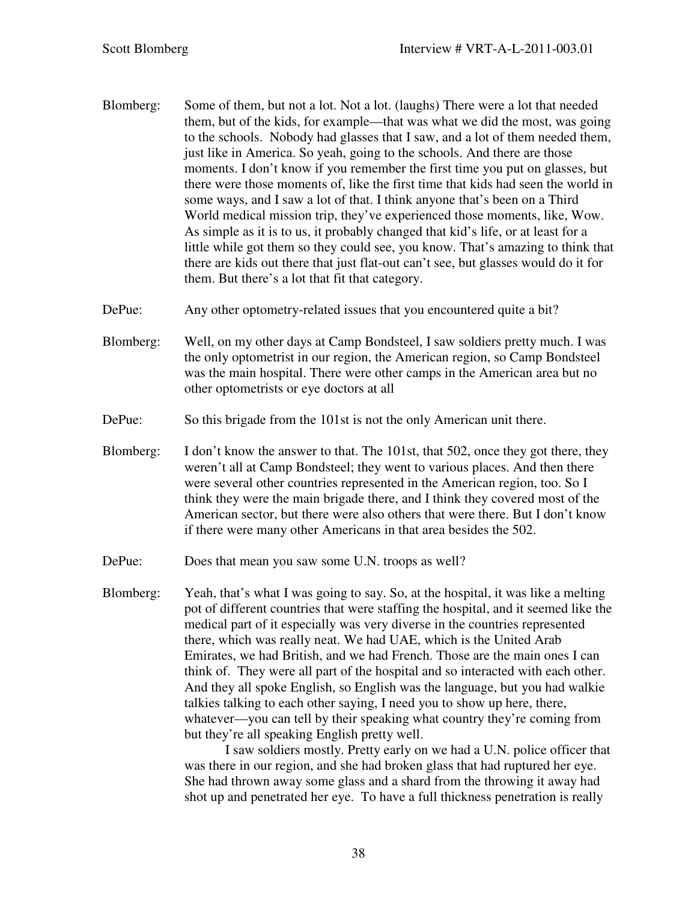Blomberg: Some of them, but not a lot. Not a lot. (laughs) There were a lot that needed them, but of the kids, for example—that was what we did the most, was going to the schools. Nobody had glasses that I saw, and a lot of them needed them, just like in America. So yeah, going to the schools. And there are those moments. I don't know if you remember the first time you put on glasses, but there were those moments of, like the first time that kids had seen the world in some ways, and I saw a lot of that. I think anyone that's been on a Third World medical mission trip, they've experienced those moments, like, Wow. As simple as it is to us, it probably changed that kid's life, or at least for a little while got them so they could see, you know. That's amazing to think that there are kids out there that just flat-out can't see, but glasses would do it for them. But there's a lot that fit that category.

DePue: Any other optometry-related issues that you encountered quite a bit?

Blomberg: Well, on my other days at Camp Bondsteel, I saw soldiers pretty much. I was the only optometrist in our region, the American region, so Camp Bondsteel was the main hospital. There were other camps in the American area but no other optometrists or eye doctors at all

DePue: So this brigade from the 101st is not the only American unit there.

Blomberg: I don't know the answer to that. The 101st, that 502, once they got there, they weren't all at Camp Bondsteel; they went to various places. And then there were several other countries represented in the American region, too. So I think they were the main brigade there, and I think they covered most of the American sector, but there were also others that were there. But I don't know if there were many other Americans in that area besides the 502.

DePue: Does that mean you saw some U.N. troops as well?

Blomberg: Yeah, that's what I was going to say. So, at the hospital, it was like a melting pot of different countries that were staffing the hospital, and it seemed like the medical part of it especially was very diverse in the countries represented there, which was really neat. We had UAE, which is the United Arab Emirates, we had British, and we had French. Those are the main ones I can think of. They were all part of the hospital and so interacted with each other. And they all spoke English, so English was the language, but you had walkie talkies talking to each other saying, I need you to show up here, there, whatever—you can tell by their speaking what country they're coming from but they're all speaking English pretty well.

I saw soldiers mostly. Pretty early on we had a U.N. police officer that was there in our region, and she had broken glass that had ruptured her eye. She had thrown away some glass and a shard from the throwing it away had shot up and penetrated her eye. To have a full thickness penetration is really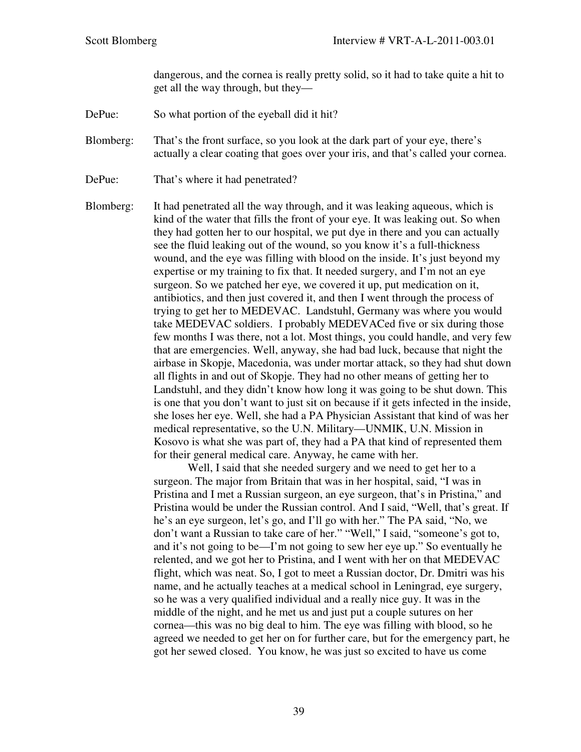dangerous, and the cornea is really pretty solid, so it had to take quite a hit to get all the way through, but they—

DePue: So what portion of the eyeball did it hit?

Blomberg: That's the front surface, so you look at the dark part of your eye, there's actually a clear coating that goes over your iris, and that's called your cornea.

DePue: That's where it had penetrated?

Blomberg: It had penetrated all the way through, and it was leaking aqueous, which is kind of the water that fills the front of your eye. It was leaking out. So when they had gotten her to our hospital, we put dye in there and you can actually see the fluid leaking out of the wound, so you know it's a full-thickness wound, and the eye was filling with blood on the inside. It's just beyond my expertise or my training to fix that. It needed surgery, and I'm not an eye surgeon. So we patched her eye, we covered it up, put medication on it, antibiotics, and then just covered it, and then I went through the process of trying to get her to MEDEVAC. Landstuhl, Germany was where you would take MEDEVAC soldiers. I probably MEDEVACed five or six during those few months I was there, not a lot. Most things, you could handle, and very few that are emergencies. Well, anyway, she had bad luck, because that night the airbase in Skopje, Macedonia, was under mortar attack, so they had shut down all flights in and out of Skopje. They had no other means of getting her to Landstuhl, and they didn't know how long it was going to be shut down. This is one that you don't want to just sit on because if it gets infected in the inside, she loses her eye. Well, she had a PA Physician Assistant that kind of was her medical representative, so the U.N. Military—UNMIK, U.N. Mission in Kosovo is what she was part of, they had a PA that kind of represented them for their general medical care. Anyway, he came with her.

Well, I said that she needed surgery and we need to get her to a surgeon. The major from Britain that was in her hospital, said, "I was in Pristina and I met a Russian surgeon, an eye surgeon, that's in Pristina," and Pristina would be under the Russian control. And I said, "Well, that's great. If he's an eye surgeon, let's go, and I'll go with her." The PA said, "No, we don't want a Russian to take care of her." "Well," I said, "someone's got to, and it's not going to be—I'm not going to sew her eye up." So eventually he relented, and we got her to Pristina, and I went with her on that MEDEVAC flight, which was neat. So, I got to meet a Russian doctor, Dr. Dmitri was his name, and he actually teaches at a medical school in Leningrad, eye surgery, so he was a very qualified individual and a really nice guy. It was in the middle of the night, and he met us and just put a couple sutures on her cornea—this was no big deal to him. The eye was filling with blood, so he agreed we needed to get her on for further care, but for the emergency part, he got her sewed closed. You know, he was just so excited to have us come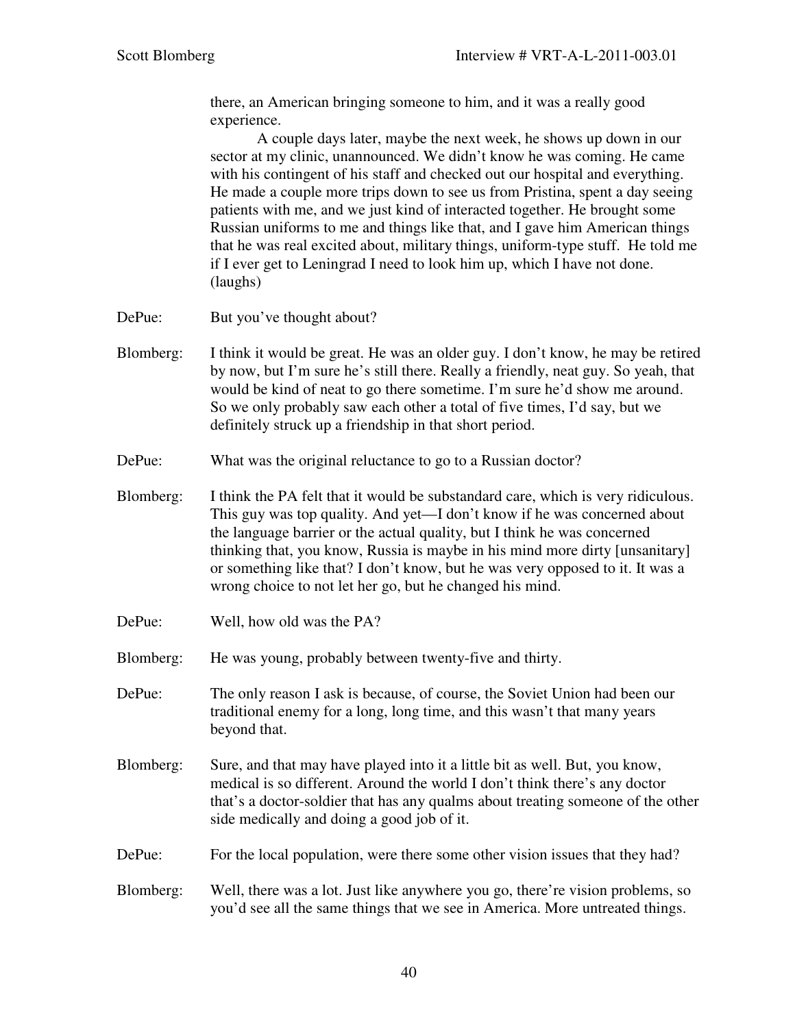there, an American bringing someone to him, and it was a really good experience.

A couple days later, maybe the next week, he shows up down in our sector at my clinic, unannounced. We didn't know he was coming. He came with his contingent of his staff and checked out our hospital and everything. He made a couple more trips down to see us from Pristina, spent a day seeing patients with me, and we just kind of interacted together. He brought some Russian uniforms to me and things like that, and I gave him American things that he was real excited about, military things, uniform-type stuff. He told me if I ever get to Leningrad I need to look him up, which I have not done. (laughs)

DePue: But you've thought about?

Blomberg: I think it would be great. He was an older guy. I don't know, he may be retired by now, but I'm sure he's still there. Really a friendly, neat guy. So yeah, that would be kind of neat to go there sometime. I'm sure he'd show me around. So we only probably saw each other a total of five times, I'd say, but we definitely struck up a friendship in that short period.

DePue: What was the original reluctance to go to a Russian doctor?

Blomberg: I think the PA felt that it would be substandard care, which is very ridiculous. This guy was top quality. And yet—I don't know if he was concerned about the language barrier or the actual quality, but I think he was concerned thinking that, you know, Russia is maybe in his mind more dirty [unsanitary] or something like that? I don't know, but he was very opposed to it. It was a wrong choice to not let her go, but he changed his mind.

DePue: Well, how old was the PA?

Blomberg: He was young, probably between twenty-five and thirty.

DePue: The only reason I ask is because, of course, the Soviet Union had been our traditional enemy for a long, long time, and this wasn't that many years beyond that.

Blomberg: Sure, and that may have played into it a little bit as well. But, you know, medical is so different. Around the world I don't think there's any doctor that's a doctor-soldier that has any qualms about treating someone of the other side medically and doing a good job of it.

DePue: For the local population, were there some other vision issues that they had?

Blomberg: Well, there was a lot. Just like anywhere you go, there're vision problems, so you'd see all the same things that we see in America. More untreated things.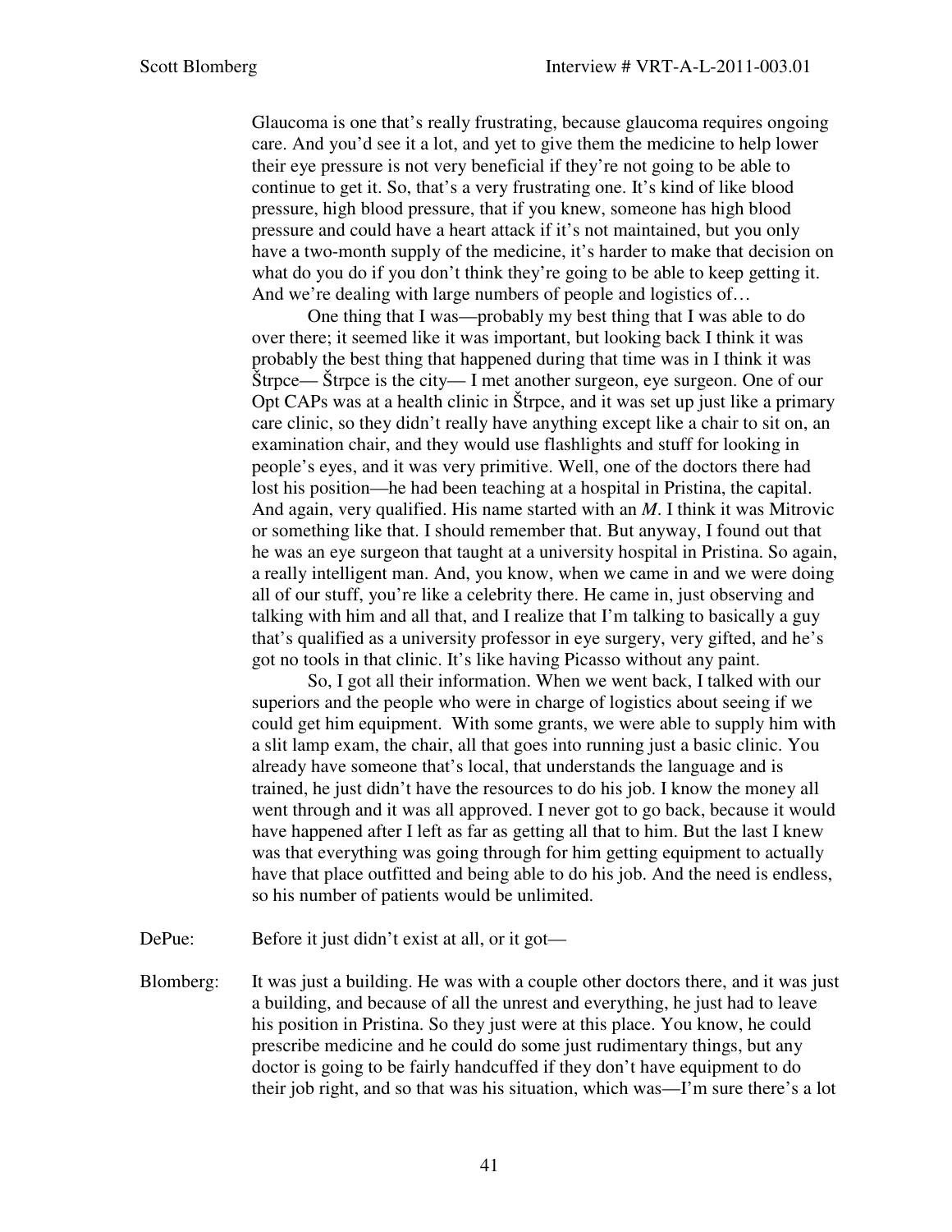Glaucoma is one that's really frustrating, because glaucoma requires ongoing care. And you'd see it a lot, and yet to give them the medicine to help lower their eye pressure is not very beneficial if they're not going to be able to continue to get it. So, that's a very frustrating one. It's kind of like blood pressure, high blood pressure, that if you knew, someone has high blood pressure and could have a heart attack if it's not maintained, but you only have a two-month supply of the medicine, it's harder to make that decision on what do you do if you don't think they're going to be able to keep getting it. And we're dealing with large numbers of people and logistics of…

One thing that I was—probably my best thing that I was able to do over there; it seemed like it was important, but looking back I think it was probably the best thing that happened during that time was in I think it was Štrpce— Štrpce is the city— I met another surgeon, eye surgeon. One of our Opt CAPs was at a health clinic in Štrpce, and it was set up just like a primary care clinic, so they didn't really have anything except like a chair to sit on, an examination chair, and they would use flashlights and stuff for looking in people's eyes, and it was very primitive. Well, one of the doctors there had lost his position—he had been teaching at a hospital in Pristina, the capital. And again, very qualified. His name started with an *M*. I think it was Mitrovic or something like that. I should remember that. But anyway, I found out that he was an eye surgeon that taught at a university hospital in Pristina. So again, a really intelligent man. And, you know, when we came in and we were doing all of our stuff, you're like a celebrity there. He came in, just observing and talking with him and all that, and I realize that I'm talking to basically a guy that's qualified as a university professor in eye surgery, very gifted, and he's got no tools in that clinic. It's like having Picasso without any paint.

So, I got all their information. When we went back, I talked with our superiors and the people who were in charge of logistics about seeing if we could get him equipment. With some grants, we were able to supply him with a slit lamp exam, the chair, all that goes into running just a basic clinic. You already have someone that's local, that understands the language and is trained, he just didn't have the resources to do his job. I know the money all went through and it was all approved. I never got to go back, because it would have happened after I left as far as getting all that to him. But the last I knew was that everything was going through for him getting equipment to actually have that place outfitted and being able to do his job. And the need is endless, so his number of patients would be unlimited.

DePue: Before it just didn't exist at all, or it got—

Blomberg: It was just a building. He was with a couple other doctors there, and it was just a building, and because of all the unrest and everything, he just had to leave his position in Pristina. So they just were at this place. You know, he could prescribe medicine and he could do some just rudimentary things, but any doctor is going to be fairly handcuffed if they don't have equipment to do their job right, and so that was his situation, which was—I'm sure there's a lot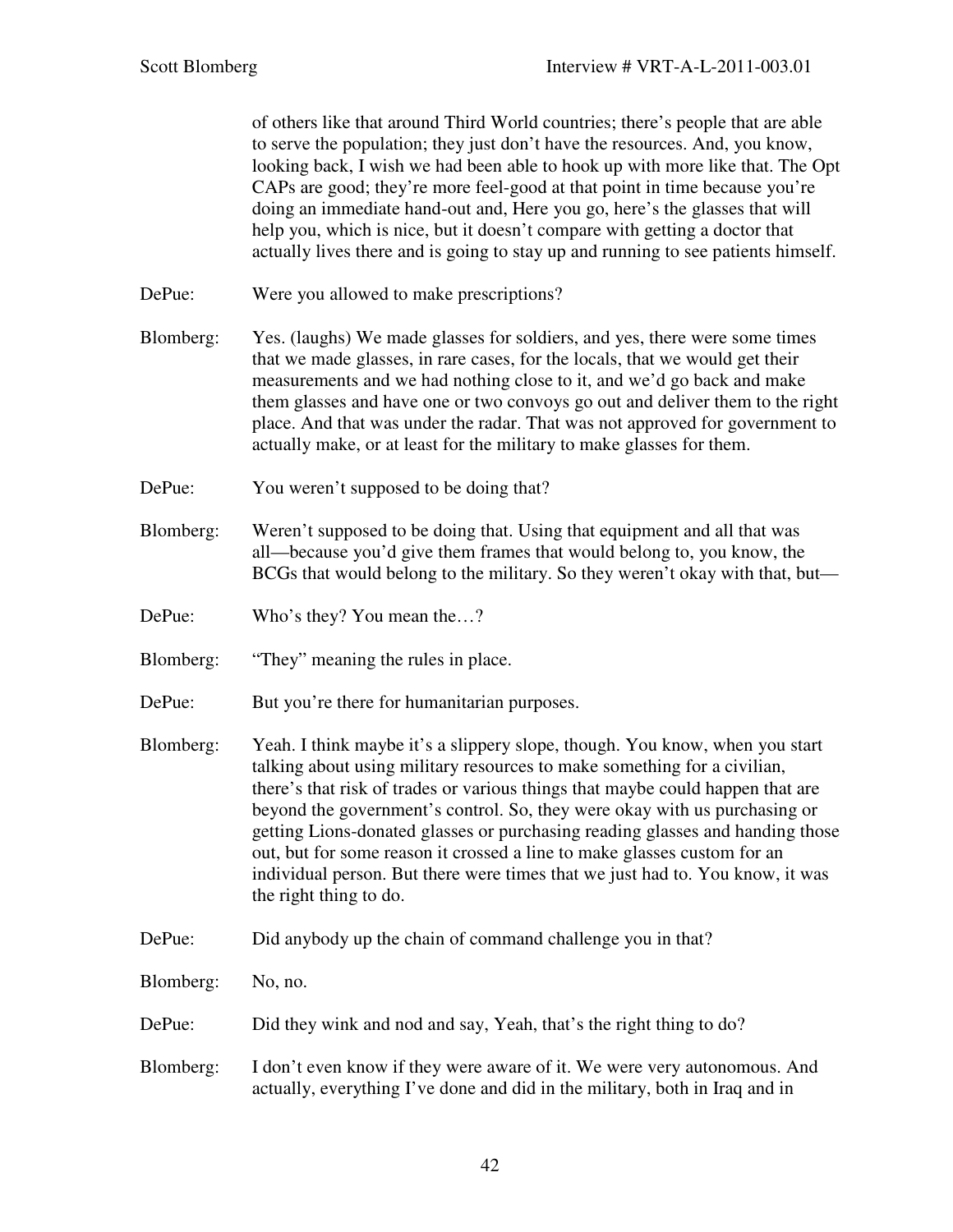of others like that around Third World countries; there's people that are able to serve the population; they just don't have the resources. And, you know, looking back, I wish we had been able to hook up with more like that. The Opt CAPs are good; they're more feel-good at that point in time because you're doing an immediate hand-out and, Here you go, here's the glasses that will help you, which is nice, but it doesn't compare with getting a doctor that actually lives there and is going to stay up and running to see patients himself.

DePue: Were you allowed to make prescriptions?

Blomberg: Yes. (laughs) We made glasses for soldiers, and yes, there were some times that we made glasses, in rare cases, for the locals, that we would get their measurements and we had nothing close to it, and we'd go back and make them glasses and have one or two convoys go out and deliver them to the right place. And that was under the radar. That was not approved for government to actually make, or at least for the military to make glasses for them.

DePue: You weren't supposed to be doing that?

Blomberg: Weren't supposed to be doing that. Using that equipment and all that was all—because you'd give them frames that would belong to, you know, the BCGs that would belong to the military. So they weren't okay with that, but—

DePue: Who's they? You mean the…?

Blomberg: "They" meaning the rules in place.

DePue: But you're there for humanitarian purposes.

Blomberg: Yeah. I think maybe it's a slippery slope, though. You know, when you start talking about using military resources to make something for a civilian, there's that risk of trades or various things that maybe could happen that are beyond the government's control. So, they were okay with us purchasing or getting Lions-donated glasses or purchasing reading glasses and handing those out, but for some reason it crossed a line to make glasses custom for an individual person. But there were times that we just had to. You know, it was the right thing to do.

DePue: Did anybody up the chain of command challenge you in that?

Blomberg: No, no.

DePue: Did they wink and nod and say, Yeah, that's the right thing to do?

Blomberg: I don't even know if they were aware of it. We were very autonomous. And actually, everything I've done and did in the military, both in Iraq and in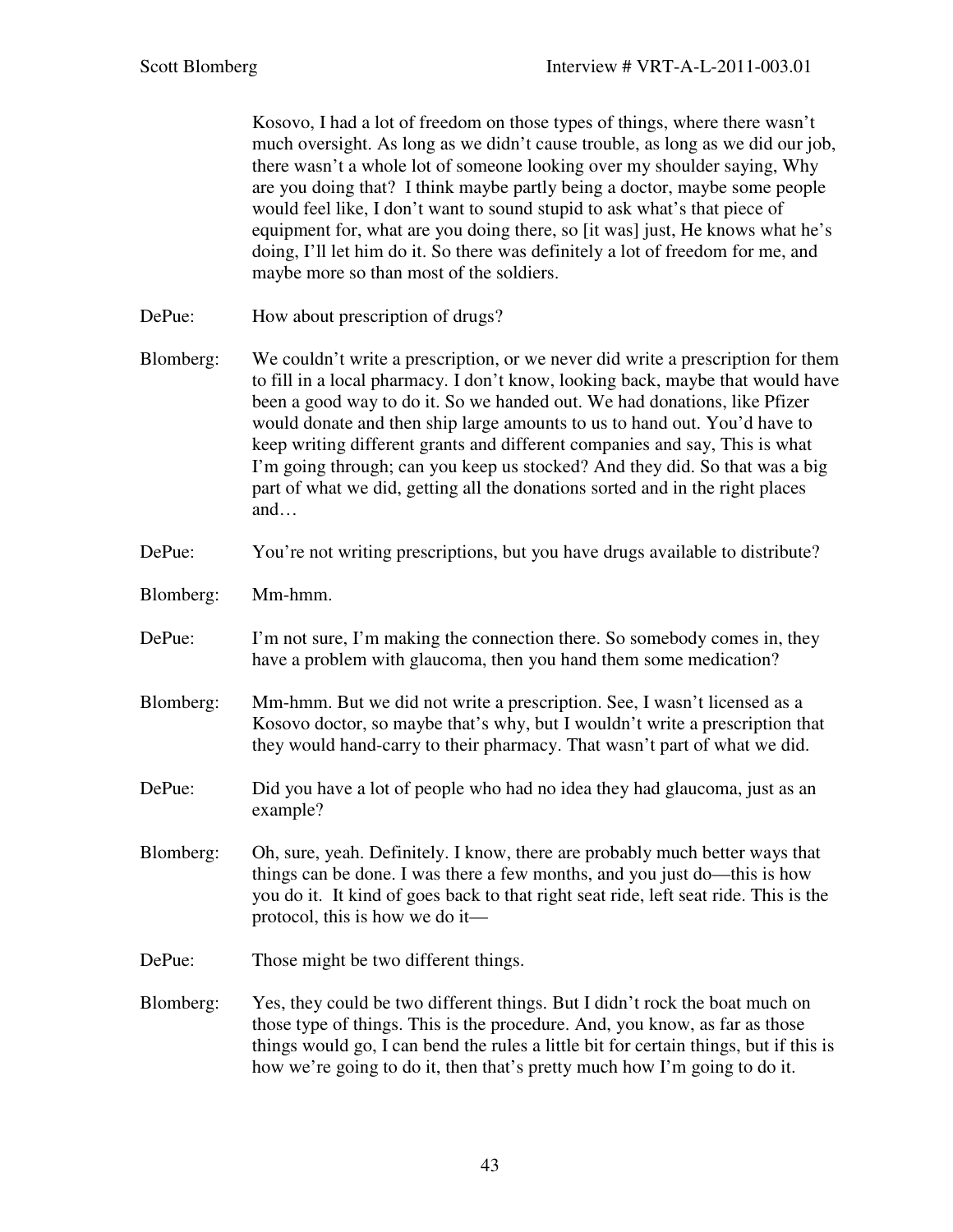Kosovo, I had a lot of freedom on those types of things, where there wasn't much oversight. As long as we didn't cause trouble, as long as we did our job, there wasn't a whole lot of someone looking over my shoulder saying, Why are you doing that? I think maybe partly being a doctor, maybe some people would feel like, I don't want to sound stupid to ask what's that piece of equipment for, what are you doing there, so [it was] just, He knows what he's doing, I'll let him do it. So there was definitely a lot of freedom for me, and maybe more so than most of the soldiers.

DePue: How about prescription of drugs?

Blomberg: We couldn't write a prescription, or we never did write a prescription for them to fill in a local pharmacy. I don't know, looking back, maybe that would have been a good way to do it. So we handed out. We had donations, like Pfizer would donate and then ship large amounts to us to hand out. You'd have to keep writing different grants and different companies and say, This is what I'm going through; can you keep us stocked? And they did. So that was a big part of what we did, getting all the donations sorted and in the right places and…

DePue: You're not writing prescriptions, but you have drugs available to distribute?

Blomberg: Mm-hmm.

DePue: I'm not sure, I'm making the connection there. So somebody comes in, they have a problem with glaucoma, then you hand them some medication?

Blomberg: Mm-hmm. But we did not write a prescription. See, I wasn't licensed as a Kosovo doctor, so maybe that's why, but I wouldn't write a prescription that they would hand-carry to their pharmacy. That wasn't part of what we did.

DePue: Did you have a lot of people who had no idea they had glaucoma, just as an example?

Blomberg: Oh, sure, yeah. Definitely. I know, there are probably much better ways that things can be done. I was there a few months, and you just do—this is how you do it. It kind of goes back to that right seat ride, left seat ride. This is the protocol, this is how we do it—

DePue: Those might be two different things.

Blomberg: Yes, they could be two different things. But I didn't rock the boat much on those type of things. This is the procedure. And, you know, as far as those things would go, I can bend the rules a little bit for certain things, but if this is how we're going to do it, then that's pretty much how I'm going to do it.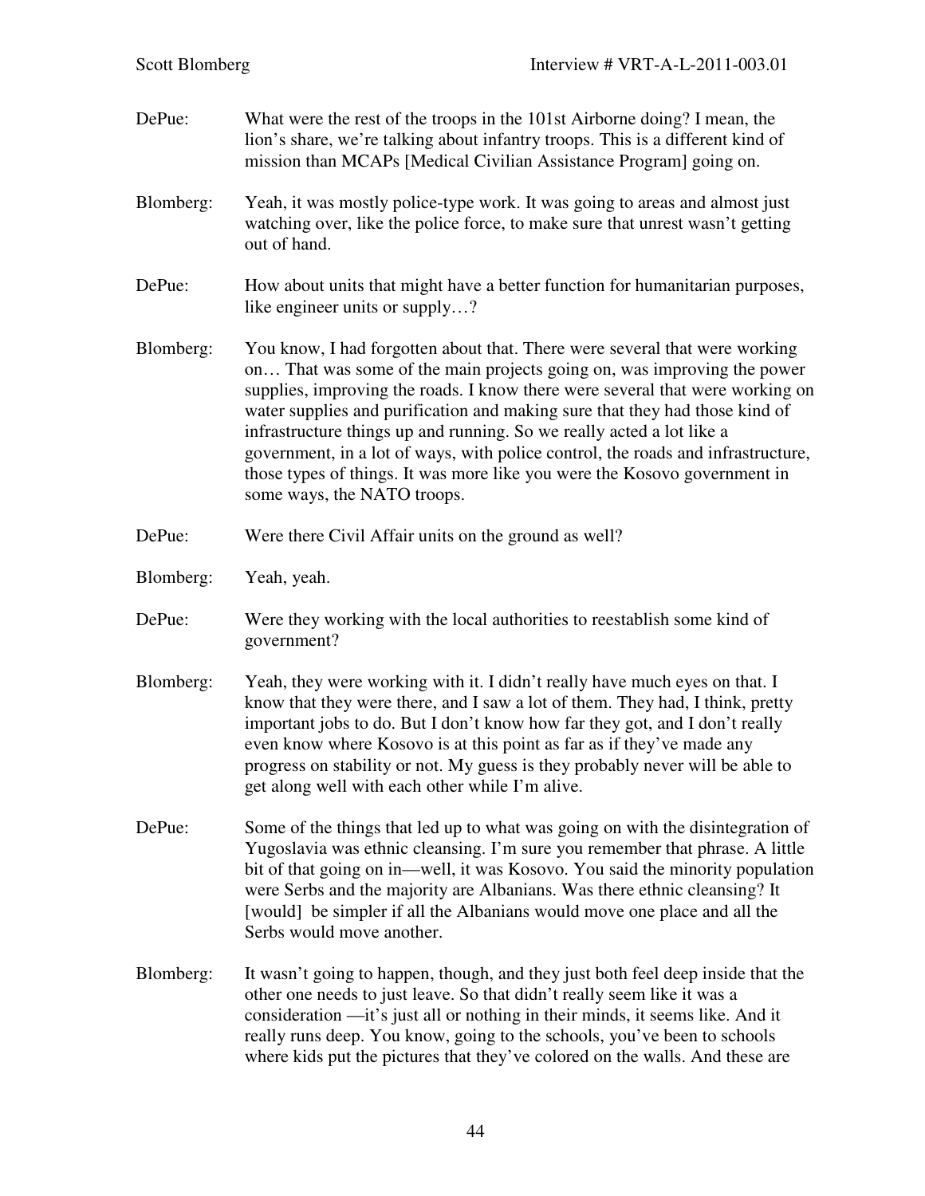DePue: What were the rest of the troops in the 101st Airborne doing? I mean, the lion's share, we're talking about infantry troops. This is a different kind of mission than MCAPs [Medical Civilian Assistance Program] going on.

Blomberg: Yeah, it was mostly police-type work. It was going to areas and almost just watching over, like the police force, to make sure that unrest wasn't getting out of hand.

DePue: How about units that might have a better function for humanitarian purposes, like engineer units or supply…?

Blomberg: You know, I had forgotten about that. There were several that were working on… That was some of the main projects going on, was improving the power supplies, improving the roads. I know there were several that were working on water supplies and purification and making sure that they had those kind of infrastructure things up and running. So we really acted a lot like a government, in a lot of ways, with police control, the roads and infrastructure, those types of things. It was more like you were the Kosovo government in some ways, the NATO troops.

DePue: Were there Civil Affair units on the ground as well?

Blomberg: Yeah, yeah.

DePue: Were they working with the local authorities to reestablish some kind of government?

Blomberg: Yeah, they were working with it. I didn't really have much eyes on that. I know that they were there, and I saw a lot of them. They had, I think, pretty important jobs to do. But I don't know how far they got, and I don't really even know where Kosovo is at this point as far as if they've made any progress on stability or not. My guess is they probably never will be able to get along well with each other while I'm alive.

DePue: Some of the things that led up to what was going on with the disintegration of Yugoslavia was ethnic cleansing. I'm sure you remember that phrase. A little bit of that going on in—well, it was Kosovo. You said the minority population were Serbs and the majority are Albanians. Was there ethnic cleansing? It [would] be simpler if all the Albanians would move one place and all the Serbs would move another.

Blomberg: It wasn't going to happen, though, and they just both feel deep inside that the other one needs to just leave. So that didn't really seem like it was a consideration —it's just all or nothing in their minds, it seems like. And it really runs deep. You know, going to the schools, you've been to schools where kids put the pictures that they've colored on the walls. And these are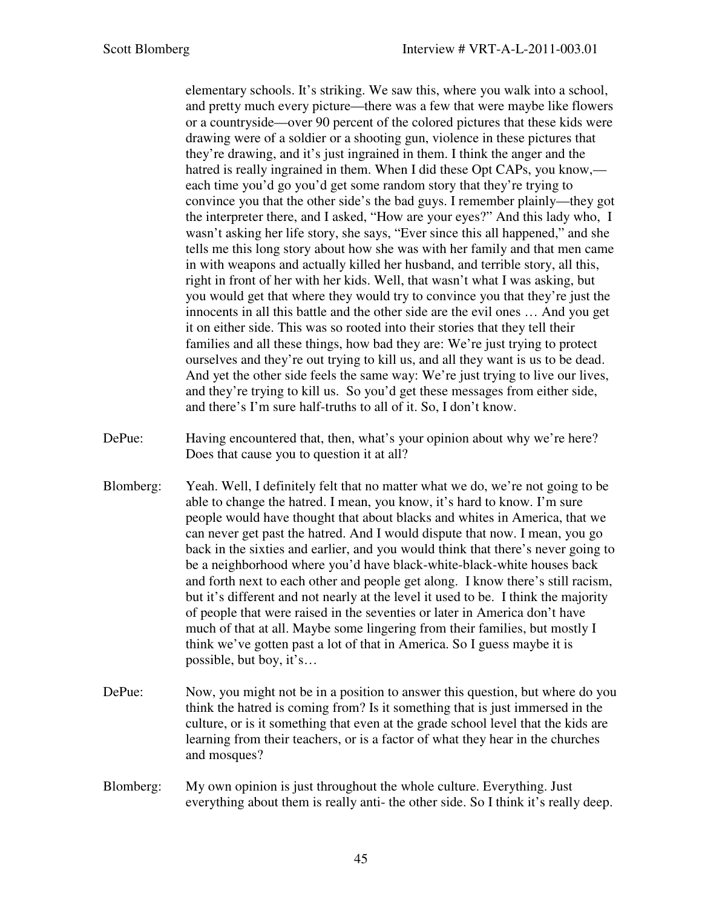elementary schools. It's striking. We saw this, where you walk into a school, and pretty much every picture—there was a few that were maybe like flowers or a countryside—over 90 percent of the colored pictures that these kids were drawing were of a soldier or a shooting gun, violence in these pictures that they're drawing, and it's just ingrained in them. I think the anger and the hatred is really ingrained in them. When I did these Opt CAPs, you know,—each time you'd go you'd get some random story that they're trying to convince you that the other side's the bad guys. I remember plainly—they got the interpreter there, and I asked, "How are your eyes?" And this lady who, I wasn't asking her life story, she says, "Ever since this all happened," and she tells me this long story about how she was with her family and that men came in with weapons and actually killed her husband, and terrible story, all this, right in front of her with her kids. Well, that wasn't what I was asking, but you would get that where they would try to convince you that they're just the innocents in all this battle and the other side are the evil ones … And you get it on either side. This was so rooted into their stories that they tell their families and all these things, how bad they are: We're just trying to protect ourselves and they're out trying to kill us, and all they want is us to be dead. And yet the other side feels the same way: We're just trying to live our lives, and they're trying to kill us. So you'd get these messages from either side, and there's I'm sure half-truths to all of it. So, I don't know.

DePue: Having encountered that, then, what's your opinion about why we're here? Does that cause you to question it at all?

Blomberg: Yeah. Well, I definitely felt that no matter what we do, we're not going to be able to change the hatred. I mean, you know, it's hard to know. I'm sure people would have thought that about blacks and whites in America, that we can never get past the hatred. And I would dispute that now. I mean, you go back in the sixties and earlier, and you would think that there's never going to be a neighborhood where you'd have black-white-black-white houses back and forth next to each other and people get along. I know there's still racism, but it's different and not nearly at the level it used to be. I think the majority of people that were raised in the seventies or later in America don't have much of that at all. Maybe some lingering from their families, but mostly I think we've gotten past a lot of that in America. So I guess maybe it is possible, but boy, it's…

DePue: Now, you might not be in a position to answer this question, but where do you think the hatred is coming from? Is it something that is just immersed in the culture, or is it something that even at the grade school level that the kids are learning from their teachers, or is a factor of what they hear in the churches and mosques?

Blomberg: My own opinion is just throughout the whole culture. Everything. Just everything about them is really anti- the other side. So I think it's really deep.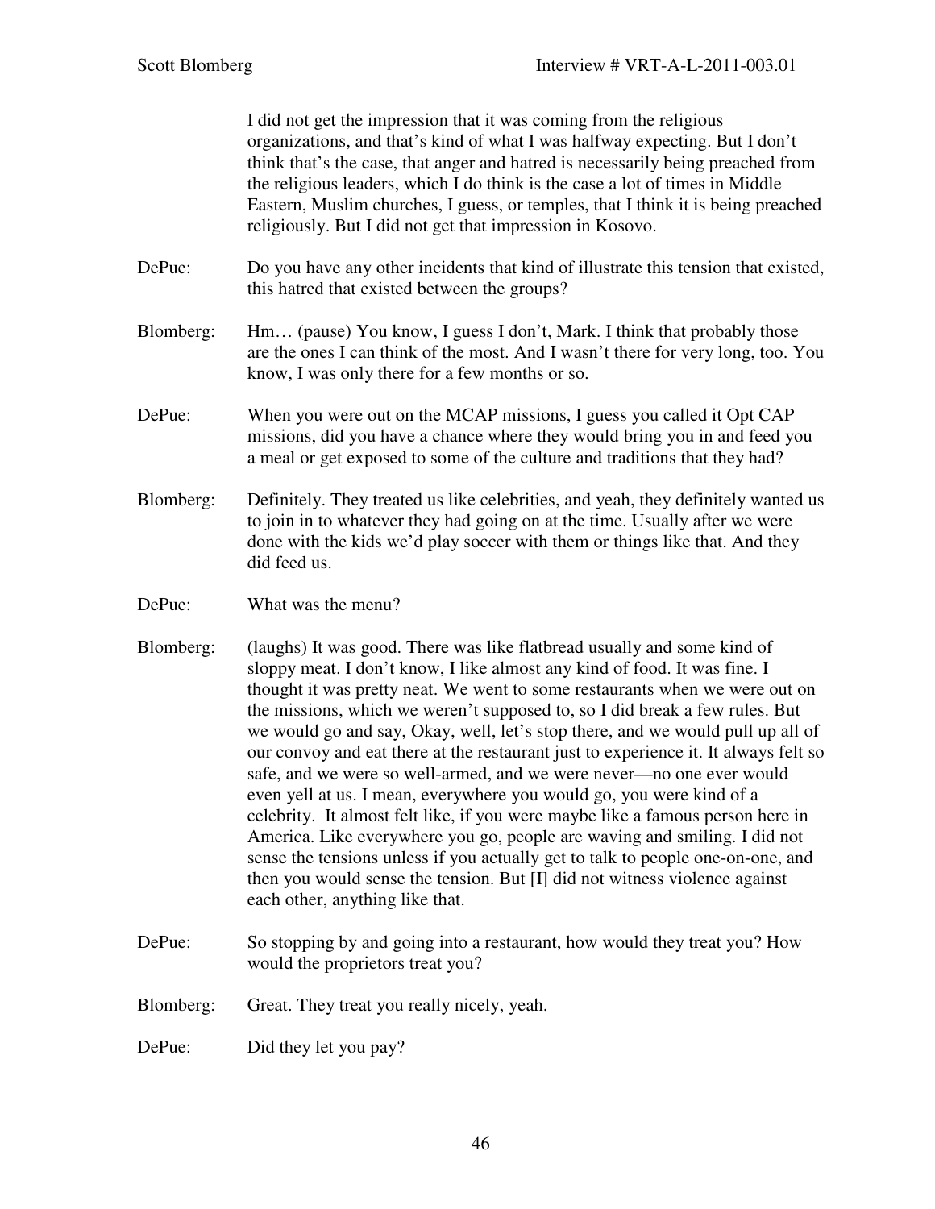I did not get the impression that it was coming from the religious organizations, and that's kind of what I was halfway expecting. But I don't think that's the case, that anger and hatred is necessarily being preached from the religious leaders, which I do think is the case a lot of times in Middle Eastern, Muslim churches, I guess, or temples, that I think it is being preached religiously. But I did not get that impression in Kosovo.

DePue: Do you have any other incidents that kind of illustrate this tension that existed, this hatred that existed between the groups?

Blomberg: Hm… (pause) You know, I guess I don't, Mark. I think that probably those are the ones I can think of the most. And I wasn't there for very long, too. You know, I was only there for a few months or so.

DePue: When you were out on the MCAP missions, I guess you called it Opt CAP missions, did you have a chance where they would bring you in and feed you a meal or get exposed to some of the culture and traditions that they had?

Blomberg: Definitely. They treated us like celebrities, and yeah, they definitely wanted us to join in to whatever they had going on at the time. Usually after we were done with the kids we'd play soccer with them or things like that. And they did feed us.

DePue: What was the menu?

Blomberg: (laughs) It was good. There was like flatbread usually and some kind of sloppy meat. I don't know, I like almost any kind of food. It was fine. I thought it was pretty neat. We went to some restaurants when we were out on the missions, which we weren't supposed to, so I did break a few rules. But we would go and say, Okay, well, let's stop there, and we would pull up all of our convoy and eat there at the restaurant just to experience it. It always felt so safe, and we were so well-armed, and we were never—no one ever would even yell at us. I mean, everywhere you would go, you were kind of a celebrity. It almost felt like, if you were maybe like a famous person here in America. Like everywhere you go, people are waving and smiling. I did not sense the tensions unless if you actually get to talk to people one-on-one, and then you would sense the tension. But [I] did not witness violence against each other, anything like that.

DePue: So stopping by and going into a restaurant, how would they treat you? How would the proprietors treat you?

Blomberg: Great. They treat you really nicely, yeah.

DePue: Did they let you pay?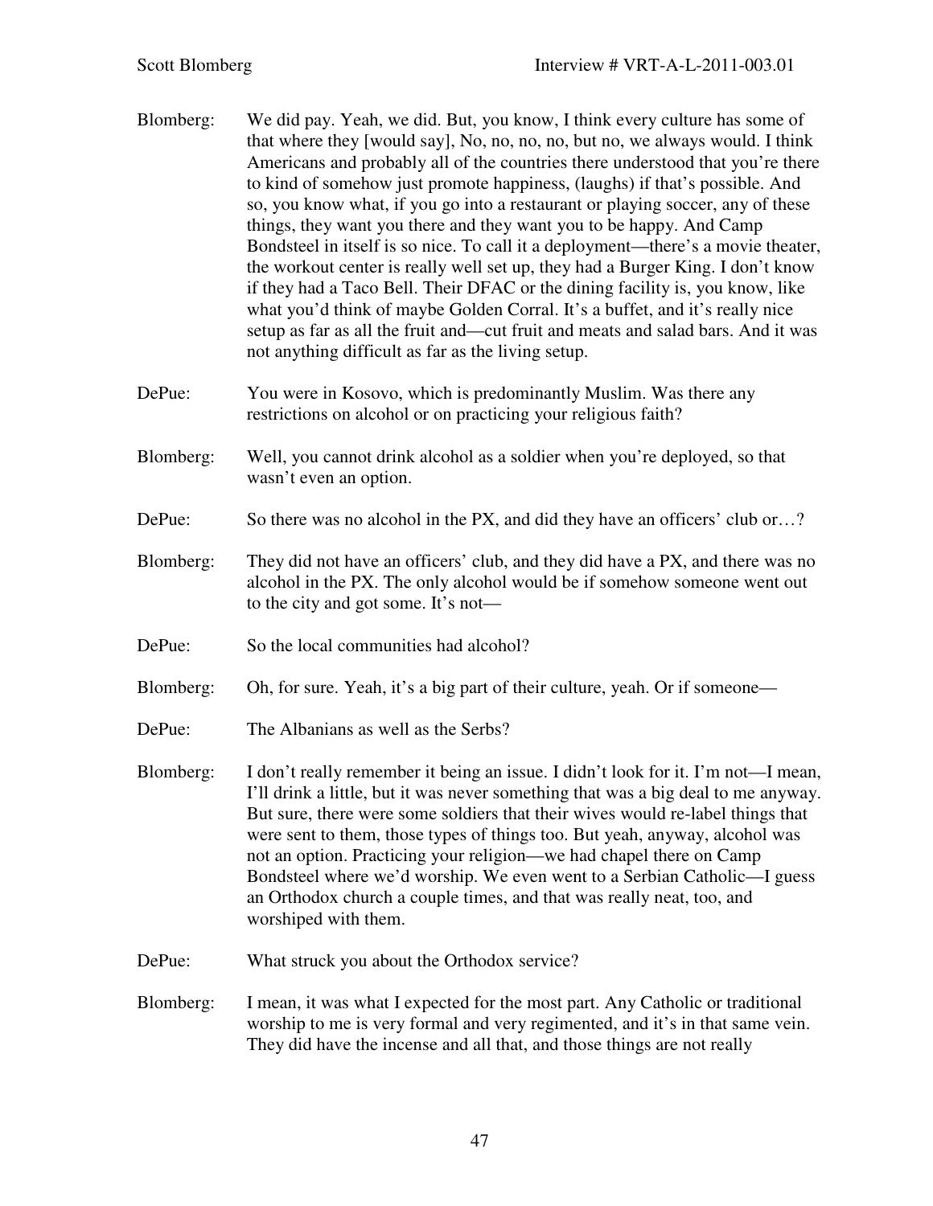Blomberg: We did pay. Yeah, we did. But, you know, I think every culture has some of that where they [would say], No, no, no, no, but no, we always would. I think Americans and probably all of the countries there understood that you're there to kind of somehow just promote happiness, (laughs) if that's possible. And so, you know what, if you go into a restaurant or playing soccer, any of these things, they want you there and they want you to be happy. And Camp Bondsteel in itself is so nice. To call it a deployment—there's a movie theater, the workout center is really well set up, they had a Burger King. I don't know if they had a Taco Bell. Their DFAC or the dining facility is, you know, like what you'd think of maybe Golden Corral. It's a buffet, and it's really nice setup as far as all the fruit and—cut fruit and meats and salad bars. And it was not anything difficult as far as the living setup.

DePue: You were in Kosovo, which is predominantly Muslim. Was there any restrictions on alcohol or on practicing your religious faith?

Blomberg: Well, you cannot drink alcohol as a soldier when you're deployed, so that wasn't even an option.

DePue: So there was no alcohol in the PX, and did they have an officers' club or…?

Blomberg: They did not have an officers' club, and they did have a PX, and there was no alcohol in the PX. The only alcohol would be if somehow someone went out to the city and got some. It's not—

DePue: So the local communities had alcohol?

Blomberg: Oh, for sure. Yeah, it's a big part of their culture, yeah. Or if someone—

DePue: The Albanians as well as the Serbs?

Blomberg: I don't really remember it being an issue. I didn't look for it. I'm not—I mean, I'll drink a little, but it was never something that was a big deal to me anyway. But sure, there were some soldiers that their wives would re-label things that were sent to them, those types of things too. But yeah, anyway, alcohol was not an option. Practicing your religion—we had chapel there on Camp Bondsteel where we'd worship. We even went to a Serbian Catholic—I guess an Orthodox church a couple times, and that was really neat, too, and worshiped with them.

DePue: What struck you about the Orthodox service?

Blomberg: I mean, it was what I expected for the most part. Any Catholic or traditional worship to me is very formal and very regimented, and it's in that same vein. They did have the incense and all that, and those things are not really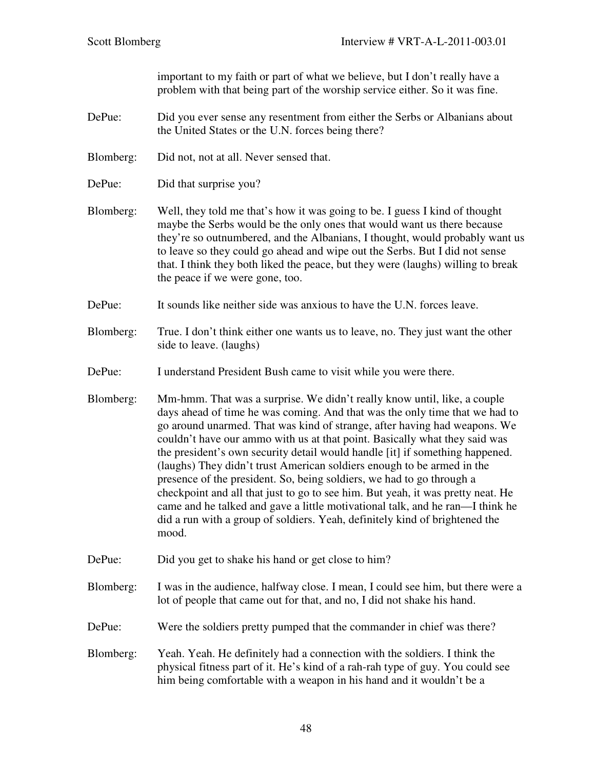important to my faith or part of what we believe, but I don't really have a problem with that being part of the worship service either. So it was fine.

DePue: Did you ever sense any resentment from either the Serbs or Albanians about the United States or the U.N. forces being there?

Blomberg: Did not, not at all. Never sensed that.

DePue: Did that surprise you?

Blomberg: Well, they told me that's how it was going to be. I guess I kind of thought maybe the Serbs would be the only ones that would want us there because they're so outnumbered, and the Albanians, I thought, would probably want us to leave so they could go ahead and wipe out the Serbs. But I did not sense that. I think they both liked the peace, but they were (laughs) willing to break the peace if we were gone, too.

DePue: It sounds like neither side was anxious to have the U.N. forces leave.

Blomberg: True. I don't think either one wants us to leave, no. They just want the other side to leave. (laughs)

DePue: I understand President Bush came to visit while you were there.

Blomberg: Mm-hmm. That was a surprise. We didn't really know until, like, a couple days ahead of time he was coming. And that was the only time that we had to go around unarmed. That was kind of strange, after having had weapons. We couldn't have our ammo with us at that point. Basically what they said was the president's own security detail would handle [it] if something happened. (laughs) They didn't trust American soldiers enough to be armed in the presence of the president. So, being soldiers, we had to go through a checkpoint and all that just to go to see him. But yeah, it was pretty neat. He came and he talked and gave a little motivational talk, and he ran—I think he did a run with a group of soldiers. Yeah, definitely kind of brightened the mood.

DePue: Did you get to shake his hand or get close to him?

Blomberg: I was in the audience, halfway close. I mean, I could see him, but there were a lot of people that came out for that, and no, I did not shake his hand.

DePue: Were the soldiers pretty pumped that the commander in chief was there?

Blomberg: Yeah. Yeah. He definitely had a connection with the soldiers. I think the physical fitness part of it. He's kind of a rah-rah type of guy. You could see him being comfortable with a weapon in his hand and it wouldn't be a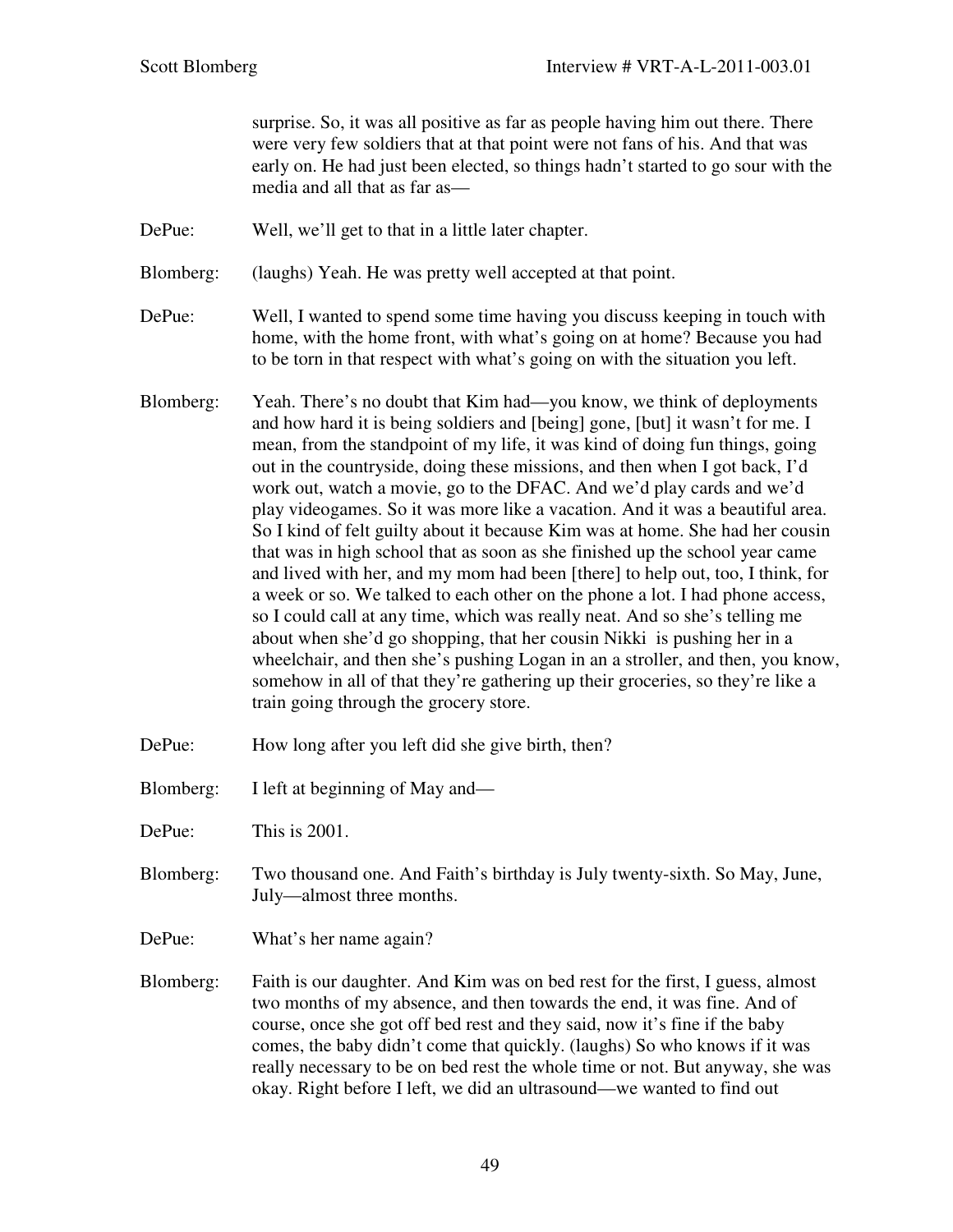surprise. So, it was all positive as far as people having him out there. There were very few soldiers that at that point were not fans of his. And that was early on. He had just been elected, so things hadn't started to go sour with the media and all that as far as—

DePue: Well, we'll get to that in a little later chapter.

Blomberg: (laughs) Yeah. He was pretty well accepted at that point.

DePue: Well, I wanted to spend some time having you discuss keeping in touch with home, with the home front, with what's going on at home? Because you had to be torn in that respect with what's going on with the situation you left.

Blomberg: Yeah. There's no doubt that Kim had—you know, we think of deployments and how hard it is being soldiers and [being] gone, [but] it wasn't for me. I mean, from the standpoint of my life, it was kind of doing fun things, going out in the countryside, doing these missions, and then when I got back, I'd work out, watch a movie, go to the DFAC. And we'd play cards and we'd play videogames. So it was more like a vacation. And it was a beautiful area. So I kind of felt guilty about it because Kim was at home. She had her cousin that was in high school that as soon as she finished up the school year came and lived with her, and my mom had been [there] to help out, too, I think, for a week or so. We talked to each other on the phone a lot. I had phone access, so I could call at any time, which was really neat. And so she's telling me about when she'd go shopping, that her cousin Nikki is pushing her in a wheelchair, and then she's pushing Logan in a stroller, and then, you know, somehow in all of that they're gathering up their groceries, so they're like a train going through the grocery store.

DePue: How long after you left did she give birth, then?

Blomberg: I left at beginning of May and—

DePue: This is 2001.

Blomberg: Two thousand one. And Faith's birthday is July twenty-sixth. So May, June, July—almost three months.

DePue: What's her name again?

Blomberg: Faith is our daughter. And Kim was on bed rest for the first, I guess, almost two months of my absence, and then towards the end, it was fine. And of course, once she got off bed rest and they said, now it's fine if the baby comes, the baby didn't come that quickly. (laughs) So who knows if it was really necessary to be on bed rest the whole time or not. But anyway, she was okay. Right before I left, we did an ultrasound—we wanted to find out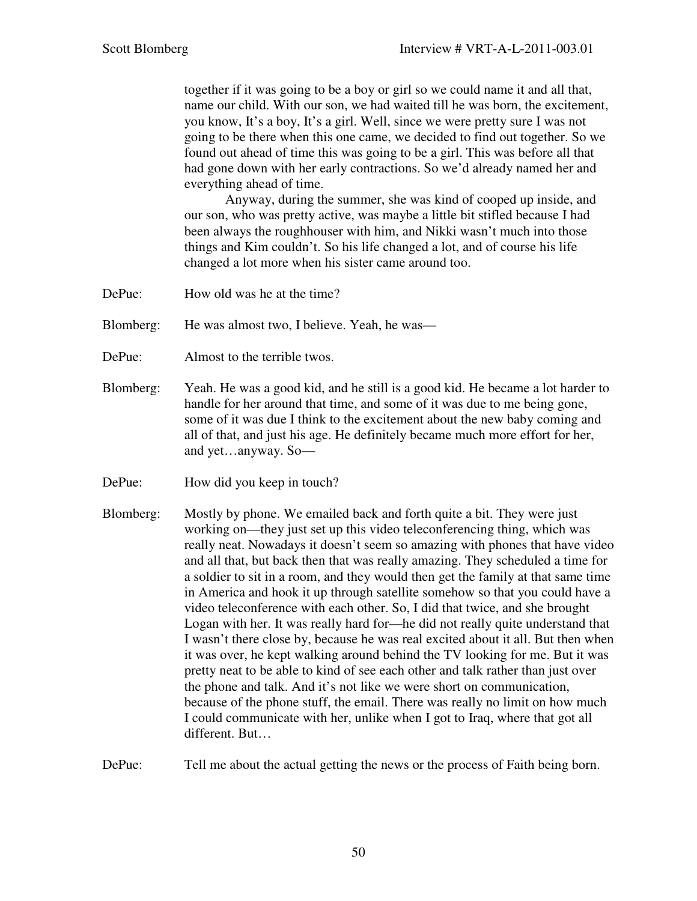together if it was going to be a boy or girl so we could name it and all that, name our child. With our son, we had waited till he was born, the excitement, you know, It's a boy, It's a girl. Well, since we were pretty sure I was not going to be there when this one came, we decided to find out together. So we found out ahead of time this was going to be a girl. This was before all that had gone down with her early contractions. So we'd already named her and everything ahead of time.

Anyway, during the summer, she was kind of cooped up inside, and our son, who was pretty active, was maybe a little bit stifled because I had been always the roughhouser with him, and Nikki wasn't much into those things and Kim couldn't. So his life changed a lot, and of course his life changed a lot more when his sister came around too.

DePue: How old was he at the time?

Blomberg: He was almost two, I believe. Yeah, he was—

DePue: Almost to the terrible twos.

Blomberg: Yeah. He was a good kid, and he still is a good kid. He became a lot harder to handle for her around that time, and some of it was due to me being gone, some of it was due I think to the excitement about the new baby coming and all of that, and just his age. He definitely became much more effort for her, and yet…anyway. So—

DePue: How did you keep in touch?

Blomberg: Mostly by phone. We emailed back and forth quite a bit. They were just working on—they just set up this video teleconferencing thing, which was really neat. Nowadays it doesn't seem so amazing with phones that have video and all that, but back then that was really amazing. They scheduled a time for a soldier to sit in a room, and they would then get the family at that same time in America and hook it up through satellite somehow so that you could have a video teleconference with each other. So, I did that twice, and she brought Logan with her. It was really hard for—he did not really quite understand that I wasn't there close by, because he was real excited about it all. But then when it was over, he kept walking around behind the TV looking for me. But it was pretty neat to be able to kind of see each other and talk rather than just over the phone and talk. And it's not like we were short on communication, because of the phone stuff, the email. There was really no limit on how much I could communicate with her, unlike when I got to Iraq, where that got all different. But…

DePue: Tell me about the actual getting the news or the process of Faith being born.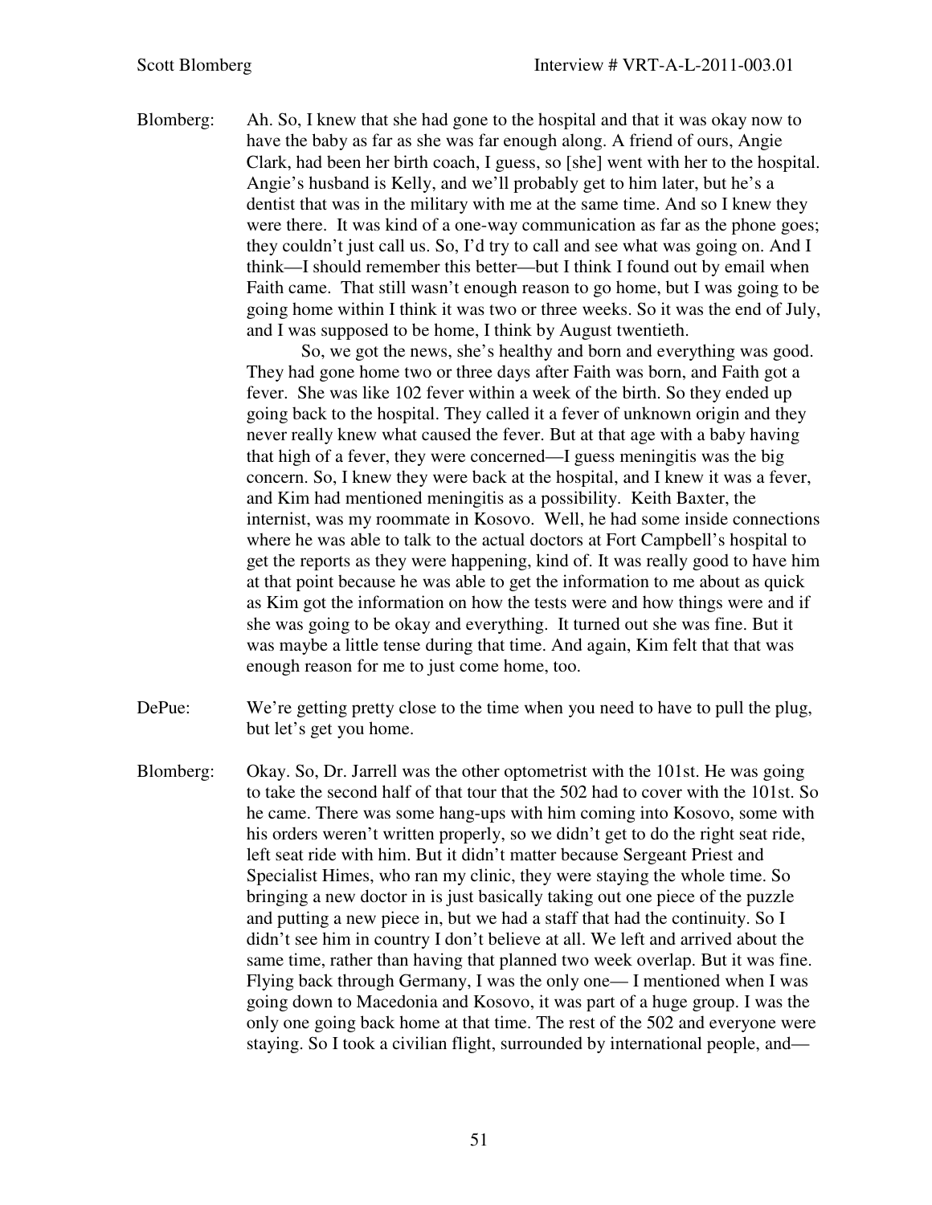Blomberg: Ah. So, I knew that she had gone to the hospital and that it was okay now to have the baby as far as she was far enough along. A friend of ours, Angie Clark, had been her birth coach, I guess, so [she] went with her to the hospital. Angie's husband is Kelly, and we'll probably get to him later, but he's a dentist that was in the military with me at the same time. And so I knew they were there. It was kind of a one-way communication as far as the phone goes; they couldn't just call us. So, I'd try to call and see what was going on. And I think—I should remember this better—but I think I found out by email when Faith came. That still wasn't enough reason to go home, but I was going to be going home within I think it was two or three weeks. So it was the end of July, and I was supposed to be home, I think by August twentieth.

So, we got the news, she's healthy and born and everything was good. They had gone home two or three days after Faith was born, and Faith got a fever. She was like 102 fever within a week of the birth. So they ended up going back to the hospital. They called it a fever of unknown origin and they never really knew what caused the fever. But at that age with a baby having that high of a fever, they were concerned—I guess meningitis was the big concern. So, I knew they were back at the hospital, and I knew it was a fever, and Kim had mentioned meningitis as a possibility. Keith Baxter, the internist, was my roommate in Kosovo. Well, he had some inside connections where he was able to talk to the actual doctors at Fort Campbell's hospital to get the reports as they were happening, kind of. It was really good to have him at that point because he was able to get the information to me about as quick as Kim got the information on how the tests were and how things were and if she was going to be okay and everything. It turned out she was fine. But it was maybe a little tense during that time. And again, Kim felt that that was enough reason for me to just come home, too.

DePue: We're getting pretty close to the time when you need to have to pull the plug, but let's get you home.

Blomberg: Okay. So, Dr. Jarrell was the other optometrist with the 101st. He was going to take the second half of that tour that the 502 had to cover with the 101st. So he came. There was some hang-ups with him coming into Kosovo, some with his orders weren't written properly, so we didn't get to do the right seat ride, left seat ride with him. But it didn't matter because Sergeant Priest and Specialist Himes, who ran my clinic, they were staying the whole time. So bringing a new doctor in is just basically taking out one piece of the puzzle and putting a new piece in, but we had a staff that had the continuity. So I didn't see him in country I don't believe at all. We left and arrived about the same time, rather than having that planned two week overlap. But it was fine. Flying back through Germany, I was the only one— I mentioned when I was going down to Macedonia and Kosovo, it was part of a huge group. I was the only one going back home at that time. The rest of the 502 and everyone were staying. So I took a civilian flight, surrounded by international people, and—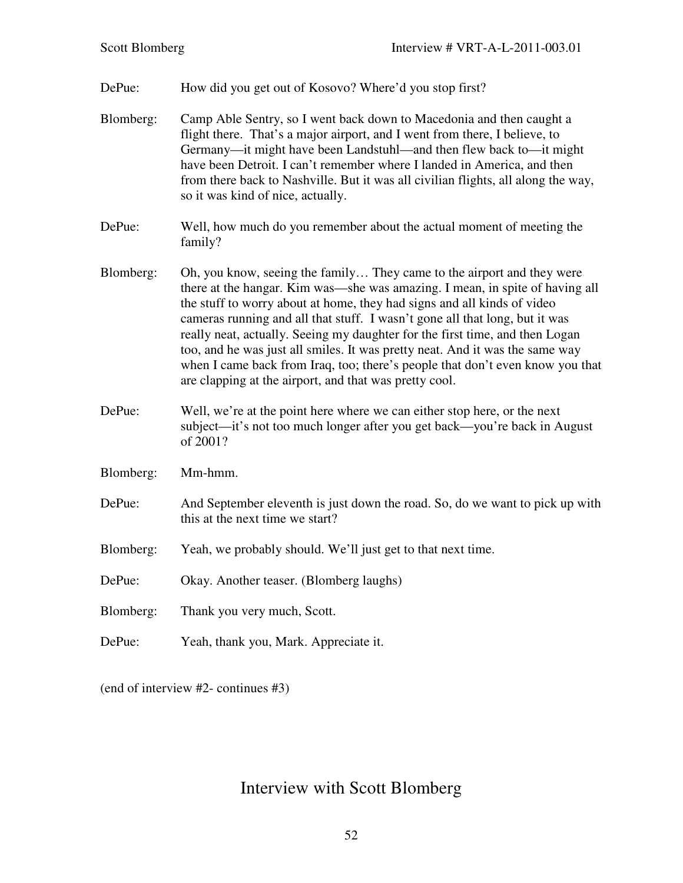DePue: How did you get out of Kosovo? Where'd you stop first?

Blomberg: Camp Able Sentry, so I went back down to Macedonia and then caught a flight there. That's a major airport, and I went from there, I believe, to Germany—it might have been Landstuhl—and then flew back to—it might have been Detroit. I can't remember where I landed in America, and then from there back to Nashville. But it was all civilian flights, all along the way, so it was kind of nice, actually.

DePue: Well, how much do you remember about the actual moment of meeting the family?

Blomberg: Oh, you know, seeing the family… They came to the airport and they were there at the hangar. Kim was—she was amazing. I mean, in spite of having all the stuff to worry about at home, they had signs and all kinds of video cameras running and all that stuff. I wasn't gone all that long, but it was really neat, actually. Seeing my daughter for the first time, and then Logan too, and he was just all smiles. It was pretty neat. And it was the same way when I came back from Iraq, too; there's people that don't even know you that are clapping at the airport, and that was pretty cool.

DePue: Well, we're at the point here where we can either stop here, or the next subject—it's not too much longer after you get back—you're back in August of 2001?

Blomberg: Mm-hmm.

DePue: And September eleventh is just down the road. So, do we want to pick up with this at the next time we start?

Blomberg: Yeah, we probably should. We'll just get to that next time.

DePue: Okay. Another teaser. (Blomberg laughs)

Blomberg: Thank you very much, Scott.

DePue: Yeah, thank you, Mark. Appreciate it.

(end of interview #2- continues #3)

# Interview with Scott Blomberg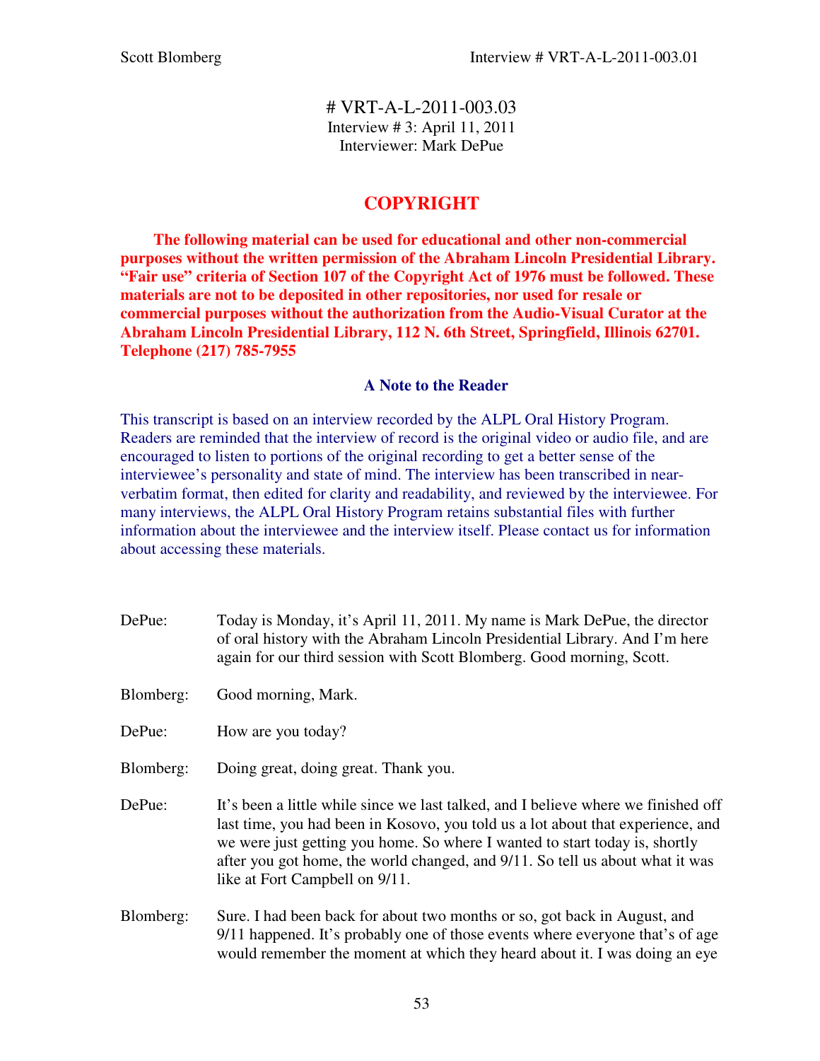# VRT-A-L-2011-003.03
Interview # 3: April 11, 2011
Interviewer: Mark DePue

## COPYRIGHT

**The following material can be used for educational and other non-commercial purposes without the written permission of the Abraham Lincoln Presidential Library. "Fair use" criteria of Section 107 of the Copyright Act of 1976 must be followed. These materials are not to be deposited in other repositories, nor used for resale or commercial purposes without the authorization from the Audio-Visual Curator at the Abraham Lincoln Presidential Library, 112 N. 6th Street, Springfield, Illinois 62701. Telephone (217) 785-7955**

### A Note to the Reader

This transcript is based on an interview recorded by the ALPL Oral History Program. Readers are reminded that the interview of record is the original video or audio file, and are encouraged to listen to portions of the original recording to get a better sense of the interviewee's personality and state of mind. The interview has been transcribed in near-verbatim format, then edited for clarity and readability, and reviewed by the interviewee. For many interviews, the ALPL Oral History Program retains substantial files with further information about the interviewee and the interview itself. Please contact us for information about accessing these materials.

DePue: Today is Monday, it's April 11, 2011. My name is Mark DePue, the director of oral history with the Abraham Lincoln Presidential Library. And I'm here again for our third session with Scott Blomberg. Good morning, Scott.

Blomberg: Good morning, Mark.

DePue: How are you today?

Blomberg: Doing great, doing great. Thank you.

DePue: It's been a little while since we last talked, and I believe where we finished off last time, you had been in Kosovo, you told us a lot about that experience, and we were just getting you home. So where I wanted to start today is, shortly after you got home, the world changed, and 9/11. So tell us about what it was like at Fort Campbell on 9/11.

Blomberg: Sure. I had been back for about two months or so, got back in August, and 9/11 happened. It's probably one of those events where everyone that's of age would remember the moment at which they heard about it. I was doing an eye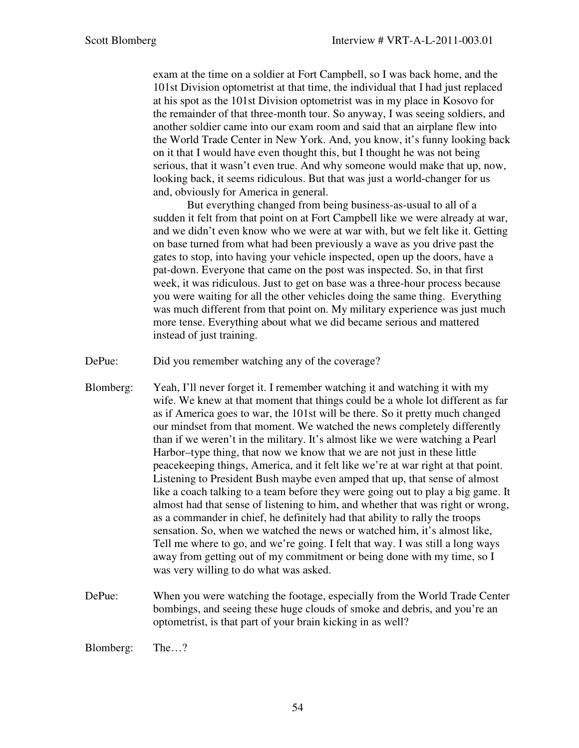exam at the time on a soldier at Fort Campbell, so I was back home, and the 101st Division optometrist at that time, the individual that I had just replaced at his spot as the 101st Division optometrist was in my place in Kosovo for the remainder of that three-month tour. So anyway, I was seeing soldiers, and another soldier came into our exam room and said that an airplane flew into the World Trade Center in New York. And, you know, it's funny looking back on it that I would have even thought this, but I thought he was not being serious, that it wasn't even true. And why someone would make that up, now, looking back, it seems ridiculous. But that was just a world-changer for us and, obviously for America in general.

But everything changed from being business-as-usual to all of a sudden it felt from that point on at Fort Campbell like we were already at war, and we didn't even know who we were at war with, but we felt like it. Getting on base turned from what had been previously a wave as you drive past the gates to stop, into having your vehicle inspected, open up the doors, have a pat-down. Everyone that came on the post was inspected. So, in that first week, it was ridiculous. Just to get on base was a three-hour process because you were waiting for all the other vehicles doing the same thing. Everything was much different from that point on. My military experience was just much more tense. Everything about what we did became serious and mattered instead of just training.

DePue: Did you remember watching any of the coverage?

Blomberg: Yeah, I'll never forget it. I remember watching it and watching it with my wife. We knew at that moment that things could be a whole lot different as far as if America goes to war, the 101st will be there. So it pretty much changed our mindset from that moment. We watched the news completely differently than if we weren't in the military. It's almost like we were watching a Pearl Harbor–type thing, that now we know that we are not just in these little peacekeeping things, America, and it felt like we're at war right at that point. Listening to President Bush maybe even amped that up, that sense of almost like a coach talking to a team before they were going out to play a big game. It almost had that sense of listening to him, and whether that was right or wrong, as a commander in chief, he definitely had that ability to rally the troops sensation. So, when we watched the news or watched him, it's almost like, Tell me where to go, and we're going. I felt that way. I was still a long ways away from getting out of my commitment or being done with my time, so I was very willing to do what was asked.

DePue: When you were watching the footage, especially from the World Trade Center bombings, and seeing these huge clouds of smoke and debris, and you're an optometrist, is that part of your brain kicking in as well?

Blomberg: The…?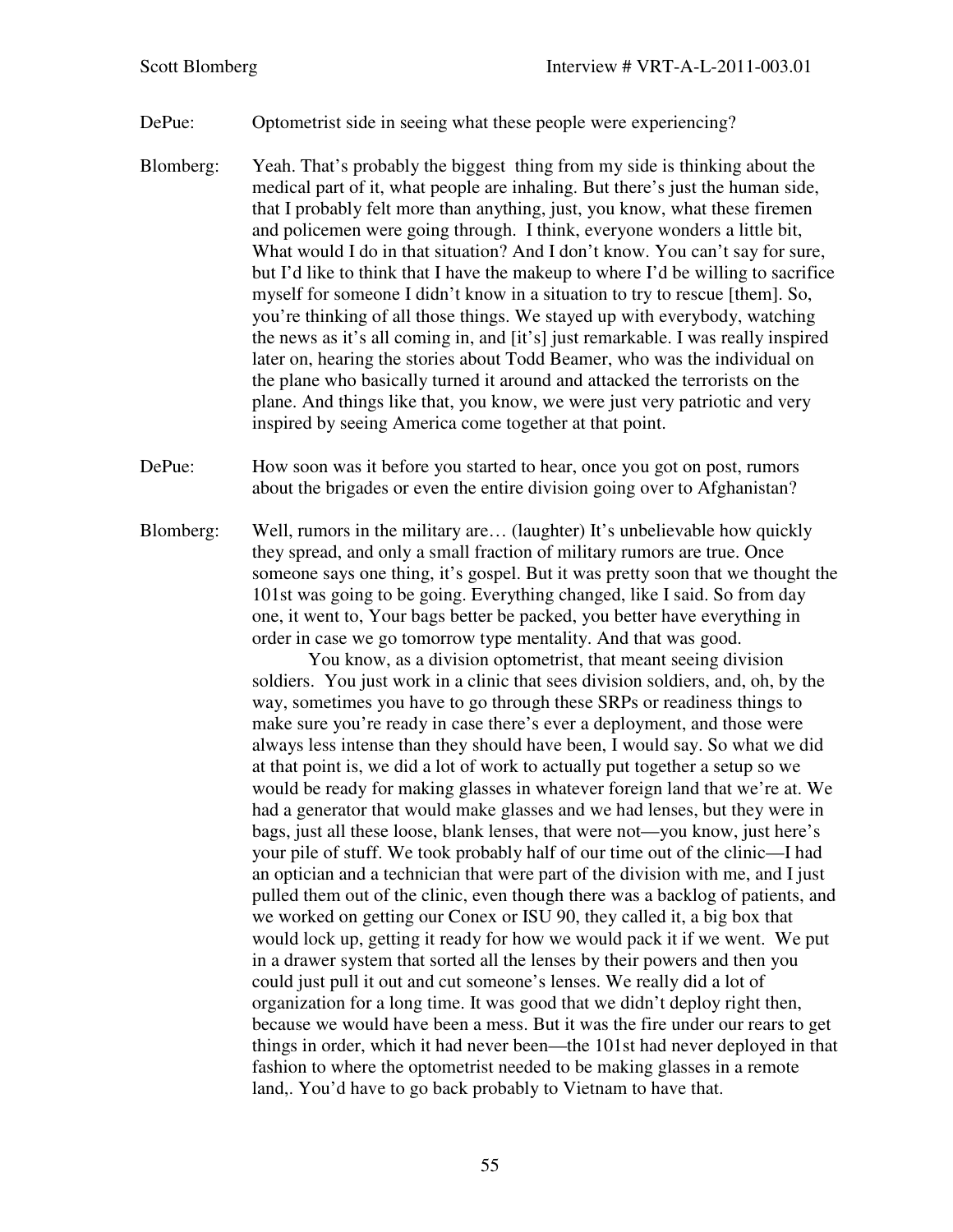DePue: Optometrist side in seeing what these people were experiencing?

Blomberg: Yeah. That's probably the biggest thing from my side is thinking about the medical part of it, what people are inhaling. But there's just the human side, that I probably felt more than anything, just, you know, what these firemen and policemen were going through. I think, everyone wonders a little bit, What would I do in that situation? And I don't know. You can't say for sure, but I'd like to think that I have the makeup to where I'd be willing to sacrifice myself for someone I didn't know in a situation to try to rescue [them]. So, you're thinking of all those things. We stayed up with everybody, watching the news as it's all coming in, and [it's] just remarkable. I was really inspired later on, hearing the stories about Todd Beamer, who was the individual on the plane who basically turned it around and attacked the terrorists on the plane. And things like that, you know, we were just very patriotic and very inspired by seeing America come together at that point.

DePue: How soon was it before you started to hear, once you got on post, rumors about the brigades or even the entire division going over to Afghanistan?

Blomberg: Well, rumors in the military are… (laughter) It's unbelievable how quickly they spread, and only a small fraction of military rumors are true. Once someone says one thing, it's gospel. But it was pretty soon that we thought the 101st was going to be going. Everything changed, like I said. So from day one, it went to, Your bags better be packed, you better have everything in order in case we go tomorrow type mentality. And that was good.

You know, as a division optometrist, that meant seeing division soldiers. You just work in a clinic that sees division soldiers, and, oh, by the way, sometimes you have to go through these SRPs or readiness things to make sure you're ready in case there's ever a deployment, and those were always less intense than they should have been, I would say. So what we did at that point is, we did a lot of work to actually put together a setup so we would be ready for making glasses in whatever foreign land that we're at. We had a generator that would make glasses and we had lenses, but they were in bags, just all these loose, blank lenses, that were not—you know, just here's your pile of stuff. We took probably half of our time out of the clinic—I had an optician and a technician that were part of the division with me, and I just pulled them out of the clinic, even though there was a backlog of patients, and we worked on getting our Conex or ISU 90, they called it, a big box that would lock up, getting it ready for how we would pack it if we went. We put in a drawer system that sorted all the lenses by their powers and then you could just pull it out and cut someone's lenses. We really did a lot of organization for a long time. It was good that we didn't deploy right then, because we would have been a mess. But it was the fire under our rears to get things in order, which it had never been—the 101st had never deployed in that fashion to where the optometrist needed to be making glasses in a remote land,. You'd have to go back probably to Vietnam to have that.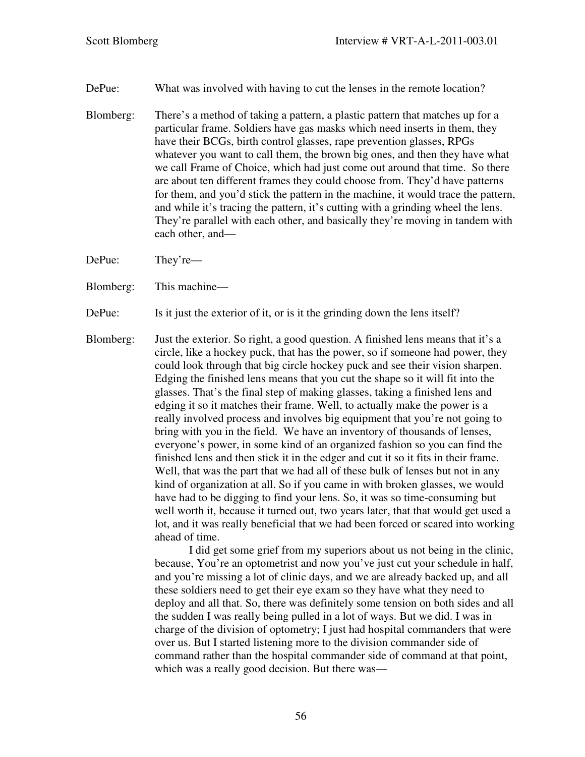DePue: What was involved with having to cut the lenses in the remote location?

Blomberg: There's a method of taking a pattern, a plastic pattern that matches up for a particular frame. Soldiers have gas masks which need inserts in them, they have their BCGs, birth control glasses, rape prevention glasses, RPGs whatever you want to call them, the brown big ones, and then they have what we call Frame of Choice, which had just come out around that time. So there are about ten different frames they could choose from. They'd have patterns for them, and you'd stick the pattern in the machine, it would trace the pattern, and while it's tracing the pattern, it's cutting with a grinding wheel the lens. They're parallel with each other, and basically they're moving in tandem with each other, and—

DePue: They're—

Blomberg: This machine—

DePue: Is it just the exterior of it, or is it the grinding down the lens itself?

Blomberg: Just the exterior. So right, a good question. A finished lens means that it's a circle, like a hockey puck, that has the power, so if someone had power, they could look through that big circle hockey puck and see their vision sharpen. Edging the finished lens means that you cut the shape so it will fit into the glasses. That's the final step of making glasses, taking a finished lens and edging it so it matches their frame. Well, to actually make the power is a really involved process and involves big equipment that you're not going to bring with you in the field. We have an inventory of thousands of lenses, everyone's power, in some kind of an organized fashion so you can find the finished lens and then stick it in the edger and cut it so it fits in their frame. Well, that was the part that we had all of these bulk of lenses but not in any kind of organization at all. So if you came in with broken glasses, we would have had to be digging to find your lens. So, it was so time-consuming but well worth it, because it turned out, two years later, that that would get used a lot, and it was really beneficial that we had been forced or scared into working ahead of time.

I did get some grief from my superiors about us not being in the clinic, because, You're an optometrist and now you've just cut your schedule in half, and you're missing a lot of clinic days, and we are already backed up, and all these soldiers need to get their eye exam so they have what they need to deploy and all that. So, there was definitely some tension on both sides and all the sudden I was really being pulled in a lot of ways. But we did. I was in charge of the division of optometry; I just had hospital commanders that were over us. But I started listening more to the division commander side of command rather than the hospital commander side of command at that point, which was a really good decision. But there was—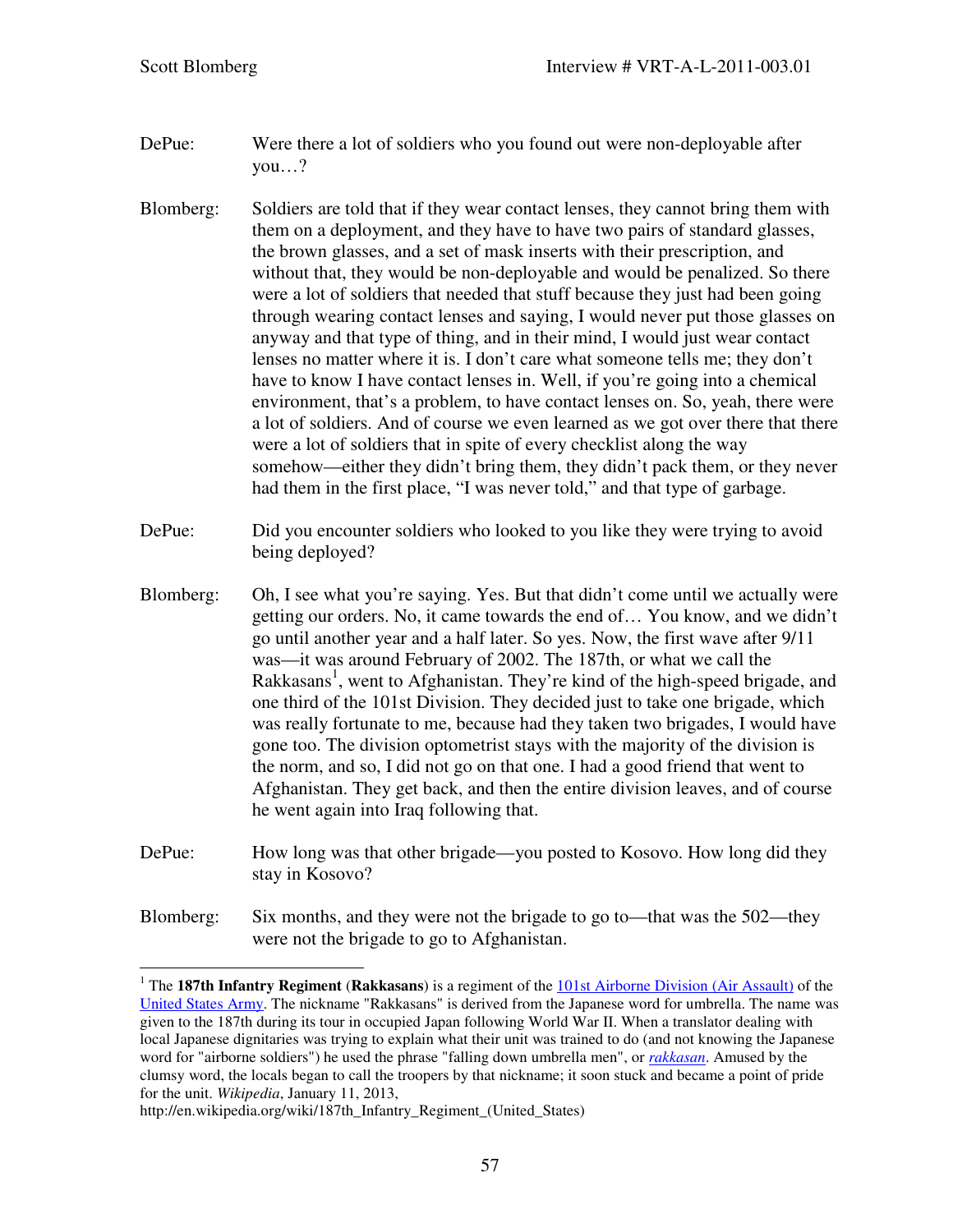DePue: Were there a lot of soldiers who you found out were non-deployable after you…?

Blomberg: Soldiers are told that if they wear contact lenses, they cannot bring them with them on a deployment, and they have to have two pairs of standard glasses, the brown glasses, and a set of mask inserts with their prescription, and without that, they would be non-deployable and would be penalized. So there were a lot of soldiers that needed that stuff because they just had been going through wearing contact lenses and saying, I would never put those glasses on anyway and that type of thing, and in their mind, I would just wear contact lenses no matter where it is. I don't care what someone tells me; they don't have to know I have contact lenses in. Well, if you're going into a chemical environment, that's a problem, to have contact lenses on. So, yeah, there were a lot of soldiers. And of course we even learned as we got over there that there were a lot of soldiers that in spite of every checklist along the way somehow—either they didn't bring them, they didn't pack them, or they never had them in the first place, "I was never told," and that type of garbage.

DePue: Did you encounter soldiers who looked to you like they were trying to avoid being deployed?

Blomberg: Oh, I see what you're saying. Yes. But that didn't come until we actually were getting our orders. No, it came towards the end of… You know, and we didn't go until another year and a half later. So yes. Now, the first wave after 9/11 was—it was around February of 2002. The 187th, or what we call the Rakkasans[1], went to Afghanistan. They're kind of the high-speed brigade, and one third of the 101st Division. They decided just to take one brigade, which was really fortunate to me, because had they taken two brigades, I would have gone too. The division optometrist stays with the majority of the division is the norm, and so, I did not go on that one. I had a good friend that went to Afghanistan. They get back, and then the entire division leaves, and of course he went again into Iraq following that.

DePue: How long was that other brigade—you posted to Kosovo. How long did they stay in Kosovo?

Blomberg: Six months, and they were not the brigade to go to—that was the 502—they were not the brigade to go to Afghanistan.

---

[1] The **187th Infantry Regiment** (**Rakkasans**) is a regiment of the 101st Airborne Division (Air Assault) of the United States Army. The nickname "Rakkasans" is derived from the Japanese word for umbrella. The name was given to the 187th during its tour in occupied Japan following World War II. When a translator dealing with local Japanese dignitaries was trying to explain what their unit was trained to do (and not knowing the Japanese word for "airborne soldiers") he used the phrase "falling down umbrella men", or *rakkasan*. Amused by the clumsy word, the locals began to call the troopers by that nickname; it soon stuck and became a point of pride for the unit. *Wikipedia*, January 11, 2013, http://en.wikipedia.org/wiki/187th_Infantry_Regiment_(United_States)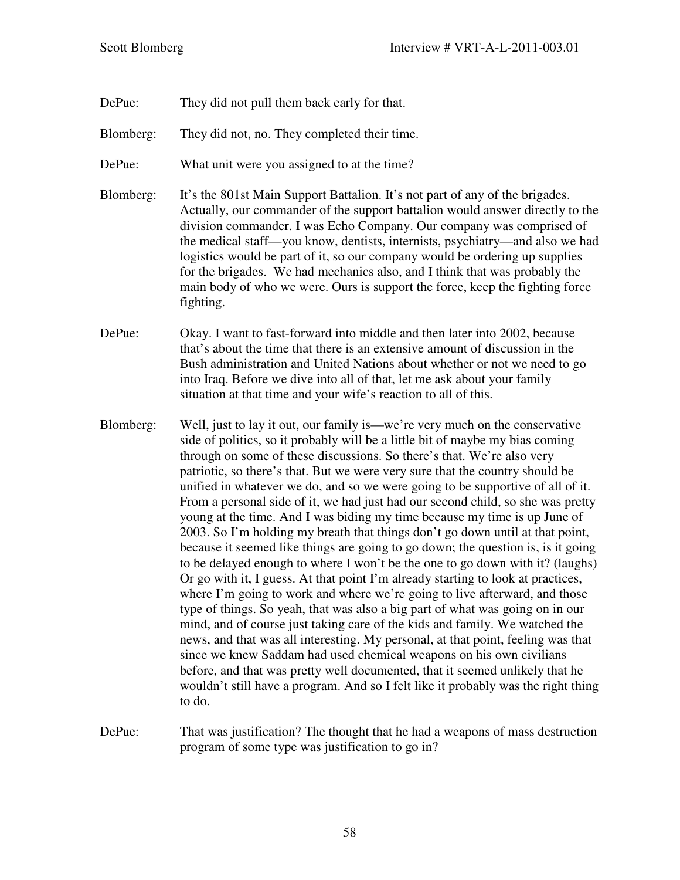DePue: They did not pull them back early for that.

Blomberg: They did not, no. They completed their time.

DePue: What unit were you assigned to at the time?

Blomberg: It's the 801st Main Support Battalion. It's not part of any of the brigades. Actually, our commander of the support battalion would answer directly to the division commander. I was Echo Company. Our company was comprised of the medical staff—you know, dentists, internists, psychiatry—and also we had logistics would be part of it, so our company would be ordering up supplies for the brigades. We had mechanics also, and I think that was probably the main body of who we were. Ours is support the force, keep the fighting force fighting.

DePue: Okay. I want to fast-forward into middle and then later into 2002, because that's about the time that there is an extensive amount of discussion in the Bush administration and United Nations about whether or not we need to go into Iraq. Before we dive into all of that, let me ask about your family situation at that time and your wife's reaction to all of this.

Blomberg: Well, just to lay it out, our family is—we're very much on the conservative side of politics, so it probably will be a little bit of maybe my bias coming through on some of these discussions. So there's that. We're also very patriotic, so there's that. But we were very sure that the country should be unified in whatever we do, and so we were going to be supportive of all of it. From a personal side of it, we had just had our second child, so she was pretty young at the time. And I was biding my time because my time is up June of 2003. So I'm holding my breath that things don't go down until at that point, because it seemed like things are going to go down; the question is, is it going to be delayed enough to where I won't be the one to go down with it? (laughs) Or go with it, I guess. At that point I'm already starting to look at practices, where I'm going to work and where we're going to live afterward, and those type of things. So yeah, that was also a big part of what was going on in our mind, and of course just taking care of the kids and family. We watched the news, and that was all interesting. My personal, at that point, feeling was that since we knew Saddam had used chemical weapons on his own civilians before, and that was pretty well documented, that it seemed unlikely that he wouldn't still have a program. And so I felt like it probably was the right thing to do.

DePue: That was justification? The thought that he had a weapons of mass destruction program of some type was justification to go in?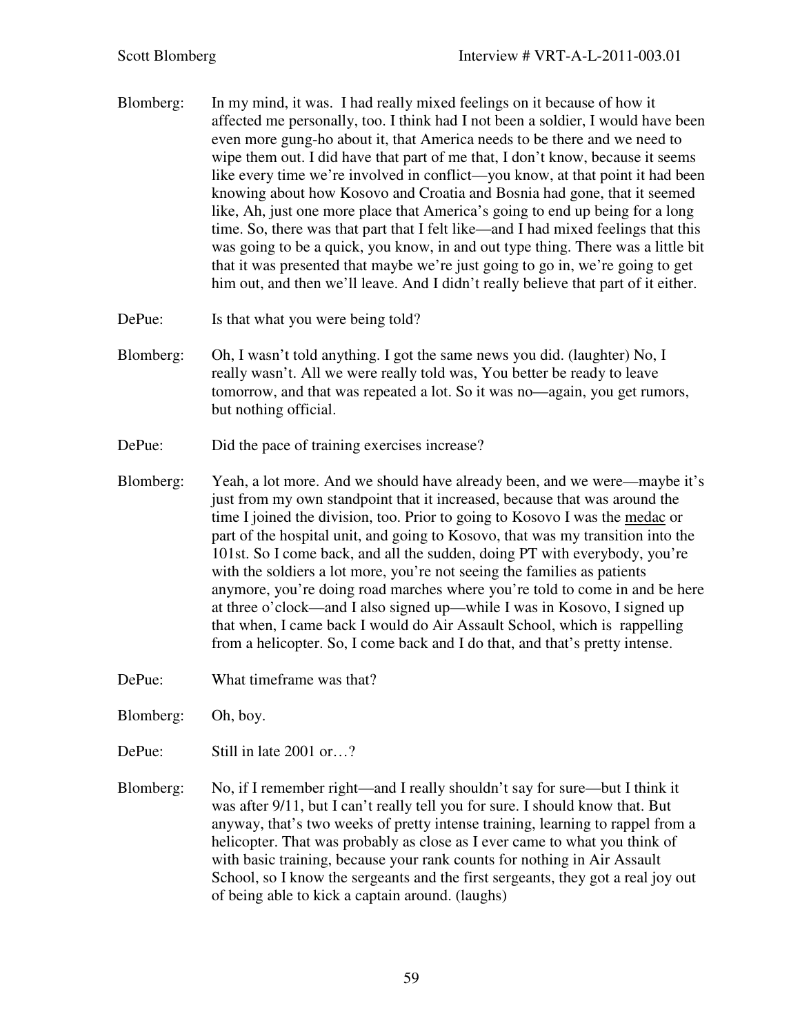Blomberg: In my mind, it was. I had really mixed feelings on it because of how it affected me personally, too. I think had I not been a soldier, I would have been even more gung-ho about it, that America needs to be there and we need to wipe them out. I did have that part of me that, I don't know, because it seems like every time we're involved in conflict—you know, at that point it had been knowing about how Kosovo and Croatia and Bosnia had gone, that it seemed like, Ah, just one more place that America's going to end up being for a long time. So, there was that part that I felt like—and I had mixed feelings that this was going to be a quick, you know, in and out type thing. There was a little bit that it was presented that maybe we're just going to go in, we're going to get him out, and then we'll leave. And I didn't really believe that part of it either.

DePue: Is that what you were being told?

Blomberg: Oh, I wasn't told anything. I got the same news you did. (laughter) No, I really wasn't. All we were really told was, You better be ready to leave tomorrow, and that was repeated a lot. So it was no—again, you get rumors, but nothing official.

DePue: Did the pace of training exercises increase?

Blomberg: Yeah, a lot more. And we should have already been, and we were—maybe it's just from my own standpoint that it increased, because that was around the time I joined the division, too. Prior to going to Kosovo I was the <u>medac</u> or part of the hospital unit, and going to Kosovo, that was my transition into the 101st. So I come back, and all the sudden, doing PT with everybody, you're with the soldiers a lot more, you're not seeing the families as patients anymore, you're doing road marches where you're told to come in and be here at three o'clock—and I also signed up—while I was in Kosovo, I signed up that when, I came back I would do Air Assault School, which is rappelling from a helicopter. So, I come back and I do that, and that's pretty intense.

DePue: What timeframe was that?

Blomberg: Oh, boy.

DePue: Still in late 2001 or…?

Blomberg: No, if I remember right—and I really shouldn't say for sure—but I think it was after 9/11, but I can't really tell you for sure. I should know that. But anyway, that's two weeks of pretty intense training, learning to rappel from a helicopter. That was probably as close as I ever came to what you think of with basic training, because your rank counts for nothing in Air Assault School, so I know the sergeants and the first sergeants, they got a real joy out of being able to kick a captain around. (laughs)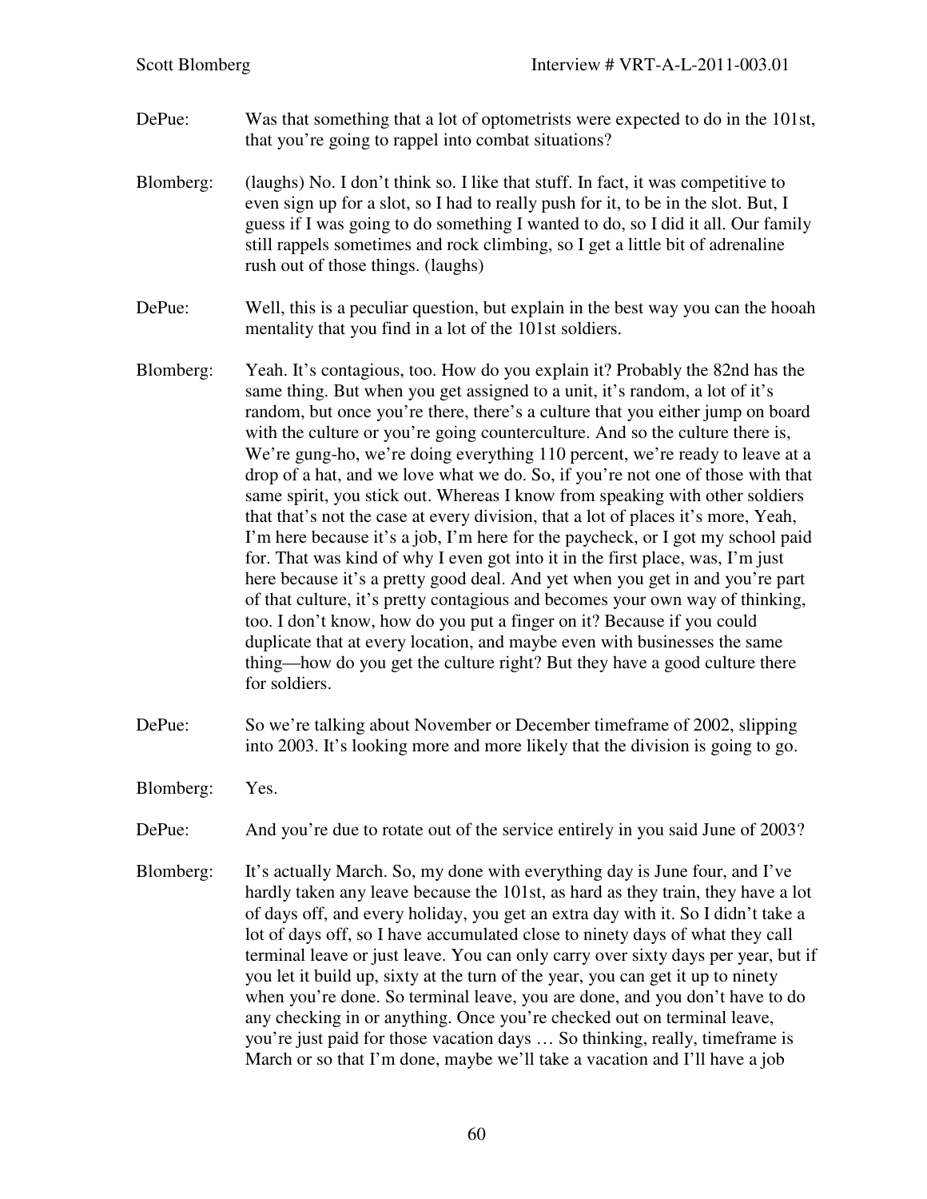DePue: Was that something that a lot of optometrists were expected to do in the 101st, that you're going to rappel into combat situations?

Blomberg: (laughs) No. I don't think so. I like that stuff. In fact, it was competitive to even sign up for a slot, so I had to really push for it, to be in the slot. But, I guess if I was going to do something I wanted to do, so I did it all. Our family still rappels sometimes and rock climbing, so I get a little bit of adrenaline rush out of those things. (laughs)

DePue: Well, this is a peculiar question, but explain in the best way you can the hooah mentality that you find in a lot of the 101st soldiers.

Blomberg: Yeah. It's contagious, too. How do you explain it? Probably the 82nd has the same thing. But when you get assigned to a unit, it's random, a lot of it's random, but once you're there, there's a culture that you either jump on board with the culture or you're going counterculture. And so the culture there is, We're gung-ho, we're doing everything 110 percent, we're ready to leave at a drop of a hat, and we love what we do. So, if you're not one of those with that same spirit, you stick out. Whereas I know from speaking with other soldiers that that's not the case at every division, that a lot of places it's more, Yeah, I'm here because it's a job, I'm here for the paycheck, or I got my school paid for. That was kind of why I even got into it in the first place, was, I'm just here because it's a pretty good deal. And yet when you get in and you're part of that culture, it's pretty contagious and becomes your own way of thinking, too. I don't know, how do you put a finger on it? Because if you could duplicate that at every location, and maybe even with businesses the same thing—how do you get the culture right? But they have a good culture there for soldiers.

DePue: So we're talking about November or December timeframe of 2002, slipping into 2003. It's looking more and more likely that the division is going to go.

Blomberg: Yes.

DePue: And you're due to rotate out of the service entirely in you said June of 2003?

Blomberg: It's actually March. So, my done with everything day is June four, and I've hardly taken any leave because the 101st, as hard as they train, they have a lot of days off, and every holiday, you get an extra day with it. So I didn't take a lot of days off, so I have accumulated close to ninety days of what they call terminal leave or just leave. You can only carry over sixty days per year, but if you let it build up, sixty at the turn of the year, you can get it up to ninety when you're done. So terminal leave, you are done, and you don't have to do any checking in or anything. Once you're checked out on terminal leave, you're just paid for those vacation days … So thinking, really, timeframe is March or so that I'm done, maybe we'll take a vacation and I'll have a job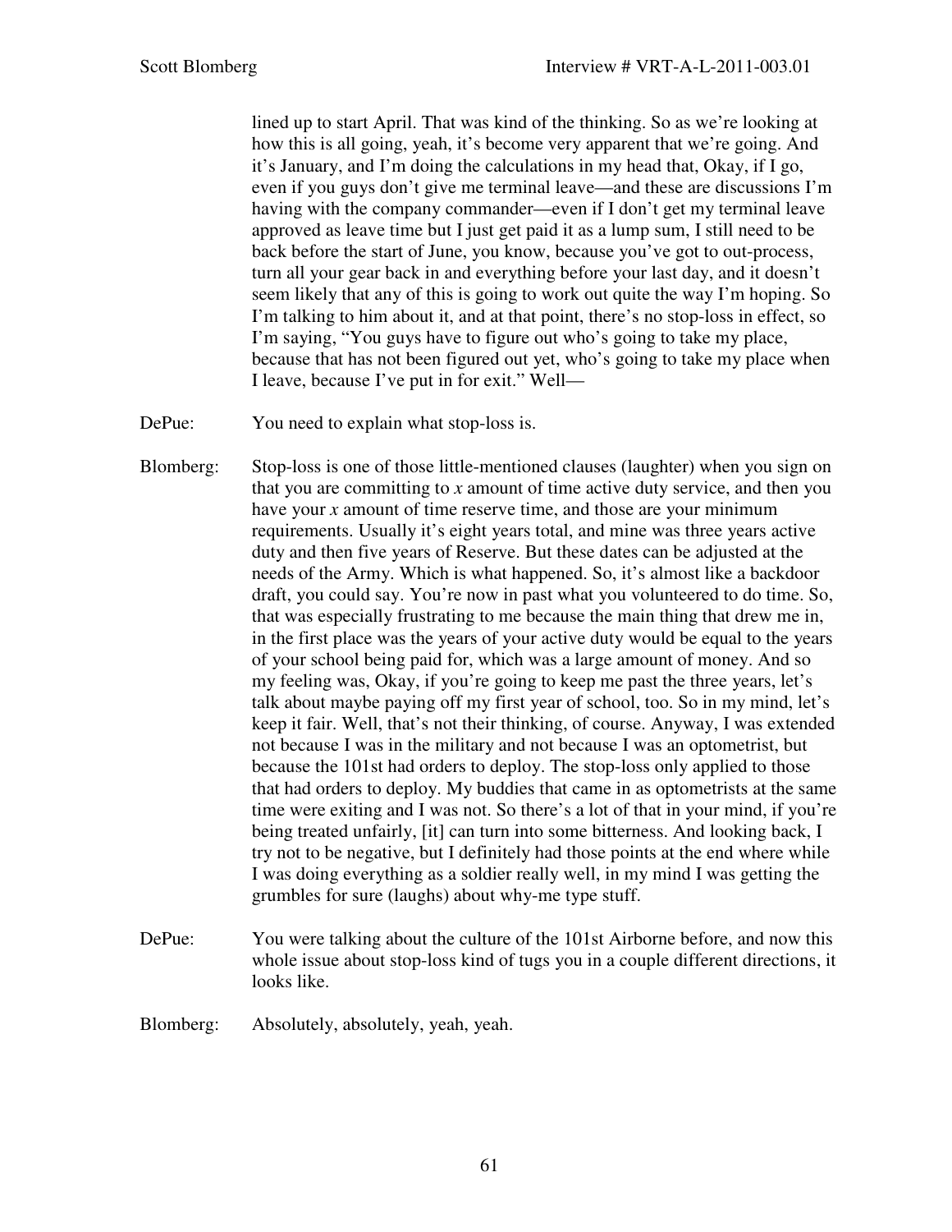lined up to start April. That was kind of the thinking. So as we're looking at how this is all going, yeah, it's become very apparent that we're going. And it's January, and I'm doing the calculations in my head that, Okay, if I go, even if you guys don't give me terminal leave—and these are discussions I'm having with the company commander—even if I don't get my terminal leave approved as leave time but I just get paid it as a lump sum, I still need to be back before the start of June, you know, because you've got to out-process, turn all your gear back in and everything before your last day, and it doesn't seem likely that any of this is going to work out quite the way I'm hoping. So I'm talking to him about it, and at that point, there's no stop-loss in effect, so I'm saying, "You guys have to figure out who's going to take my place, because that has not been figured out yet, who's going to take my place when I leave, because I've put in for exit." Well—

DePue: You need to explain what stop-loss is.

Blomberg: Stop-loss is one of those little-mentioned clauses (laughter) when you sign on that you are committing to *x* amount of time active duty service, and then you have your *x* amount of time reserve time, and those are your minimum requirements. Usually it's eight years total, and mine was three years active duty and then five years of Reserve. But these dates can be adjusted at the needs of the Army. Which is what happened. So, it's almost like a backdoor draft, you could say. You're now in past what you volunteered to do time. So, that was especially frustrating to me because the main thing that drew me in, in the first place was the years of your active duty would be equal to the years of your school being paid for, which was a large amount of money. And so my feeling was, Okay, if you're going to keep me past the three years, let's talk about maybe paying off my first year of school, too. So in my mind, let's keep it fair. Well, that's not their thinking, of course. Anyway, I was extended not because I was in the military and not because I was an optometrist, but because the 101st had orders to deploy. The stop-loss only applied to those that had orders to deploy. My buddies that came in as optometrists at the same time were exiting and I was not. So there's a lot of that in your mind, if you're being treated unfairly, [it] can turn into some bitterness. And looking back, I try not to be negative, but I definitely had those points at the end where while I was doing everything as a soldier really well, in my mind I was getting the grumbles for sure (laughs) about why-me type stuff.

DePue: You were talking about the culture of the 101st Airborne before, and now this whole issue about stop-loss kind of tugs you in a couple different directions, it looks like.

Blomberg: Absolutely, absolutely, yeah, yeah.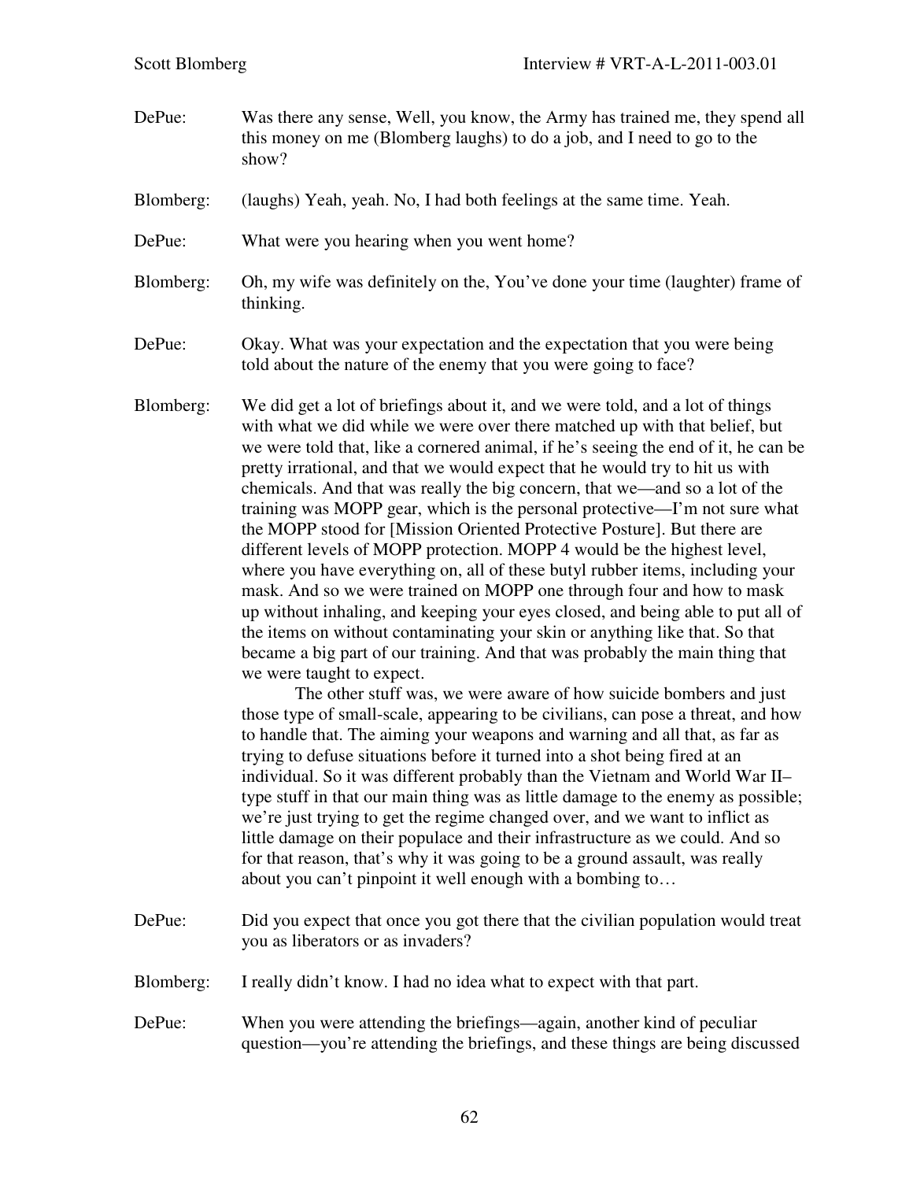DePue: Was there any sense, Well, you know, the Army has trained me, they spend all this money on me (Blomberg laughs) to do a job, and I need to go to the show?

Blomberg: (laughs) Yeah, yeah. No, I had both feelings at the same time. Yeah.

DePue: What were you hearing when you went home?

Blomberg: Oh, my wife was definitely on the, You've done your time (laughter) frame of thinking.

DePue: Okay. What was your expectation and the expectation that you were being told about the nature of the enemy that you were going to face?

Blomberg: We did get a lot of briefings about it, and we were told, and a lot of things with what we did while we were over there matched up with that belief, but we were told that, like a cornered animal, if he's seeing the end of it, he can be pretty irrational, and that we would expect that he would try to hit us with chemicals. And that was really the big concern, that we—and so a lot of the training was MOPP gear, which is the personal protective—I'm not sure what the MOPP stood for [Mission Oriented Protective Posture]. But there are different levels of MOPP protection. MOPP 4 would be the highest level, where you have everything on, all of these butyl rubber items, including your mask. And so we were trained on MOPP one through four and how to mask up without inhaling, and keeping your eyes closed, and being able to put all of the items on without contaminating your skin or anything like that. So that became a big part of our training. And that was probably the main thing that we were taught to expect.

The other stuff was, we were aware of how suicide bombers and just those type of small-scale, appearing to be civilians, can pose a threat, and how to handle that. The aiming your weapons and warning and all that, as far as trying to defuse situations before it turned into a shot being fired at an individual. So it was different probably than the Vietnam and World War II–type stuff in that our main thing was as little damage to the enemy as possible; we're just trying to get the regime changed over, and we want to inflict as little damage on their populace and their infrastructure as we could. And so for that reason, that's why it was going to be a ground assault, was really about you can't pinpoint it well enough with a bombing to…

DePue: Did you expect that once you got there that the civilian population would treat you as liberators or as invaders?

Blomberg: I really didn't know. I had no idea what to expect with that part.

DePue: When you were attending the briefings—again, another kind of peculiar question—you're attending the briefings, and these things are being discussed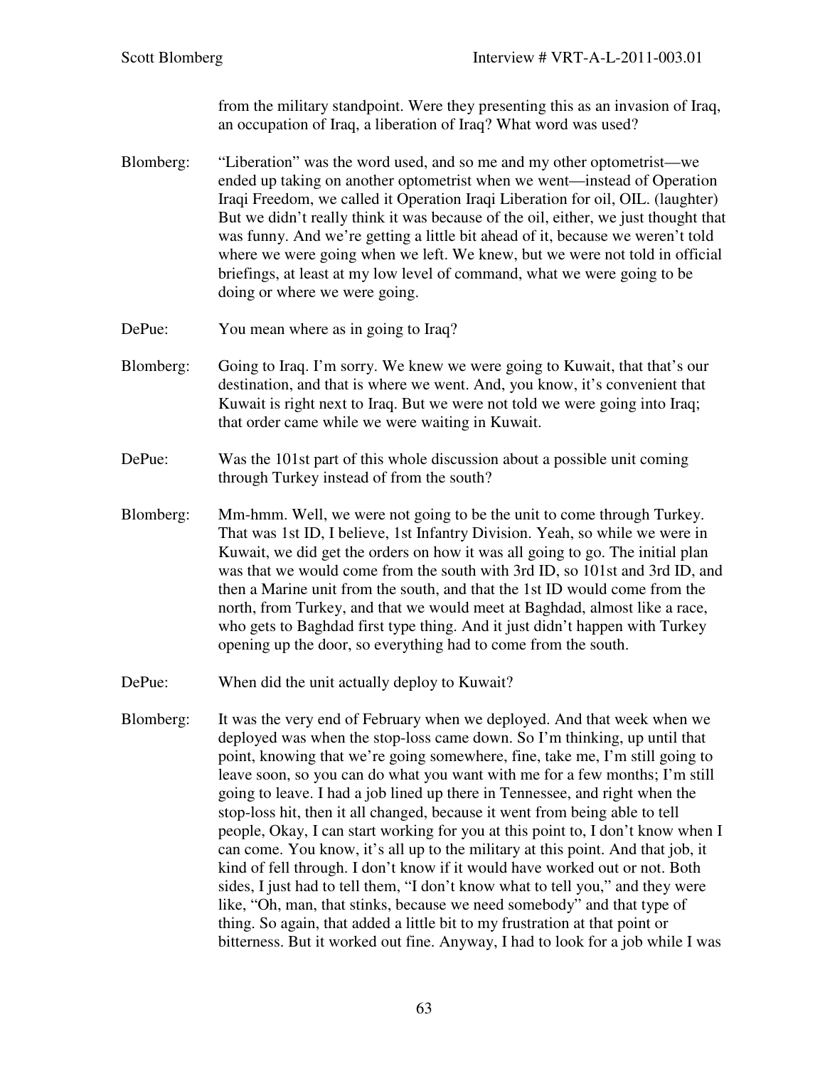from the military standpoint. Were they presenting this as an invasion of Iraq, an occupation of Iraq, a liberation of Iraq? What word was used?

Blomberg: "Liberation" was the word used, and so me and my other optometrist—we ended up taking on another optometrist when we went—instead of Operation Iraqi Freedom, we called it Operation Iraqi Liberation for oil, OIL. (laughter) But we didn't really think it was because of the oil, either, we just thought that was funny. And we're getting a little bit ahead of it, because we weren't told where we were going when we left. We knew, but we were not told in official briefings, at least at my low level of command, what we were going to be doing or where we were going.

DePue: You mean where as in going to Iraq?

Blomberg: Going to Iraq. I'm sorry. We knew we were going to Kuwait, that that's our destination, and that is where we went. And, you know, it's convenient that Kuwait is right next to Iraq. But we were not told we were going into Iraq; that order came while we were waiting in Kuwait.

DePue: Was the 101st part of this whole discussion about a possible unit coming through Turkey instead of from the south?

Blomberg: Mm-hmm. Well, we were not going to be the unit to come through Turkey. That was 1st ID, I believe, 1st Infantry Division. Yeah, so while we were in Kuwait, we did get the orders on how it was all going to go. The initial plan was that we would come from the south with 3rd ID, so 101st and 3rd ID, and then a Marine unit from the south, and that the 1st ID would come from the north, from Turkey, and that we would meet at Baghdad, almost like a race, who gets to Baghdad first type thing. And it just didn't happen with Turkey opening up the door, so everything had to come from the south.

DePue: When did the unit actually deploy to Kuwait?

Blomberg: It was the very end of February when we deployed. And that week when we deployed was when the stop-loss came down. So I'm thinking, up until that point, knowing that we're going somewhere, fine, take me, I'm still going to leave soon, so you can do what you want with me for a few months; I'm still going to leave. I had a job lined up there in Tennessee, and right when the stop-loss hit, then it all changed, because it went from being able to tell people, Okay, I can start working for you at this point to, I don't know when I can come. You know, it's all up to the military at this point. And that job, it kind of fell through. I don't know if it would have worked out or not. Both sides, I just had to tell them, "I don't know what to tell you," and they were like, "Oh, man, that stinks, because we need somebody" and that type of thing. So again, that added a little bit to my frustration at that point or bitterness. But it worked out fine. Anyway, I had to look for a job while I was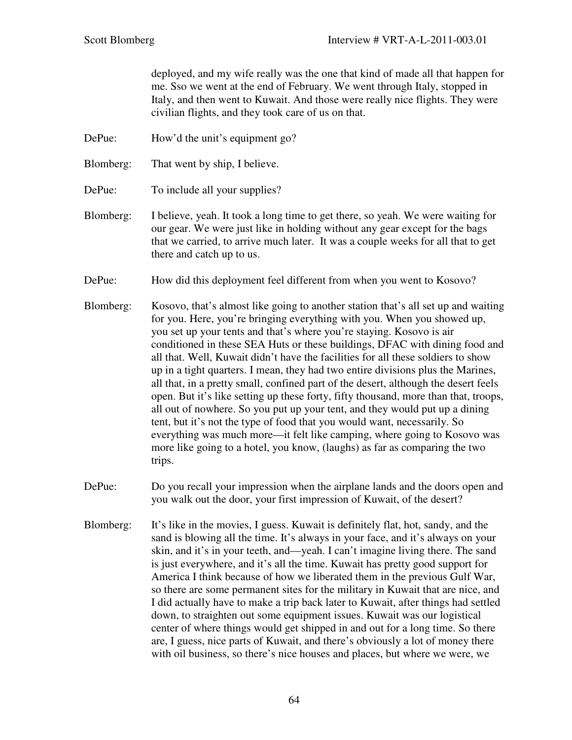deployed, and my wife really was the one that kind of made all that happen for me. Sso we went at the end of February. We went through Italy, stopped in Italy, and then went to Kuwait. And those were really nice flights. They were civilian flights, and they took care of us on that.

DePue: How'd the unit's equipment go?

Blomberg: That went by ship, I believe.

DePue: To include all your supplies?

Blomberg: I believe, yeah. It took a long time to get there, so yeah. We were waiting for our gear. We were just like in holding without any gear except for the bags that we carried, to arrive much later. It was a couple weeks for all that to get there and catch up to us.

DePue: How did this deployment feel different from when you went to Kosovo?

Blomberg: Kosovo, that's almost like going to another station that's all set up and waiting for you. Here, you're bringing everything with you. When you showed up, you set up your tents and that's where you're staying. Kosovo is air conditioned in these SEA Huts or these buildings, DFAC with dining food and all that. Well, Kuwait didn't have the facilities for all these soldiers to show up in a tight quarters. I mean, they had two entire divisions plus the Marines, all that, in a pretty small, confined part of the desert, although the desert feels open. But it's like setting up these forty, fifty thousand, more than that, troops, all out of nowhere. So you put up your tent, and they would put up a dining tent, but it's not the type of food that you would want, necessarily. So everything was much more—it felt like camping, where going to Kosovo was more like going to a hotel, you know, (laughs) as far as comparing the two trips.

DePue: Do you recall your impression when the airplane lands and the doors open and you walk out the door, your first impression of Kuwait, of the desert?

Blomberg: It's like in the movies, I guess. Kuwait is definitely flat, hot, sandy, and the sand is blowing all the time. It's always in your face, and it's always on your skin, and it's in your teeth, and—yeah. I can't imagine living there. The sand is just everywhere, and it's all the time. Kuwait has pretty good support for America I think because of how we liberated them in the previous Gulf War, so there are some permanent sites for the military in Kuwait that are nice, and I did actually have to make a trip back later to Kuwait, after things had settled down, to straighten out some equipment issues. Kuwait was our logistical center of where things would get shipped in and out for a long time. So there are, I guess, nice parts of Kuwait, and there's obviously a lot of money there with oil business, so there's nice houses and places, but where we were, we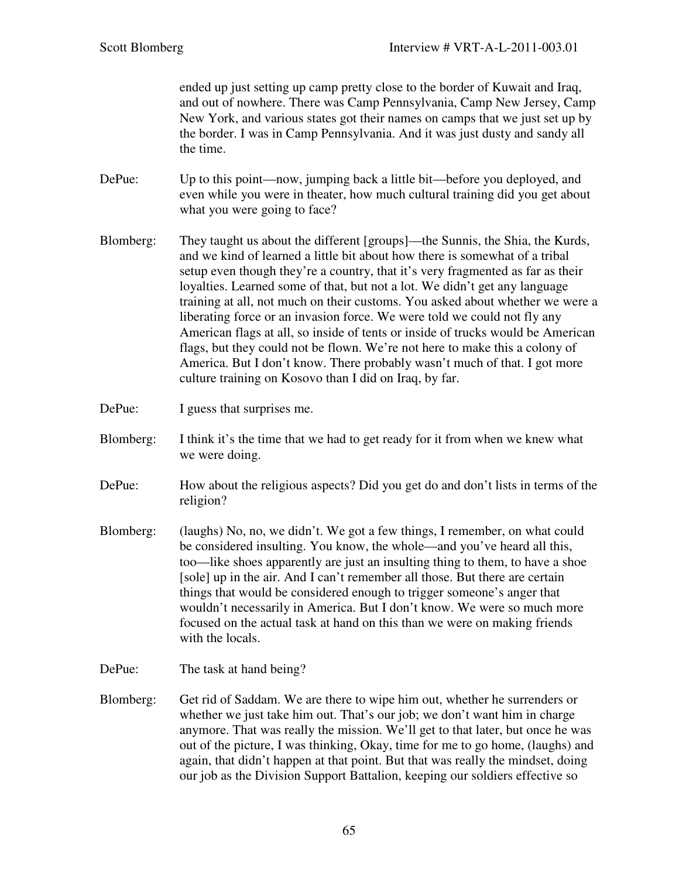ended up just setting up camp pretty close to the border of Kuwait and Iraq, and out of nowhere. There was Camp Pennsylvania, Camp New Jersey, Camp New York, and various states got their names on camps that we just set up by the border. I was in Camp Pennsylvania. And it was just dusty and sandy all the time.

DePue: Up to this point—now, jumping back a little bit—before you deployed, and even while you were in theater, how much cultural training did you get about what you were going to face?

Blomberg: They taught us about the different [groups]—the Sunnis, the Shia, the Kurds, and we kind of learned a little bit about how there is somewhat of a tribal setup even though they're a country, that it's very fragmented as far as their loyalties. Learned some of that, but not a lot. We didn't get any language training at all, not much on their customs. You asked about whether we were a liberating force or an invasion force. We were told we could not fly any American flags at all, so inside of tents or inside of trucks would be American flags, but they could not be flown. We're not here to make this a colony of America. But I don't know. There probably wasn't much of that. I got more culture training on Kosovo than I did on Iraq, by far.

DePue: I guess that surprises me.

Blomberg: I think it's the time that we had to get ready for it from when we knew what we were doing.

DePue: How about the religious aspects? Did you get do and don't lists in terms of the religion?

Blomberg: (laughs) No, no, we didn't. We got a few things, I remember, on what could be considered insulting. You know, the whole—and you've heard all this, too—like shoes apparently are just an insulting thing to them, to have a shoe [sole] up in the air. And I can't remember all those. But there are certain things that would be considered enough to trigger someone's anger that wouldn't necessarily in America. But I don't know. We were so much more focused on the actual task at hand on this than we were on making friends with the locals.

DePue: The task at hand being?

Blomberg: Get rid of Saddam. We are there to wipe him out, whether he surrenders or whether we just take him out. That's our job; we don't want him in charge anymore. That was really the mission. We'll get to that later, but once he was out of the picture, I was thinking, Okay, time for me to go home, (laughs) and again, that didn't happen at that point. But that was really the mindset, doing our job as the Division Support Battalion, keeping our soldiers effective so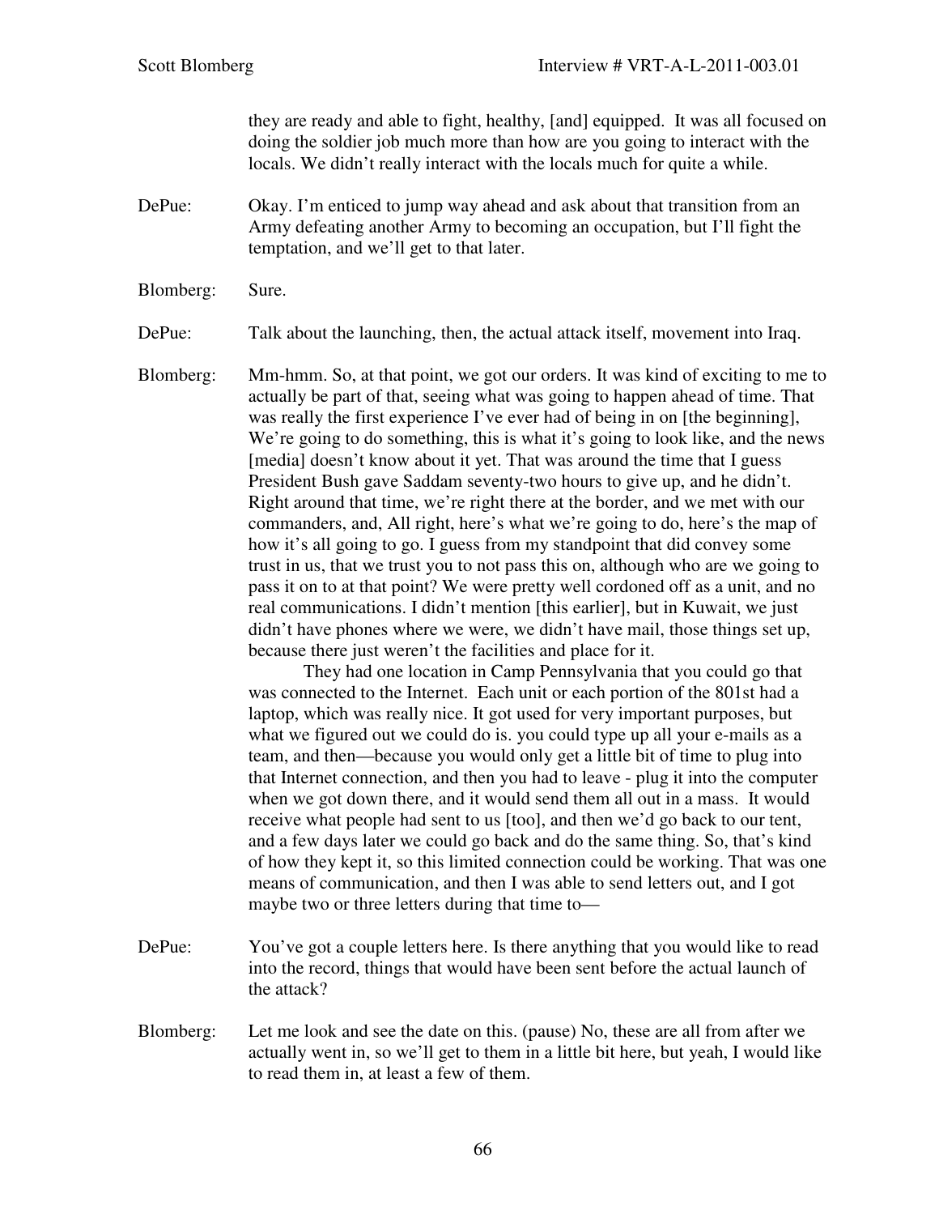they are ready and able to fight, healthy, [and] equipped. It was all focused on doing the soldier job much more than how are you going to interact with the locals. We didn't really interact with the locals much for quite a while.

DePue: Okay. I'm enticed to jump way ahead and ask about that transition from an Army defeating another Army to becoming an occupation, but I'll fight the temptation, and we'll get to that later.

Blomberg: Sure.

DePue: Talk about the launching, then, the actual attack itself, movement into Iraq.

Blomberg: Mm-hmm. So, at that point, we got our orders. It was kind of exciting to me to actually be part of that, seeing what was going to happen ahead of time. That was really the first experience I've ever had of being in on [the beginning], We're going to do something, this is what it's going to look like, and the news [media] doesn't know about it yet. That was around the time that I guess President Bush gave Saddam seventy-two hours to give up, and he didn't. Right around that time, we're right there at the border, and we met with our commanders, and, All right, here's what we're going to do, here's the map of how it's all going to go. I guess from my standpoint that did convey some trust in us, that we trust you to not pass this on, although who are we going to pass it on to at that point? We were pretty well cordoned off as a unit, and no real communications. I didn't mention [this earlier], but in Kuwait, we just didn't have phones where we were, we didn't have mail, those things set up, because there just weren't the facilities and place for it.

They had one location in Camp Pennsylvania that you could go that was connected to the Internet. Each unit or each portion of the 801st had a laptop, which was really nice. It got used for very important purposes, but what we figured out we could do is. you could type up all your e-mails as a team, and then—because you would only get a little bit of time to plug into that Internet connection, and then you had to leave - plug it into the computer when we got down there, and it would send them all out in a mass. It would receive what people had sent to us [too], and then we'd go back to our tent, and a few days later we could go back and do the same thing. So, that's kind of how they kept it, so this limited connection could be working. That was one means of communication, and then I was able to send letters out, and I got maybe two or three letters during that time to—

DePue: You've got a couple letters here. Is there anything that you would like to read into the record, things that would have been sent before the actual launch of the attack?

Blomberg: Let me look and see the date on this. (pause) No, these are all from after we actually went in, so we'll get to them in a little bit here, but yeah, I would like to read them in, at least a few of them.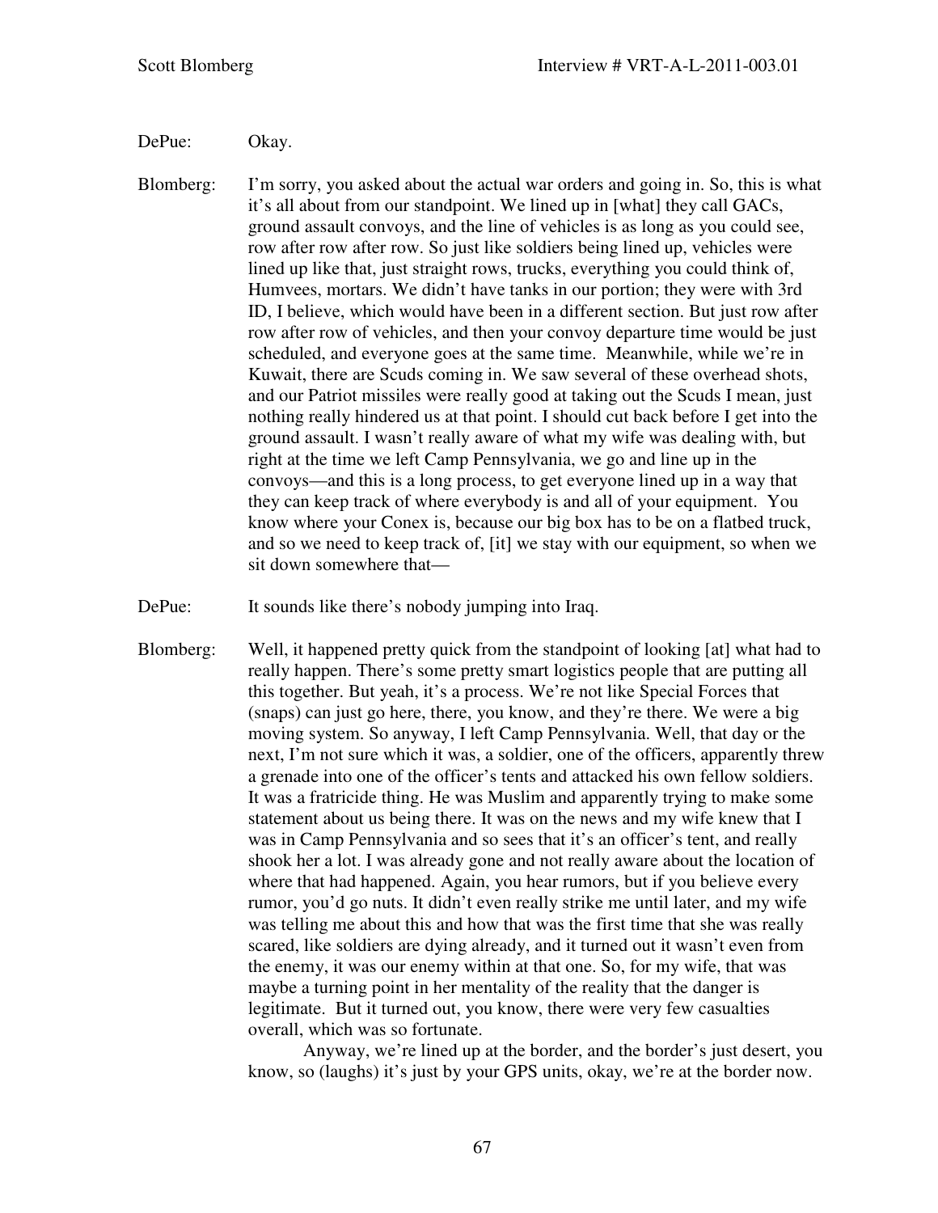DePue: Okay.

Blomberg: I'm sorry, you asked about the actual war orders and going in. So, this is what it's all about from our standpoint. We lined up in [what] they call GACs, ground assault convoys, and the line of vehicles is as long as you could see, row after row after row. So just like soldiers being lined up, vehicles were lined up like that, just straight rows, trucks, everything you could think of, Humvees, mortars. We didn't have tanks in our portion; they were with 3rd ID, I believe, which would have been in a different section. But just row after row after row of vehicles, and then your convoy departure time would be just scheduled, and everyone goes at the same time. Meanwhile, while we're in Kuwait, there are Scuds coming in. We saw several of these overhead shots, and our Patriot missiles were really good at taking out the Scuds I mean, just nothing really hindered us at that point. I should cut back before I get into the ground assault. I wasn't really aware of what my wife was dealing with, but right at the time we left Camp Pennsylvania, we go and line up in the convoys—and this is a long process, to get everyone lined up in a way that they can keep track of where everybody is and all of your equipment. You know where your Conex is, because our big box has to be on a flatbed truck, and so we need to keep track of, [it] we stay with our equipment, so when we sit down somewhere that—

DePue: It sounds like there's nobody jumping into Iraq.

Blomberg: Well, it happened pretty quick from the standpoint of looking [at] what had to really happen. There's some pretty smart logistics people that are putting all this together. But yeah, it's a process. We're not like Special Forces that (snaps) can just go here, there, you know, and they're there. We were a big moving system. So anyway, I left Camp Pennsylvania. Well, that day or the next, I'm not sure which it was, a soldier, one of the officers, apparently threw a grenade into one of the officer's tents and attacked his own fellow soldiers. It was a fratricide thing. He was Muslim and apparently trying to make some statement about us being there. It was on the news and my wife knew that I was in Camp Pennsylvania and so sees that it's an officer's tent, and really shook her a lot. I was already gone and not really aware about the location of where that had happened. Again, you hear rumors, but if you believe every rumor, you'd go nuts. It didn't even really strike me until later, and my wife was telling me about this and how that was the first time that she was really scared, like soldiers are dying already, and it turned out it wasn't even from the enemy, it was our enemy within at that one. So, for my wife, that was maybe a turning point in her mentality of the reality that the danger is legitimate. But it turned out, you know, there were very few casualties overall, which was so fortunate.

Anyway, we're lined up at the border, and the border's just desert, you know, so (laughs) it's just by your GPS units, okay, we're at the border now.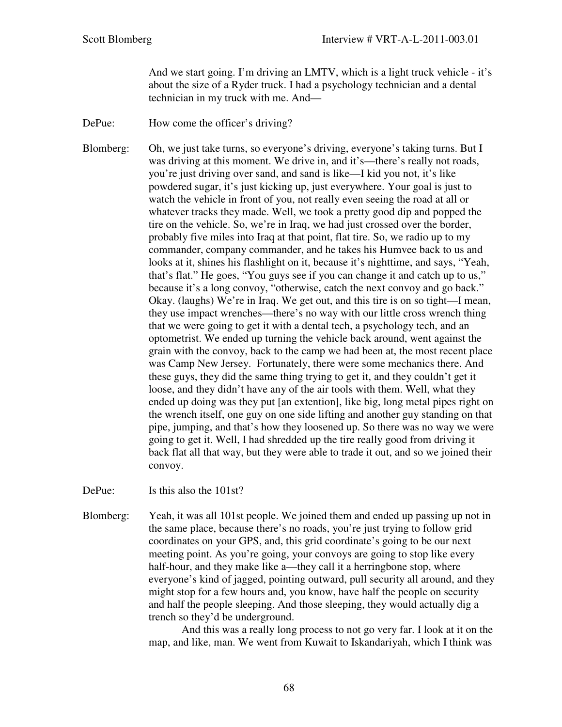And we start going. I'm driving an LMTV, which is a light truck vehicle - it's about the size of a Ryder truck. I had a psychology technician and a dental technician in my truck with me. And—

DePue: How come the officer's driving?

Blomberg: Oh, we just take turns, so everyone's driving, everyone's taking turns. But I was driving at this moment. We drive in, and it's—there's really not roads, you're just driving over sand, and sand is like—I kid you not, it's like powdered sugar, it's just kicking up, just everywhere. Your goal is just to watch the vehicle in front of you, not really even seeing the road at all or whatever tracks they made. Well, we took a pretty good dip and popped the tire on the vehicle. So, we're in Iraq, we had just crossed over the border, probably five miles into Iraq at that point, flat tire. So, we radio up to my commander, company commander, and he takes his Humvee back to us and looks at it, shines his flashlight on it, because it's nighttime, and says, "Yeah, that's flat." He goes, "You guys see if you can change it and catch up to us," because it's a long convoy, "otherwise, catch the next convoy and go back." Okay. (laughs) We're in Iraq. We get out, and this tire is on so tight—I mean, they use impact wrenches—there's no way with our little cross wrench thing that we were going to get it with a dental tech, a psychology tech, and an optometrist. We ended up turning the vehicle back around, went against the grain with the convoy, back to the camp we had been at, the most recent place was Camp New Jersey. Fortunately, there were some mechanics there. And these guys, they did the same thing trying to get it, and they couldn't get it loose, and they didn't have any of the air tools with them. Well, what they ended up doing was they put [an extention], like big, long metal pipes right on the wrench itself, one guy on one side lifting and another guy standing on that pipe, jumping, and that's how they loosened up. So there was no way we were going to get it. Well, I had shredded up the tire really good from driving it back flat all that way, but they were able to trade it out, and so we joined their convoy.

DePue: Is this also the 101st?

Blomberg: Yeah, it was all 101st people. We joined them and ended up passing up not in the same place, because there's no roads, you're just trying to follow grid coordinates on your GPS, and, this grid coordinate's going to be our next meeting point. As you're going, your convoys are going to stop like every half-hour, and they make like a—they call it a herringbone stop, where everyone's kind of jagged, pointing outward, pull security all around, and they might stop for a few hours and, you know, have half the people on security and half the people sleeping. And those sleeping, they would actually dig a trench so they'd be underground.

And this was a really long process to not go very far. I look at it on the map, and like, man. We went from Kuwait to Iskandariyah, which I think was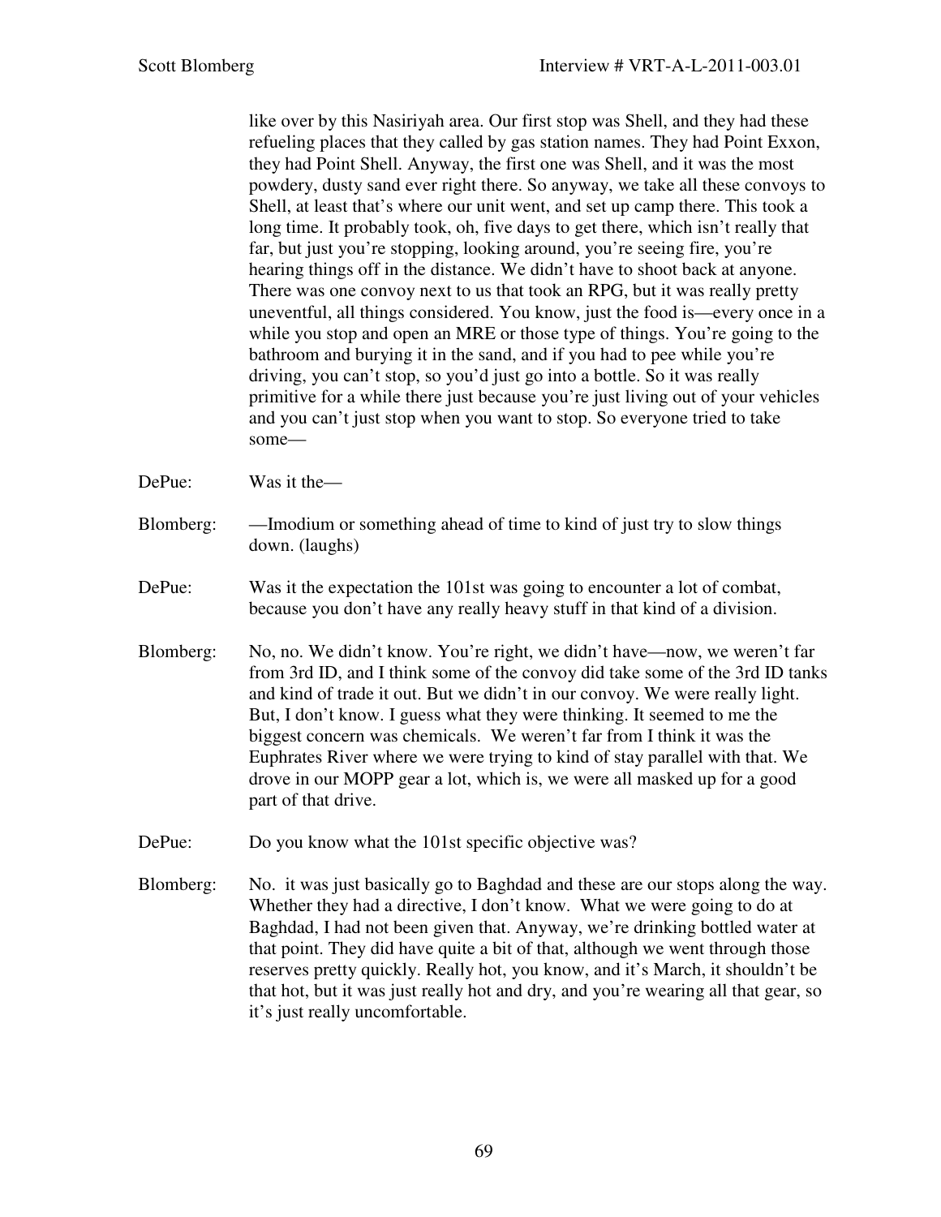like over by this Nasiriyah area. Our first stop was Shell, and they had these refueling places that they called by gas station names. They had Point Exxon, they had Point Shell. Anyway, the first one was Shell, and it was the most powdery, dusty sand ever right there. So anyway, we take all these convoys to Shell, at least that's where our unit went, and set up camp there. This took a long time. It probably took, oh, five days to get there, which isn't really that far, but just you're stopping, looking around, you're seeing fire, you're hearing things off in the distance. We didn't have to shoot back at anyone. There was one convoy next to us that took an RPG, but it was really pretty uneventful, all things considered. You know, just the food is—every once in a while you stop and open an MRE or those type of things. You're going to the bathroom and burying it in the sand, and if you had to pee while you're driving, you can't stop, so you'd just go into a bottle. So it was really primitive for a while there just because you're just living out of your vehicles and you can't just stop when you want to stop. So everyone tried to take some—

DePue: Was it the—

Blomberg: —Imodium or something ahead of time to kind of just try to slow things down. (laughs)

DePue: Was it the expectation the 101st was going to encounter a lot of combat, because you don't have any really heavy stuff in that kind of a division.

Blomberg: No, no. We didn't know. You're right, we didn't have—now, we weren't far from 3rd ID, and I think some of the convoy did take some of the 3rd ID tanks and kind of trade it out. But we didn't in our convoy. We were really light. But, I don't know. I guess what they were thinking. It seemed to me the biggest concern was chemicals. We weren't far from I think it was the Euphrates River where we were trying to kind of stay parallel with that. We drove in our MOPP gear a lot, which is, we were all masked up for a good part of that drive.

DePue: Do you know what the 101st specific objective was?

Blomberg: No. it was just basically go to Baghdad and these are our stops along the way. Whether they had a directive, I don't know. What we were going to do at Baghdad, I had not been given that. Anyway, we're drinking bottled water at that point. They did have quite a bit of that, although we went through those reserves pretty quickly. Really hot, you know, and it's March, it shouldn't be that hot, but it was just really hot and dry, and you're wearing all that gear, so it's just really uncomfortable.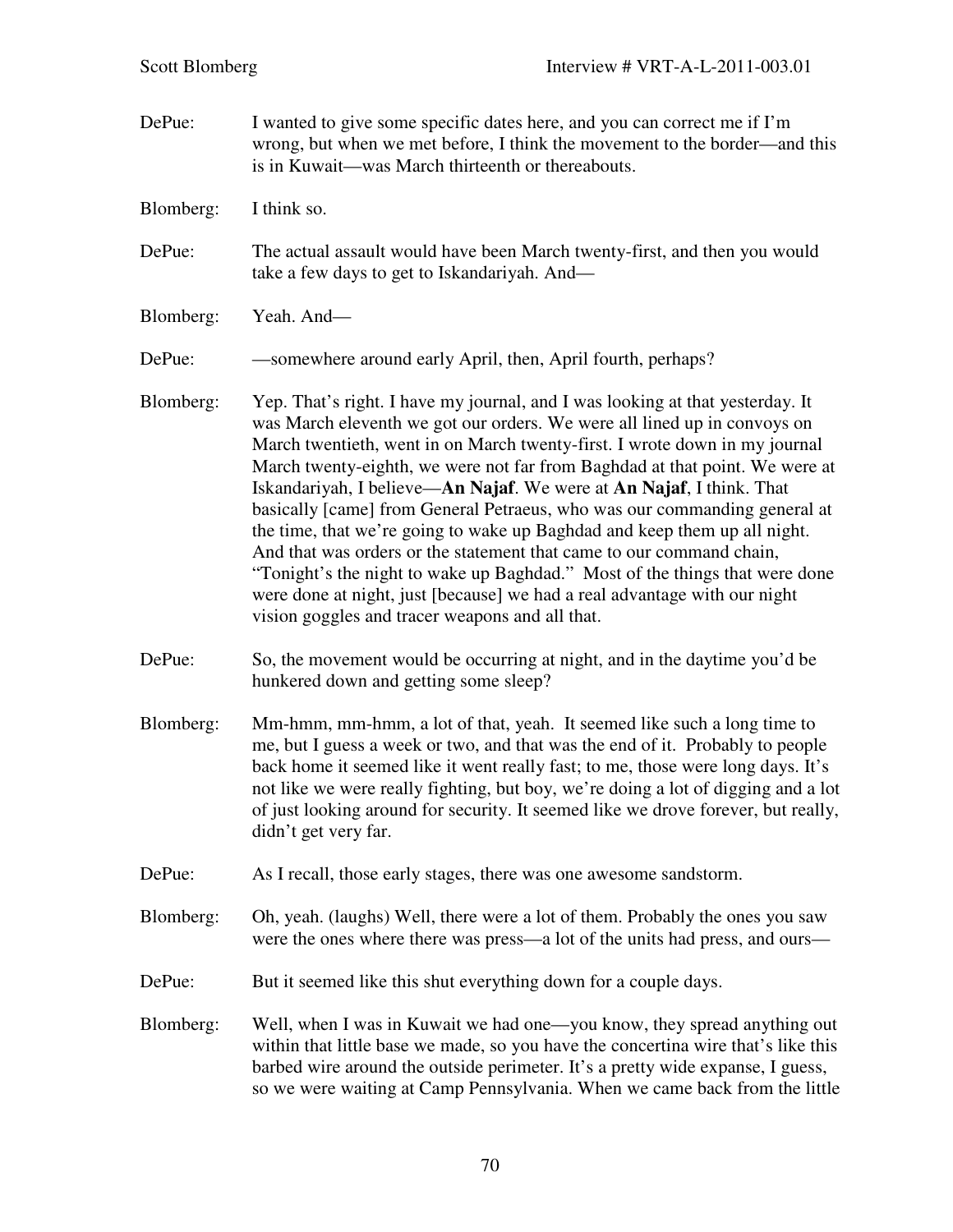DePue: I wanted to give some specific dates here, and you can correct me if I'm wrong, but when we met before, I think the movement to the border—and this is in Kuwait—was March thirteenth or thereabouts.

Blomberg: I think so.

DePue: The actual assault would have been March twenty-first, and then you would take a few days to get to Iskandariyah. And—

Blomberg: Yeah. And—

DePue: —somewhere around early April, then, April fourth, perhaps?

Blomberg: Yep. That's right. I have my journal, and I was looking at that yesterday. It was March eleventh we got our orders. We were all lined up in convoys on March twentieth, went in on March twenty-first. I wrote down in my journal March twenty-eighth, we were not far from Baghdad at that point. We were at Iskandariyah, I believe—**An Najaf**. We were at **An Najaf**, I think. That basically [came] from General Petraeus, who was our commanding general at the time, that we're going to wake up Baghdad and keep them up all night. And that was orders or the statement that came to our command chain, "Tonight's the night to wake up Baghdad." Most of the things that were done were done at night, just [because] we had a real advantage with our night vision goggles and tracer weapons and all that.

DePue: So, the movement would be occurring at night, and in the daytime you'd be hunkered down and getting some sleep?

Blomberg: Mm-hmm, mm-hmm, a lot of that, yeah. It seemed like such a long time to me, but I guess a week or two, and that was the end of it. Probably to people back home it seemed like it went really fast; to me, those were long days. It's not like we were really fighting, but boy, we're doing a lot of digging and a lot of just looking around for security. It seemed like we drove forever, but really, didn't get very far.

DePue: As I recall, those early stages, there was one awesome sandstorm.

Blomberg: Oh, yeah. (laughs) Well, there were a lot of them. Probably the ones you saw were the ones where there was press—a lot of the units had press, and ours—

DePue: But it seemed like this shut everything down for a couple days.

Blomberg: Well, when I was in Kuwait we had one—you know, they spread anything out within that little base we made, so you have the concertina wire that's like this barbed wire around the outside perimeter. It's a pretty wide expanse, I guess, so we were waiting at Camp Pennsylvania. When we came back from the little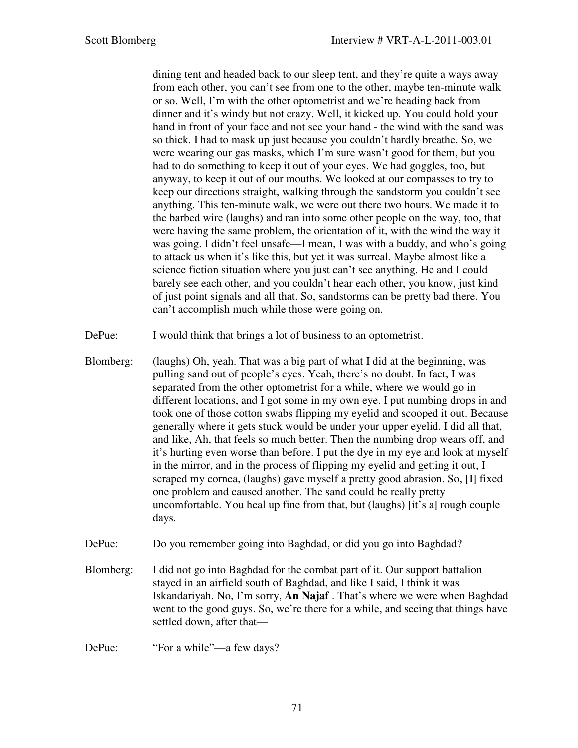dining tent and headed back to our sleep tent, and they're quite a ways away from each other, you can't see from one to the other, maybe ten-minute walk or so. Well, I'm with the other optometrist and we're heading back from dinner and it's windy but not crazy. Well, it kicked up. You could hold your hand in front of your face and not see your hand - the wind with the sand was so thick. I had to mask up just because you couldn't hardly breathe. So, we were wearing our gas masks, which I'm sure wasn't good for them, but you had to do something to keep it out of your eyes. We had goggles, too, but anyway, to keep it out of our mouths. We looked at our compasses to try to keep our directions straight, walking through the sandstorm you couldn't see anything. This ten-minute walk, we were out there two hours. We made it to the barbed wire (laughs) and ran into some other people on the way, too, that were having the same problem, the orientation of it, with the wind the way it was going. I didn't feel unsafe—I mean, I was with a buddy, and who's going to attack us when it's like this, but yet it was surreal. Maybe almost like a science fiction situation where you just can't see anything. He and I could barely see each other, and you couldn't hear each other, you know, just kind of just point signals and all that. So, sandstorms can be pretty bad there. You can't accomplish much while those were going on.

DePue: I would think that brings a lot of business to an optometrist.

Blomberg: (laughs) Oh, yeah. That was a big part of what I did at the beginning, was pulling sand out of people's eyes. Yeah, there's no doubt. In fact, I was separated from the other optometrist for a while, where we would go in different locations, and I got some in my own eye. I put numbing drops in and took one of those cotton swabs flipping my eyelid and scooped it out. Because generally where it gets stuck would be under your upper eyelid. I did all that, and like, Ah, that feels so much better. Then the numbing drop wears off, and it's hurting even worse than before. I put the dye in my eye and look at myself in the mirror, and in the process of flipping my eyelid and getting it out, I scraped my cornea, (laughs) gave myself a pretty good abrasion. So, [I] fixed one problem and caused another. The sand could be really pretty uncomfortable. You heal up fine from that, but (laughs) [it's a] rough couple days.

DePue: Do you remember going into Baghdad, or did you go into Baghdad?

Blomberg: I did not go into Baghdad for the combat part of it. Our support battalion stayed in an airfield south of Baghdad, and like I said, I think it was Iskandariyah. No, I'm sorry, **An Najaf**. That's where we were when Baghdad went to the good guys. So, we're there for a while, and seeing that things have settled down, after that—

DePue: "For a while"—a few days?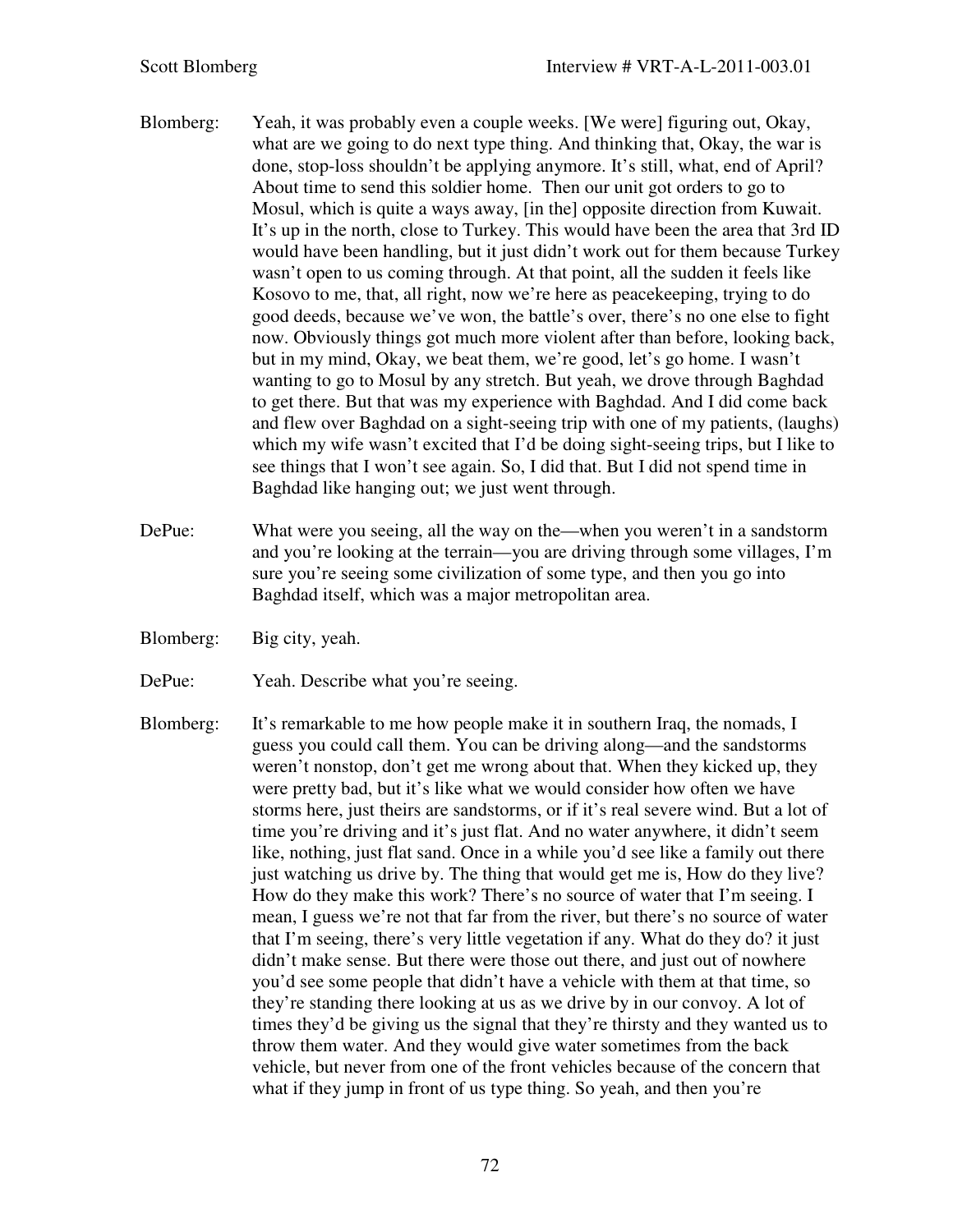Blomberg: Yeah, it was probably even a couple weeks. [We were] figuring out, Okay, what are we going to do next type thing. And thinking that, Okay, the war is done, stop-loss shouldn't be applying anymore. It's still, what, end of April? About time to send this soldier home. Then our unit got orders to go to Mosul, which is quite a ways away, [in the] opposite direction from Kuwait. It's up in the north, close to Turkey. This would have been the area that 3rd ID would have been handling, but it just didn't work out for them because Turkey wasn't open to us coming through. At that point, all the sudden it feels like Kosovo to me, that, all right, now we're here as peacekeeping, trying to do good deeds, because we've won, the battle's over, there's no one else to fight now. Obviously things got much more violent after than before, looking back, but in my mind, Okay, we beat them, we're good, let's go home. I wasn't wanting to go to Mosul by any stretch. But yeah, we drove through Baghdad to get there. But that was my experience with Baghdad. And I did come back and flew over Baghdad on a sight-seeing trip with one of my patients, (laughs) which my wife wasn't excited that I'd be doing sight-seeing trips, but I like to see things that I won't see again. So, I did that. But I did not spend time in Baghdad like hanging out; we just went through.

DePue: What were you seeing, all the way on the—when you weren't in a sandstorm and you're looking at the terrain—you are driving through some villages, I'm sure you're seeing some civilization of some type, and then you go into Baghdad itself, which was a major metropolitan area.

Blomberg: Big city, yeah.

DePue: Yeah. Describe what you're seeing.

Blomberg: It's remarkable to me how people make it in southern Iraq, the nomads, I guess you could call them. You can be driving along—and the sandstorms weren't nonstop, don't get me wrong about that. When they kicked up, they were pretty bad, but it's like what we would consider how often we have storms here, just theirs are sandstorms, or if it's real severe wind. But a lot of time you're driving and it's just flat. And no water anywhere, it didn't seem like, nothing, just flat sand. Once in a while you'd see like a family out there just watching us drive by. The thing that would get me is, How do they live? How do they make this work? There's no source of water that I'm seeing. I mean, I guess we're not that far from the river, but there's no source of water that I'm seeing, there's very little vegetation if any. What do they do? it just didn't make sense. But there were those out there, and just out of nowhere you'd see some people that didn't have a vehicle with them at that time, so they're standing there looking at us as we drive by in our convoy. A lot of times they'd be giving us the signal that they're thirsty and they wanted us to throw them water. And they would give water sometimes from the back vehicle, but never from one of the front vehicles because of the concern that what if they jump in front of us type thing. So yeah, and then you're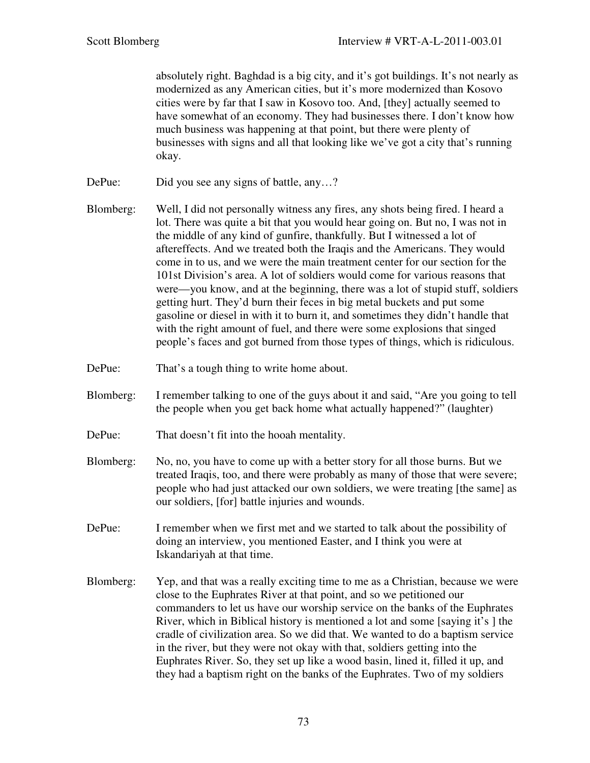absolutely right. Baghdad is a big city, and it's got buildings. It's not nearly as modernized as any American cities, but it's more modernized than Kosovo cities were by far that I saw in Kosovo too. And, [they] actually seemed to have somewhat of an economy. They had businesses there. I don't know how much business was happening at that point, but there were plenty of businesses with signs and all that looking like we've got a city that's running okay.

DePue: Did you see any signs of battle, any…?

Blomberg: Well, I did not personally witness any fires, any shots being fired. I heard a lot. There was quite a bit that you would hear going on. But no, I was not in the middle of any kind of gunfire, thankfully. But I witnessed a lot of aftereffects. And we treated both the Iraqis and the Americans. They would come in to us, and we were the main treatment center for our section for the 101st Division's area. A lot of soldiers would come for various reasons that were—you know, and at the beginning, there was a lot of stupid stuff, soldiers getting hurt. They'd burn their feces in big metal buckets and put some gasoline or diesel in with it to burn it, and sometimes they didn't handle that with the right amount of fuel, and there were some explosions that singed people's faces and got burned from those types of things, which is ridiculous.

DePue: That's a tough thing to write home about.

Blomberg: I remember talking to one of the guys about it and said, "Are you going to tell the people when you get back home what actually happened?" (laughter)

DePue: That doesn't fit into the hooah mentality.

Blomberg: No, no, you have to come up with a better story for all those burns. But we treated Iraqis, too, and there were probably as many of those that were severe; people who had just attacked our own soldiers, we were treating [the same] as our soldiers, [for] battle injuries and wounds.

DePue: I remember when we first met and we started to talk about the possibility of doing an interview, you mentioned Easter, and I think you were at Iskandariyah at that time.

Blomberg: Yep, and that was a really exciting time to me as a Christian, because we were close to the Euphrates River at that point, and so we petitioned our commanders to let us have our worship service on the banks of the Euphrates River, which in Biblical history is mentioned a lot and some [saying it's ] the cradle of civilization area. So we did that. We wanted to do a baptism service in the river, but they were not okay with that, soldiers getting into the Euphrates River. So, they set up like a wood basin, lined it, filled it up, and they had a baptism right on the banks of the Euphrates. Two of my soldiers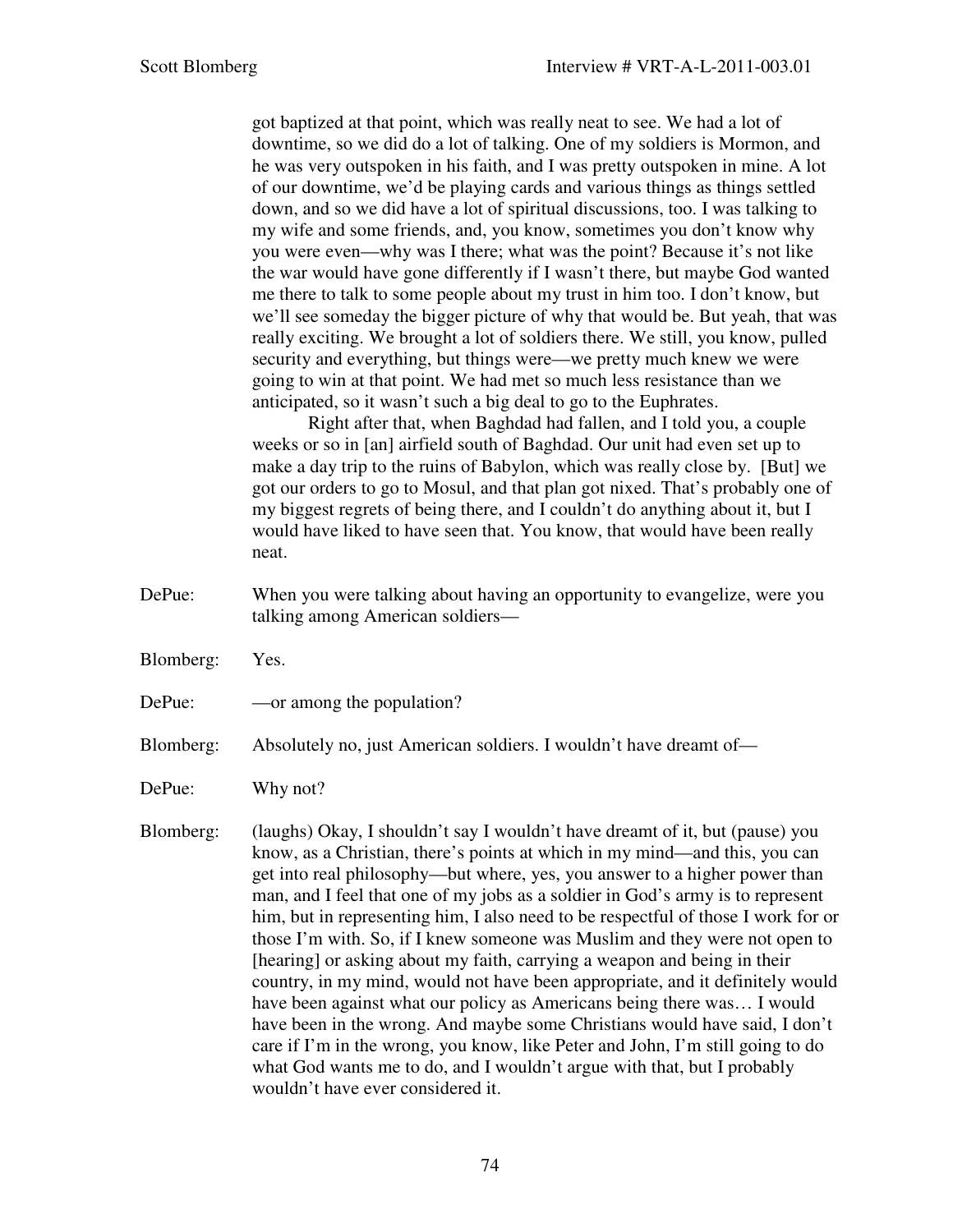got baptized at that point, which was really neat to see. We had a lot of downtime, so we did do a lot of talking. One of my soldiers is Mormon, and he was very outspoken in his faith, and I was pretty outspoken in mine. A lot of our downtime, we'd be playing cards and various things as things settled down, and so we did have a lot of spiritual discussions, too. I was talking to my wife and some friends, and, you know, sometimes you don't know why you were even—why was I there; what was the point? Because it's not like the war would have gone differently if I wasn't there, but maybe God wanted me there to talk to some people about my trust in him too. I don't know, but we'll see someday the bigger picture of why that would be. But yeah, that was really exciting. We brought a lot of soldiers there. We still, you know, pulled security and everything, but things were—we pretty much knew we were going to win at that point. We had met so much less resistance than we anticipated, so it wasn't such a big deal to go to the Euphrates.

Right after that, when Baghdad had fallen, and I told you, a couple weeks or so in [an] airfield south of Baghdad. Our unit had even set up to make a day trip to the ruins of Babylon, which was really close by. [But] we got our orders to go to Mosul, and that plan got nixed. That's probably one of my biggest regrets of being there, and I couldn't do anything about it, but I would have liked to have seen that. You know, that would have been really neat.

DePue: When you were talking about having an opportunity to evangelize, were you talking among American soldiers—

Blomberg: Yes.

DePue: —or among the population?

Blomberg: Absolutely no, just American soldiers. I wouldn't have dreamt of—

DePue: Why not?

Blomberg: (laughs) Okay, I shouldn't say I wouldn't have dreamt of it, but (pause) you know, as a Christian, there's points at which in my mind—and this, you can get into real philosophy—but where, yes, you answer to a higher power than man, and I feel that one of my jobs as a soldier in God's army is to represent him, but in representing him, I also need to be respectful of those I work for or those I'm with. So, if I knew someone was Muslim and they were not open to [hearing] or asking about my faith, carrying a weapon and being in their country, in my mind, would not have been appropriate, and it definitely would have been against what our policy as Americans being there was… I would have been in the wrong. And maybe some Christians would have said, I don't care if I'm in the wrong, you know, like Peter and John, I'm still going to do what God wants me to do, and I wouldn't argue with that, but I probably wouldn't have ever considered it.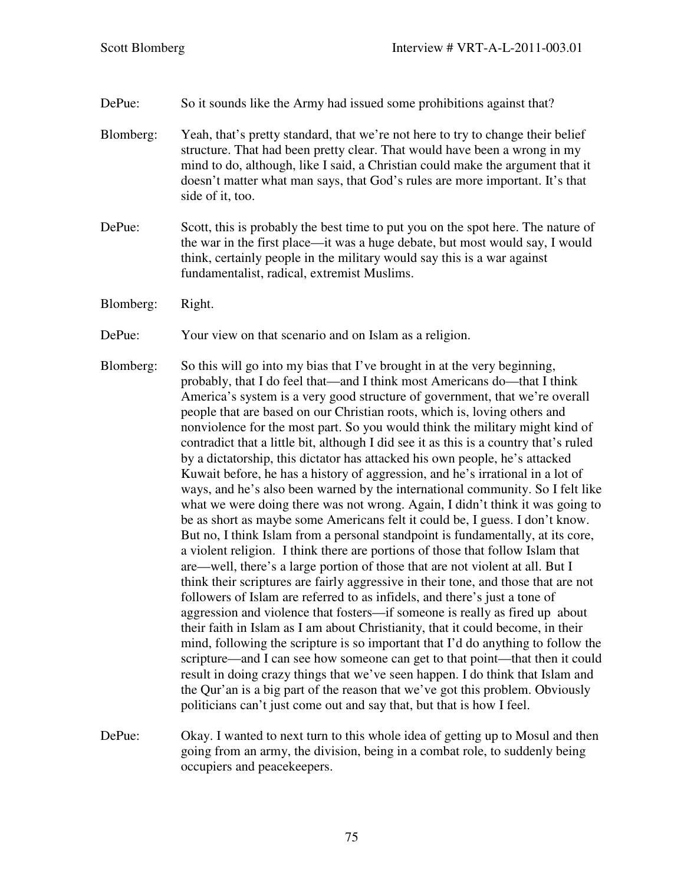DePue: So it sounds like the Army had issued some prohibitions against that?

Blomberg: Yeah, that's pretty standard, that we're not here to try to change their belief structure. That had been pretty clear. That would have been a wrong in my mind to do, although, like I said, a Christian could make the argument that it doesn't matter what man says, that God's rules are more important. It's that side of it, too.

DePue: Scott, this is probably the best time to put you on the spot here. The nature of the war in the first place—it was a huge debate, but most would say, I would think, certainly people in the military would say this is a war against fundamentalist, radical, extremist Muslims.

Blomberg: Right.

DePue: Your view on that scenario and on Islam as a religion.

Blomberg: So this will go into my bias that I've brought in at the very beginning, probably, that I do feel that—and I think most Americans do—that I think America's system is a very good structure of government, that we're overall people that are based on our Christian roots, which is, loving others and nonviolence for the most part. So you would think the military might kind of contradict that a little bit, although I did see it as this is a country that's ruled by a dictatorship, this dictator has attacked his own people, he's attacked Kuwait before, he has a history of aggression, and he's irrational in a lot of ways, and he's also been warned by the international community. So I felt like what we were doing there was not wrong. Again, I didn't think it was going to be as short as maybe some Americans felt it could be, I guess. I don't know. But no, I think Islam from a personal standpoint is fundamentally, at its core, a violent religion. I think there are portions of those that follow Islam that are—well, there's a large portion of those that are not violent at all. But I think their scriptures are fairly aggressive in their tone, and those that are not followers of Islam are referred to as infidels, and there's just a tone of aggression and violence that fosters—if someone is really as fired up about their faith in Islam as I am about Christianity, that it could become, in their mind, following the scripture is so important that I'd do anything to follow the scripture—and I can see how someone can get to that point—that then it could result in doing crazy things that we've seen happen. I do think that Islam and the Qur'an is a big part of the reason that we've got this problem. Obviously politicians can't just come out and say that, but that is how I feel.

DePue: Okay. I wanted to next turn to this whole idea of getting up to Mosul and then going from an army, the division, being in a combat role, to suddenly being occupiers and peacekeepers.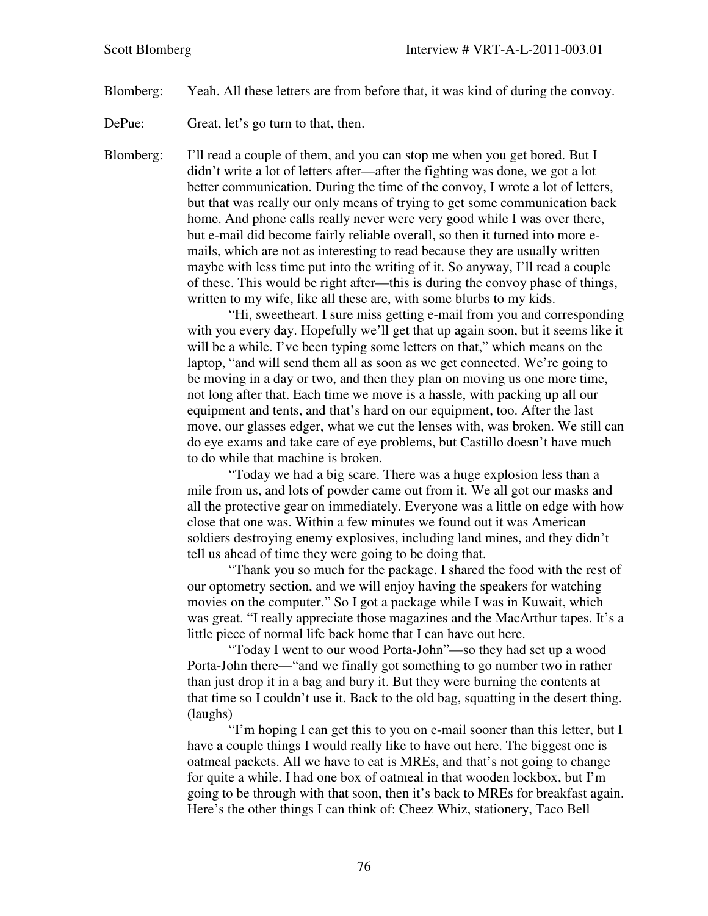Blomberg: Yeah. All these letters are from before that, it was kind of during the convoy.

DePue: Great, let's go turn to that, then.

Blomberg: I'll read a couple of them, and you can stop me when you get bored. But I didn't write a lot of letters after—after the fighting was done, we got a lot better communication. During the time of the convoy, I wrote a lot of letters, but that was really our only means of trying to get some communication back home. And phone calls really never were very good while I was over there, but e-mail did become fairly reliable overall, so then it turned into more e-mails, which are not as interesting to read because they are usually written maybe with less time put into the writing of it. So anyway, I'll read a couple of these. This would be right after—this is during the convoy phase of things, written to my wife, like all these are, with some blurbs to my kids.

"Hi, sweetheart. I sure miss getting e-mail from you and corresponding with you every day. Hopefully we'll get that up again soon, but it seems like it will be a while. I've been typing some letters on that," which means on the laptop, "and will send them all as soon as we get connected. We're going to be moving in a day or two, and then they plan on moving us one more time, not long after that. Each time we move is a hassle, with packing up all our equipment and tents, and that's hard on our equipment, too. After the last move, our glasses edger, what we cut the lenses with, was broken. We still can do eye exams and take care of eye problems, but Castillo doesn't have much to do while that machine is broken.

"Today we had a big scare. There was a huge explosion less than a mile from us, and lots of powder came out from it. We all got our masks and all the protective gear on immediately. Everyone was a little on edge with how close that one was. Within a few minutes we found out it was American soldiers destroying enemy explosives, including land mines, and they didn't tell us ahead of time they were going to be doing that.

"Thank you so much for the package. I shared the food with the rest of our optometry section, and we will enjoy having the speakers for watching movies on the computer." So I got a package while I was in Kuwait, which was great. "I really appreciate those magazines and the MacArthur tapes. It's a little piece of normal life back home that I can have out here.

"Today I went to our wood Porta-John"—so they had set up a wood Porta-John there—"and we finally got something to go number two in rather than just drop it in a bag and bury it. But they were burning the contents at that time so I couldn't use it. Back to the old bag, squatting in the desert thing. (laughs)

"I'm hoping I can get this to you on e-mail sooner than this letter, but I have a couple things I would really like to have out here. The biggest one is oatmeal packets. All we have to eat is MREs, and that's not going to change for quite a while. I had one box of oatmeal in that wooden lockbox, but I'm going to be through with that soon, then it's back to MREs for breakfast again. Here's the other things I can think of: Cheez Whiz, stationery, Taco Bell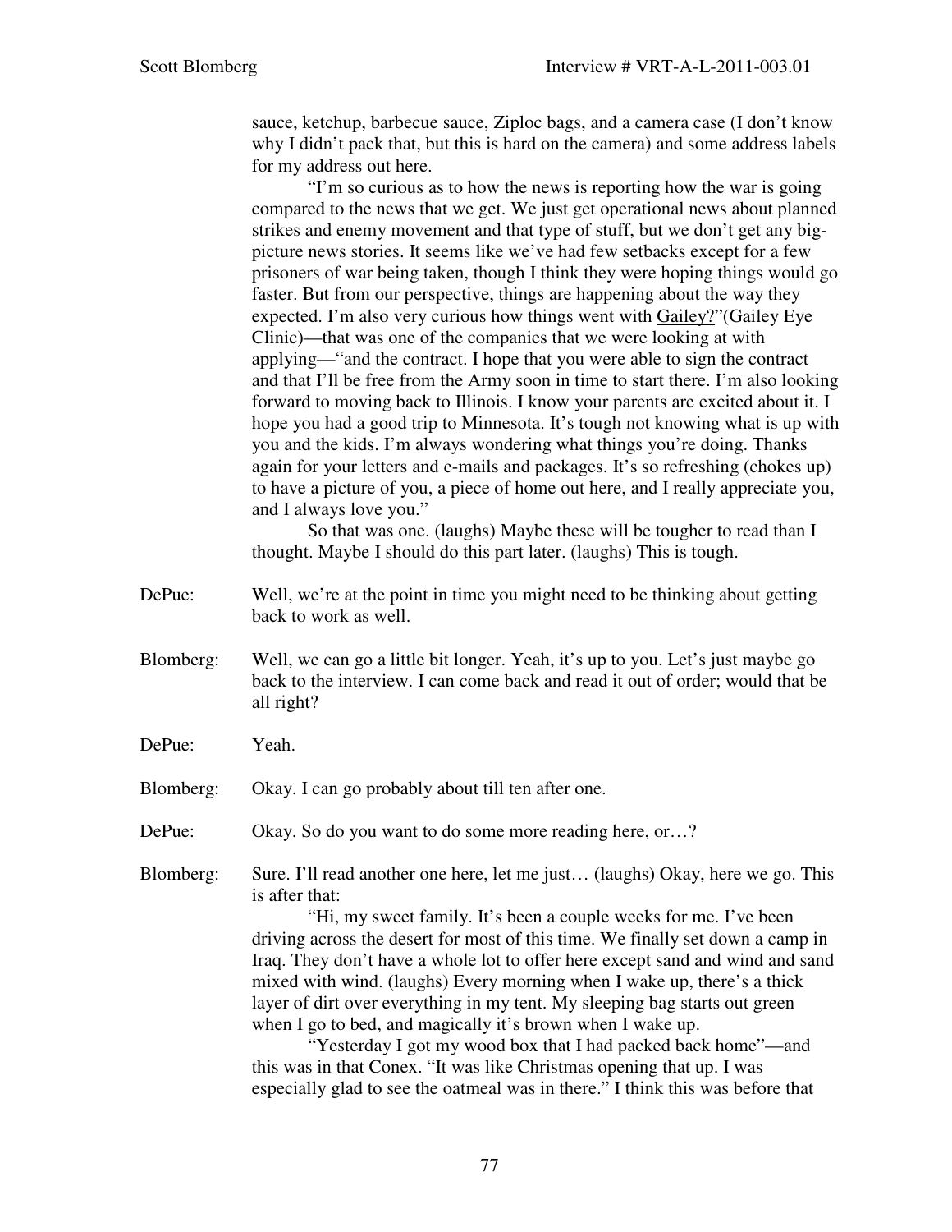sauce, ketchup, barbecue sauce, Ziploc bags, and a camera case (I don't know why I didn't pack that, but this is hard on the camera) and some address labels for my address out here.

"I'm so curious as to how the news is reporting how the war is going compared to the news that we get. We just get operational news about planned strikes and enemy movement and that type of stuff, but we don't get any big-picture news stories. It seems like we've had few setbacks except for a few prisoners of war being taken, though I think they were hoping things would go faster. But from our perspective, things are happening about the way they expected. I'm also very curious how things went with <u>Gailey?</u>"(Gailey Eye Clinic)—that was one of the companies that we were looking at with applying—"and the contract. I hope that you were able to sign the contract and that I'll be free from the Army soon in time to start there. I'm also looking forward to moving back to Illinois. I know your parents are excited about it. I hope you had a good trip to Minnesota. It's tough not knowing what is up with you and the kids. I'm always wondering what things you're doing. Thanks again for your letters and e-mails and packages. It's so refreshing (chokes up) to have a picture of you, a piece of home out here, and I really appreciate you, and I always love you."

So that was one. (laughs) Maybe these will be tougher to read than I thought. Maybe I should do this part later. (laughs) This is tough.

DePue: Well, we're at the point in time you might need to be thinking about getting back to work as well.

Blomberg: Well, we can go a little bit longer. Yeah, it's up to you. Let's just maybe go back to the interview. I can come back and read it out of order; would that be all right?

DePue: Yeah.

Blomberg: Okay. I can go probably about till ten after one.

DePue: Okay. So do you want to do some more reading here, or…?

Blomberg: Sure. I'll read another one here, let me just… (laughs) Okay, here we go. This is after that:

"Hi, my sweet family. It's been a couple weeks for me. I've been driving across the desert for most of this time. We finally set down a camp in Iraq. They don't have a whole lot to offer here except sand and wind and sand mixed with wind. (laughs) Every morning when I wake up, there's a thick layer of dirt over everything in my tent. My sleeping bag starts out green when I go to bed, and magically it's brown when I wake up.

"Yesterday I got my wood box that I had packed back home"—and this was in that Conex. "It was like Christmas opening that up. I was especially glad to see the oatmeal was in there." I think this was before that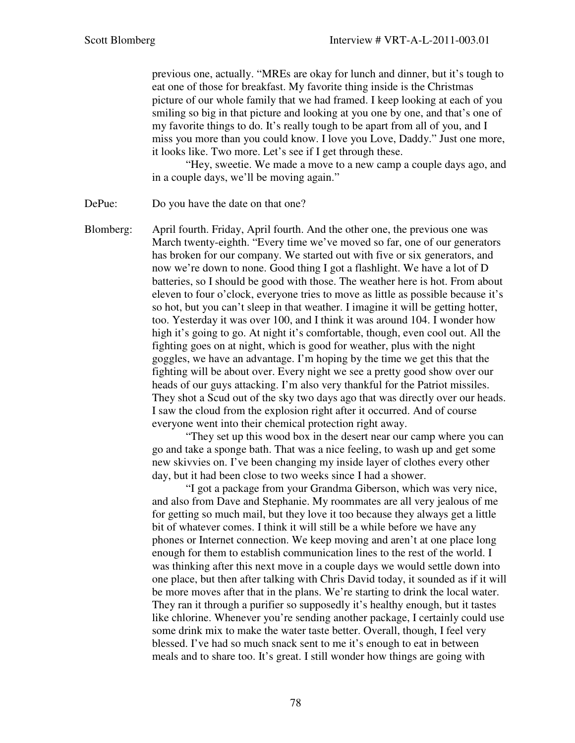previous one, actually. "MREs are okay for lunch and dinner, but it's tough to eat one of those for breakfast. My favorite thing inside is the Christmas picture of our whole family that we had framed. I keep looking at each of you smiling so big in that picture and looking at you one by one, and that's one of my favorite things to do. It's really tough to be apart from all of you, and I miss you more than you could know. I love you Love, Daddy." Just one more, it looks like. Two more. Let's see if I get through these.

"Hey, sweetie. We made a move to a new camp a couple days ago, and in a couple days, we'll be moving again."

DePue: Do you have the date on that one?

Blomberg: April fourth. Friday, April fourth. And the other one, the previous one was March twenty-eighth. "Every time we've moved so far, one of our generators has broken for our company. We started out with five or six generators, and now we're down to none. Good thing I got a flashlight. We have a lot of D batteries, so I should be good with those. The weather here is hot. From about eleven to four o'clock, everyone tries to move as little as possible because it's so hot, but you can't sleep in that weather. I imagine it will be getting hotter, too. Yesterday it was over 100, and I think it was around 104. I wonder how high it's going to go. At night it's comfortable, though, even cool out. All the fighting goes on at night, which is good for weather, plus with the night goggles, we have an advantage. I'm hoping by the time we get this that the fighting will be about over. Every night we see a pretty good show over our heads of our guys attacking. I'm also very thankful for the Patriot missiles. They shot a Scud out of the sky two days ago that was directly over our heads. I saw the cloud from the explosion right after it occurred. And of course everyone went into their chemical protection right away.

"They set up this wood box in the desert near our camp where you can go and take a sponge bath. That was a nice feeling, to wash up and get some new skivvies on. I've been changing my inside layer of clothes every other day, but it had been close to two weeks since I had a shower.

"I got a package from your Grandma Giberson, which was very nice, and also from Dave and Stephanie. My roommates are all very jealous of me for getting so much mail, but they love it too because they always get a little bit of whatever comes. I think it will still be a while before we have any phones or Internet connection. We keep moving and aren't at one place long enough for them to establish communication lines to the rest of the world. I was thinking after this next move in a couple days we would settle down into one place, but then after talking with Chris David today, it sounded as if it will be more moves after that in the plans. We're starting to drink the local water. They ran it through a purifier so supposedly it's healthy enough, but it tastes like chlorine. Whenever you're sending another package, I certainly could use some drink mix to make the water taste better. Overall, though, I feel very blessed. I've had so much snack sent to me it's enough to eat in between meals and to share too. It's great. I still wonder how things are going with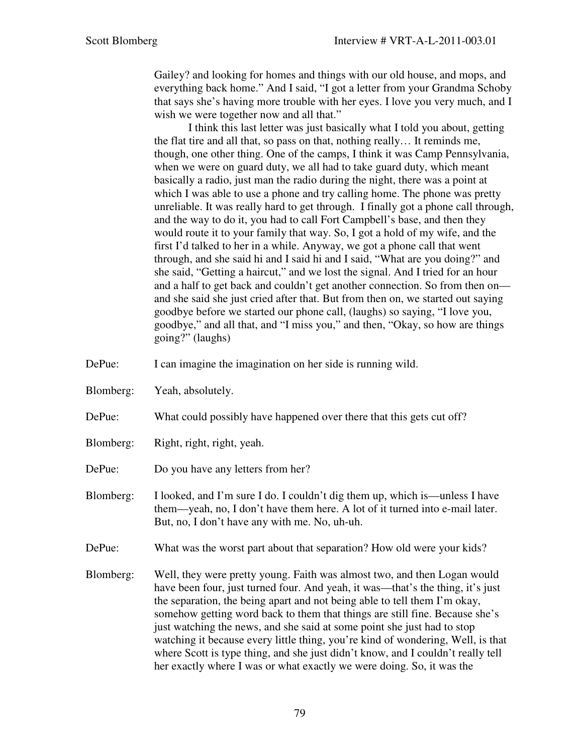Gailey? and looking for homes and things with our old house, and mops, and everything back home." And I said, "I got a letter from your Grandma Schoby that says she's having more trouble with her eyes. I love you very much, and I wish we were together now and all that."

I think this last letter was just basically what I told you about, getting the flat tire and all that, so pass on that, nothing really… It reminds me, though, one other thing. One of the camps, I think it was Camp Pennsylvania, when we were on guard duty, we all had to take guard duty, which meant basically a radio, just man the radio during the night, there was a point at which I was able to use a phone and try calling home. The phone was pretty unreliable. It was really hard to get through. I finally got a phone call through, and the way to do it, you had to call Fort Campbell's base, and then they would route it to your family that way. So, I got a hold of my wife, and the first I'd talked to her in a while. Anyway, we got a phone call that went through, and she said hi and I said hi and I said, "What are you doing?" and she said, "Getting a haircut," and we lost the signal. And I tried for an hour and a half to get back and couldn't get another connection. So from then on—and she said she just cried after that. But from then on, we started out saying goodbye before we started our phone call, (laughs) so saying, "I love you, goodbye," and all that, and "I miss you," and then, "Okay, so how are things going?" (laughs)

DePue: I can imagine the imagination on her side is running wild.

Blomberg: Yeah, absolutely.

DePue: What could possibly have happened over there that this gets cut off?

Blomberg: Right, right, right, yeah.

DePue: Do you have any letters from her?

Blomberg: I looked, and I'm sure I do. I couldn't dig them up, which is—unless I have them—yeah, no, I don't have them here. A lot of it turned into e-mail later. But, no, I don't have any with me. No, uh-uh.

DePue: What was the worst part about that separation? How old were your kids?

Blomberg: Well, they were pretty young. Faith was almost two, and then Logan would have been four, just turned four. And yeah, it was—that's the thing, it's just the separation, the being apart and not being able to tell them I'm okay, somehow getting word back to them that things are still fine. Because she's just watching the news, and she said at some point she just had to stop watching it because every little thing, you're kind of wondering, Well, is that where Scott is type thing, and she just didn't know, and I couldn't really tell her exactly where I was or what exactly we were doing. So, it was the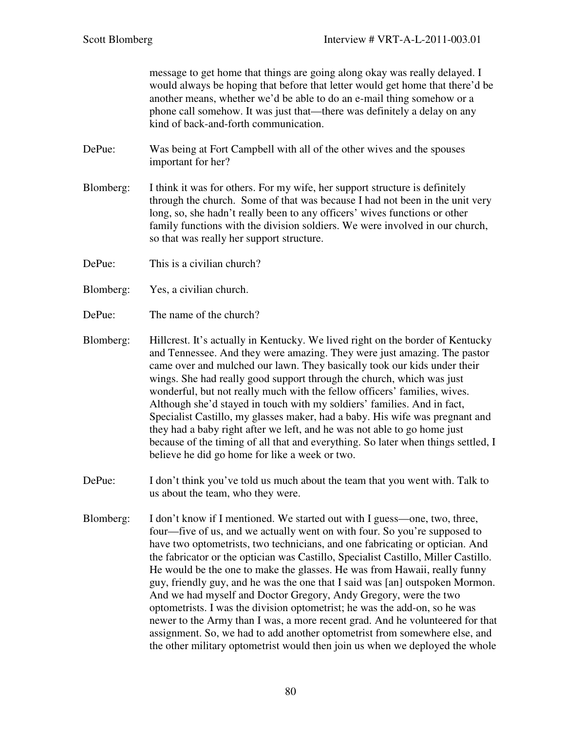message to get home that things are going along okay was really delayed. I would always be hoping that before that letter would get home that there'd be another means, whether we'd be able to do an e-mail thing somehow or a phone call somehow. It was just that—there was definitely a delay on any kind of back-and-forth communication.

DePue: Was being at Fort Campbell with all of the other wives and the spouses important for her?

Blomberg: I think it was for others. For my wife, her support structure is definitely through the church. Some of that was because I had not been in the unit very long, so, she hadn't really been to any officers' wives functions or other family functions with the division soldiers. We were involved in our church, so that was really her support structure.

DePue: This is a civilian church?

Blomberg: Yes, a civilian church.

DePue: The name of the church?

Blomberg: Hillcrest. It's actually in Kentucky. We lived right on the border of Kentucky and Tennessee. And they were amazing. They were just amazing. The pastor came over and mulched our lawn. They basically took our kids under their wings. She had really good support through the church, which was just wonderful, but not really much with the fellow officers' families, wives. Although she'd stayed in touch with my soldiers' families. And in fact, Specialist Castillo, my glasses maker, had a baby. His wife was pregnant and they had a baby right after we left, and he was not able to go home just because of the timing of all that and everything. So later when things settled, I believe he did go home for like a week or two.

DePue: I don't think you've told us much about the team that you went with. Talk to us about the team, who they were.

Blomberg: I don't know if I mentioned. We started out with I guess—one, two, three, four—five of us, and we actually went on with four. So you're supposed to have two optometrists, two technicians, and one fabricating or optician. And the fabricator or the optician was Castillo, Specialist Castillo, Miller Castillo. He would be the one to make the glasses. He was from Hawaii, really funny guy, friendly guy, and he was the one that I said was [an] outspoken Mormon. And we had myself and Doctor Gregory, Andy Gregory, were the two optometrists. I was the division optometrist; he was the add-on, so he was newer to the Army than I was, a more recent grad. And he volunteered for that assignment. So, we had to add another optometrist from somewhere else, and the other military optometrist would then join us when we deployed the whole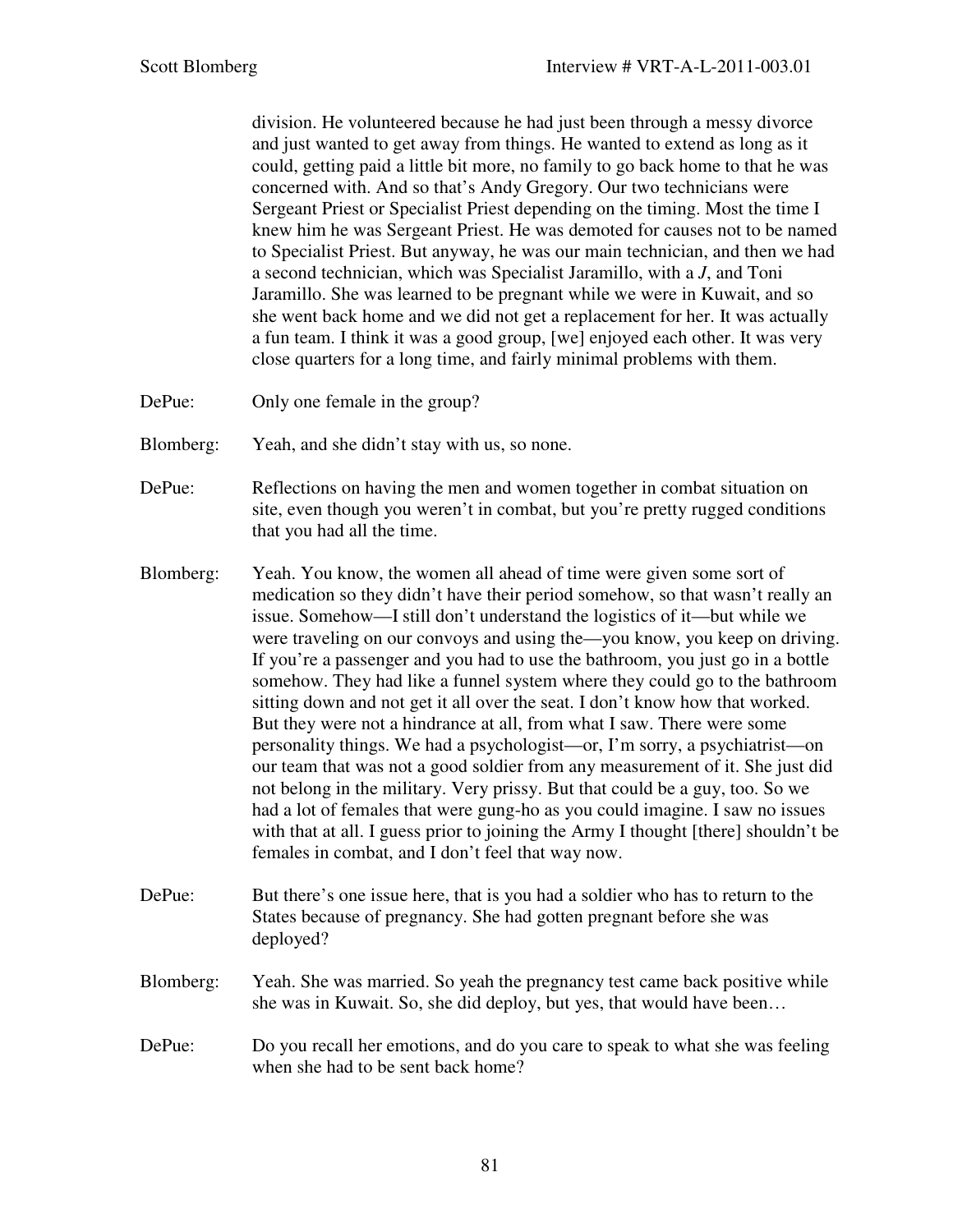division. He volunteered because he had just been through a messy divorce and just wanted to get away from things. He wanted to extend as long as it could, getting paid a little bit more, no family to go back home to that he was concerned with. And so that's Andy Gregory. Our two technicians were Sergeant Priest or Specialist Priest depending on the timing. Most the time I knew him he was Sergeant Priest. He was demoted for causes not to be named to Specialist Priest. But anyway, he was our main technician, and then we had a second technician, which was Specialist Jaramillo, with a *J*, and Toni Jaramillo. She was learned to be pregnant while we were in Kuwait, and so she went back home and we did not get a replacement for her. It was actually a fun team. I think it was a good group, [we] enjoyed each other. It was very close quarters for a long time, and fairly minimal problems with them.

DePue: Only one female in the group?

Blomberg: Yeah, and she didn't stay with us, so none.

DePue: Reflections on having the men and women together in combat situation on site, even though you weren't in combat, but you're pretty rugged conditions that you had all the time.

Blomberg: Yeah. You know, the women all ahead of time were given some sort of medication so they didn't have their period somehow, so that wasn't really an issue. Somehow—I still don't understand the logistics of it—but while we were traveling on our convoys and using the—you know, you keep on driving. If you're a passenger and you had to use the bathroom, you just go in a bottle somehow. They had like a funnel system where they could go to the bathroom sitting down and not get it all over the seat. I don't know how that worked. But they were not a hindrance at all, from what I saw. There were some personality things. We had a psychologist—or, I'm sorry, a psychiatrist—on our team that was not a good soldier from any measurement of it. She just did not belong in the military. Very prissy. But that could be a guy, too. So we had a lot of females that were gung-ho as you could imagine. I saw no issues with that at all. I guess prior to joining the Army I thought [there] shouldn't be females in combat, and I don't feel that way now.

DePue: But there's one issue here, that is you had a soldier who has to return to the States because of pregnancy. She had gotten pregnant before she was deployed?

Blomberg: Yeah. She was married. So yeah the pregnancy test came back positive while she was in Kuwait. So, she did deploy, but yes, that would have been…

DePue: Do you recall her emotions, and do you care to speak to what she was feeling when she had to be sent back home?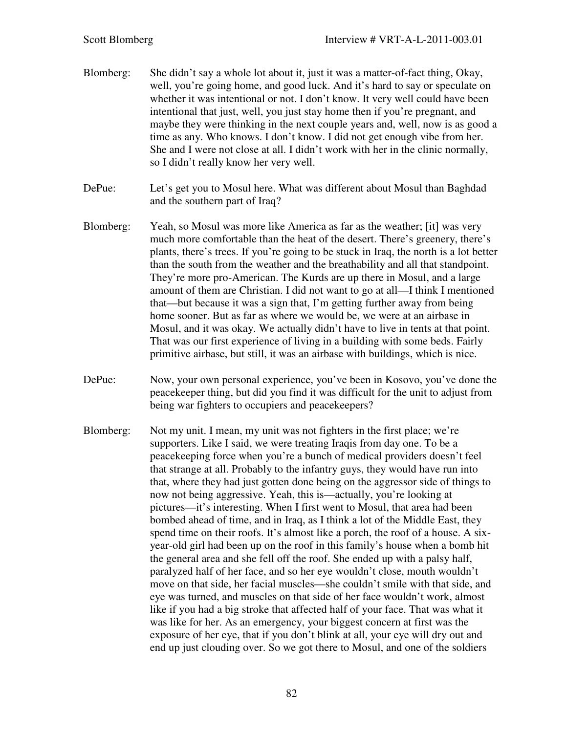Blomberg: She didn't say a whole lot about it, just it was a matter-of-fact thing, Okay, well, you're going home, and good luck. And it's hard to say or speculate on whether it was intentional or not. I don't know. It very well could have been intentional that just, well, you just stay home then if you're pregnant, and maybe they were thinking in the next couple years and, well, now is as good a time as any. Who knows. I don't know. I did not get enough vibe from her. She and I were not close at all. I didn't work with her in the clinic normally, so I didn't really know her very well.

DePue: Let's get you to Mosul here. What was different about Mosul than Baghdad and the southern part of Iraq?

Blomberg: Yeah, so Mosul was more like America as far as the weather; [it] was very much more comfortable than the heat of the desert. There's greenery, there's plants, there's trees. If you're going to be stuck in Iraq, the north is a lot better than the south from the weather and the breathability and all that standpoint. They're more pro-American. The Kurds are up there in Mosul, and a large amount of them are Christian. I did not want to go at all—I think I mentioned that—but because it was a sign that, I'm getting further away from being home sooner. But as far as where we would be, we were at an airbase in Mosul, and it was okay. We actually didn't have to live in tents at that point. That was our first experience of living in a building with some beds. Fairly primitive airbase, but still, it was an airbase with buildings, which is nice.

DePue: Now, your own personal experience, you've been in Kosovo, you've done the peacekeeper thing, but did you find it was difficult for the unit to adjust from being war fighters to occupiers and peacekeepers?

Blomberg: Not my unit. I mean, my unit was not fighters in the first place; we're supporters. Like I said, we were treating Iraqis from day one. To be a peacekeeping force when you're a bunch of medical providers doesn't feel that strange at all. Probably to the infantry guys, they would have run into that, where they had just gotten done being on the aggressor side of things to now not being aggressive. Yeah, this is—actually, you're looking at pictures—it's interesting. When I first went to Mosul, that area had been bombed ahead of time, and in Iraq, as I think a lot of the Middle East, they spend time on their roofs. It's almost like a porch, the roof of a house. A six-year-old girl had been up on the roof in this family's house when a bomb hit the general area and she fell off the roof. She ended up with a palsy half, paralyzed half of her face, and so her eye wouldn't close, mouth wouldn't move on that side, her facial muscles—she couldn't smile with that side, and eye was turned, and muscles on that side of her face wouldn't work, almost like if you had a big stroke that affected half of your face. That was what it was like for her. As an emergency, your biggest concern at first was the exposure of her eye, that if you don't blink at all, your eye will dry out and end up just clouding over. So we got there to Mosul, and one of the soldiers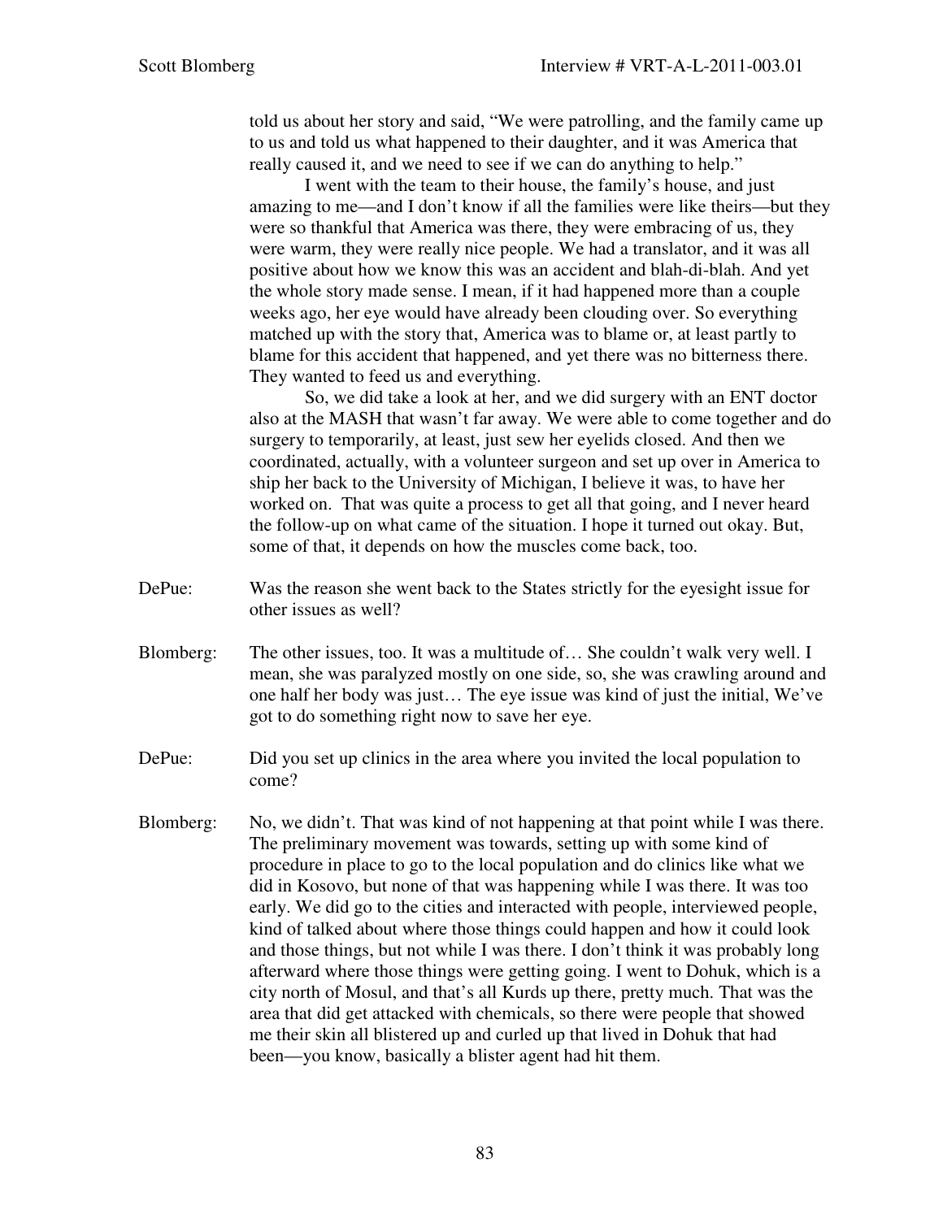told us about her story and said, "We were patrolling, and the family came up to us and told us what happened to their daughter, and it was America that really caused it, and we need to see if we can do anything to help."

I went with the team to their house, the family's house, and just amazing to me—and I don't know if all the families were like theirs—but they were so thankful that America was there, they were embracing of us, they were warm, they were really nice people. We had a translator, and it was all positive about how we know this was an accident and blah-di-blah. And yet the whole story made sense. I mean, if it had happened more than a couple weeks ago, her eye would have already been clouding over. So everything matched up with the story that, America was to blame or, at least partly to blame for this accident that happened, and yet there was no bitterness there. They wanted to feed us and everything.

So, we did take a look at her, and we did surgery with an ENT doctor also at the MASH that wasn't far away. We were able to come together and do surgery to temporarily, at least, just sew her eyelids closed. And then we coordinated, actually, with a volunteer surgeon and set up over in America to ship her back to the University of Michigan, I believe it was, to have her worked on. That was quite a process to get all that going, and I never heard the follow-up on what came of the situation. I hope it turned out okay. But, some of that, it depends on how the muscles come back, too.

DePue: Was the reason she went back to the States strictly for the eyesight issue for other issues as well?

Blomberg: The other issues, too. It was a multitude of… She couldn't walk very well. I mean, she was paralyzed mostly on one side, so, she was crawling around and one half her body was just… The eye issue was kind of just the initial, We've got to do something right now to save her eye.

DePue: Did you set up clinics in the area where you invited the local population to come?

Blomberg: No, we didn't. That was kind of not happening at that point while I was there. The preliminary movement was towards, setting up with some kind of procedure in place to go to the local population and do clinics like what we did in Kosovo, but none of that was happening while I was there. It was too early. We did go to the cities and interacted with people, interviewed people, kind of talked about where those things could happen and how it could look and those things, but not while I was there. I don't think it was probably long afterward where those things were getting going. I went to Dohuk, which is a city north of Mosul, and that's all Kurds up there, pretty much. That was the area that did get attacked with chemicals, so there were people that showed me their skin all blistered up and curled up that lived in Dohuk that had been—you know, basically a blister agent had hit them.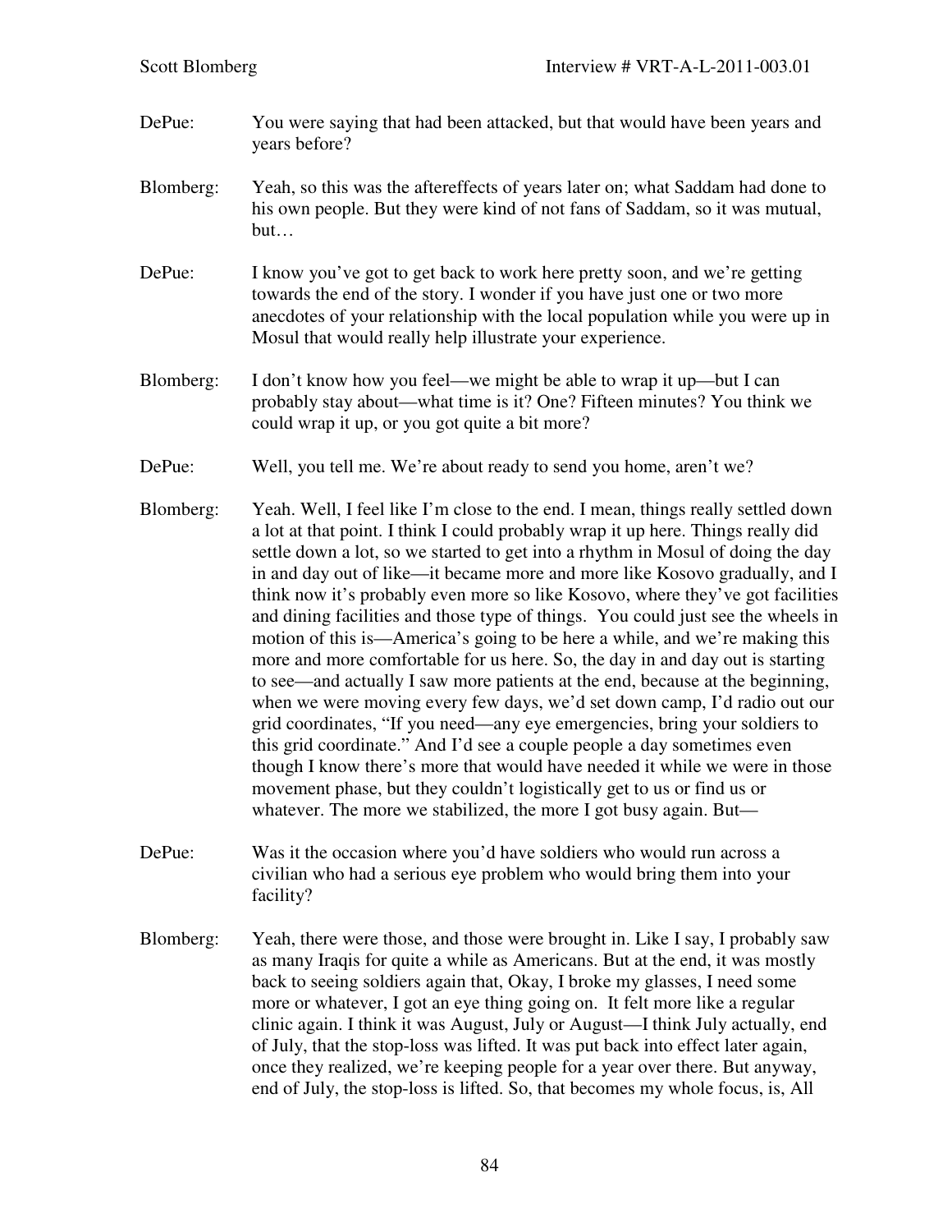DePue: You were saying that had been attacked, but that would have been years and years before?

Blomberg: Yeah, so this was the aftereffects of years later on; what Saddam had done to his own people. But they were kind of not fans of Saddam, so it was mutual, but…

DePue: I know you've got to get back to work here pretty soon, and we're getting towards the end of the story. I wonder if you have just one or two more anecdotes of your relationship with the local population while you were up in Mosul that would really help illustrate your experience.

Blomberg: I don't know how you feel—we might be able to wrap it up—but I can probably stay about—what time is it? One? Fifteen minutes? You think we could wrap it up, or you got quite a bit more?

DePue: Well, you tell me. We're about ready to send you home, aren't we?

Blomberg: Yeah. Well, I feel like I'm close to the end. I mean, things really settled down a lot at that point. I think I could probably wrap it up here. Things really did settle down a lot, so we started to get into a rhythm in Mosul of doing the day in and day out of like—it became more and more like Kosovo gradually, and I think now it's probably even more so like Kosovo, where they've got facilities and dining facilities and those type of things. You could just see the wheels in motion of this is—America's going to be here a while, and we're making this more and more comfortable for us here. So, the day in and day out is starting to see—and actually I saw more patients at the end, because at the beginning, when we were moving every few days, we'd set down camp, I'd radio out our grid coordinates, "If you need—any eye emergencies, bring your soldiers to this grid coordinate." And I'd see a couple people a day sometimes even though I know there's more that would have needed it while we were in those movement phase, but they couldn't logistically get to us or find us or whatever. The more we stabilized, the more I got busy again. But—

DePue: Was it the occasion where you'd have soldiers who would run across a civilian who had a serious eye problem who would bring them into your facility?

Blomberg: Yeah, there were those, and those were brought in. Like I say, I probably saw as many Iraqis for quite a while as Americans. But at the end, it was mostly back to seeing soldiers again that, Okay, I broke my glasses, I need some more or whatever, I got an eye thing going on. It felt more like a regular clinic again. I think it was August, July or August—I think July actually, end of July, that the stop-loss was lifted. It was put back into effect later again, once they realized, we're keeping people for a year over there. But anyway, end of July, the stop-loss is lifted. So, that becomes my whole focus, is, All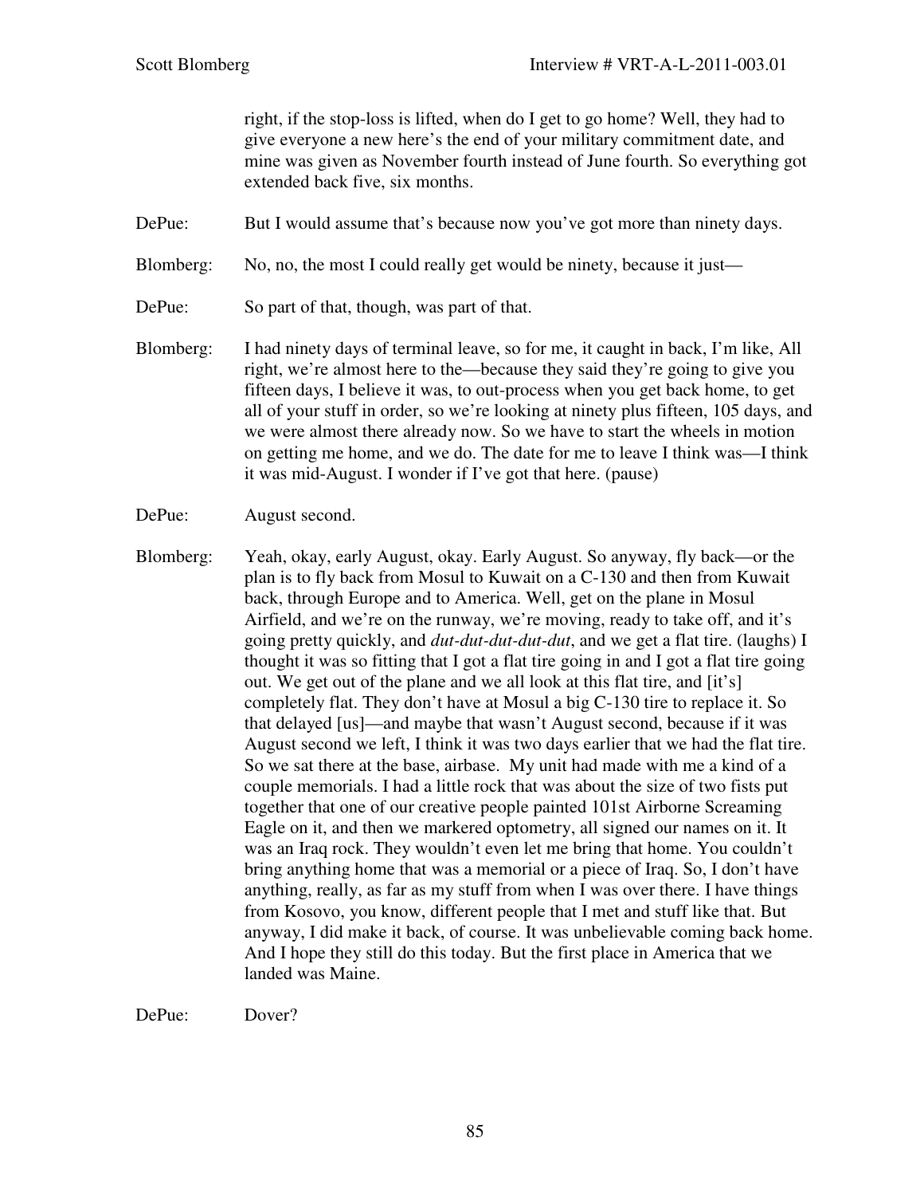right, if the stop-loss is lifted, when do I get to go home? Well, they had to give everyone a new here's the end of your military commitment date, and mine was given as November fourth instead of June fourth. So everything got extended back five, six months.

DePue: But I would assume that's because now you've got more than ninety days.

Blomberg: No, no, the most I could really get would be ninety, because it just—

DePue: So part of that, though, was part of that.

Blomberg: I had ninety days of terminal leave, so for me, it caught in back, I'm like, All right, we're almost here to the—because they said they're going to give you fifteen days, I believe it was, to out-process when you get back home, to get all of your stuff in order, so we're looking at ninety plus fifteen, 105 days, and we were almost there already now. So we have to start the wheels in motion on getting me home, and we do. The date for me to leave I think was—I think it was mid-August. I wonder if I've got that here. (pause)

DePue: August second.

Blomberg: Yeah, okay, early August, okay. Early August. So anyway, fly back—or the plan is to fly back from Mosul to Kuwait on a C-130 and then from Kuwait back, through Europe and to America. Well, get on the plane in Mosul Airfield, and we're on the runway, we're moving, ready to take off, and it's going pretty quickly, and *dut-dut-dut-dut-dut*, and we get a flat tire. (laughs) I thought it was so fitting that I got a flat tire going in and I got a flat tire going out. We get out of the plane and we all look at this flat tire, and [it's] completely flat. They don't have at Mosul a big C-130 tire to replace it. So that delayed [us]—and maybe that wasn't August second, because if it was August second we left, I think it was two days earlier that we had the flat tire. So we sat there at the base, airbase. My unit had made with me a kind of a couple memorials. I had a little rock that was about the size of two fists put together that one of our creative people painted 101st Airborne Screaming Eagle on it, and then we markered optometry, all signed our names on it. It was an Iraq rock. They wouldn't even let me bring that home. You couldn't bring anything home that was a memorial or a piece of Iraq. So, I don't have anything, really, as far as my stuff from when I was over there. I have things from Kosovo, you know, different people that I met and stuff like that. But anyway, I did make it back, of course. It was unbelievable coming back home. And I hope they still do this today. But the first place in America that we landed was Maine.

DePue: Dover?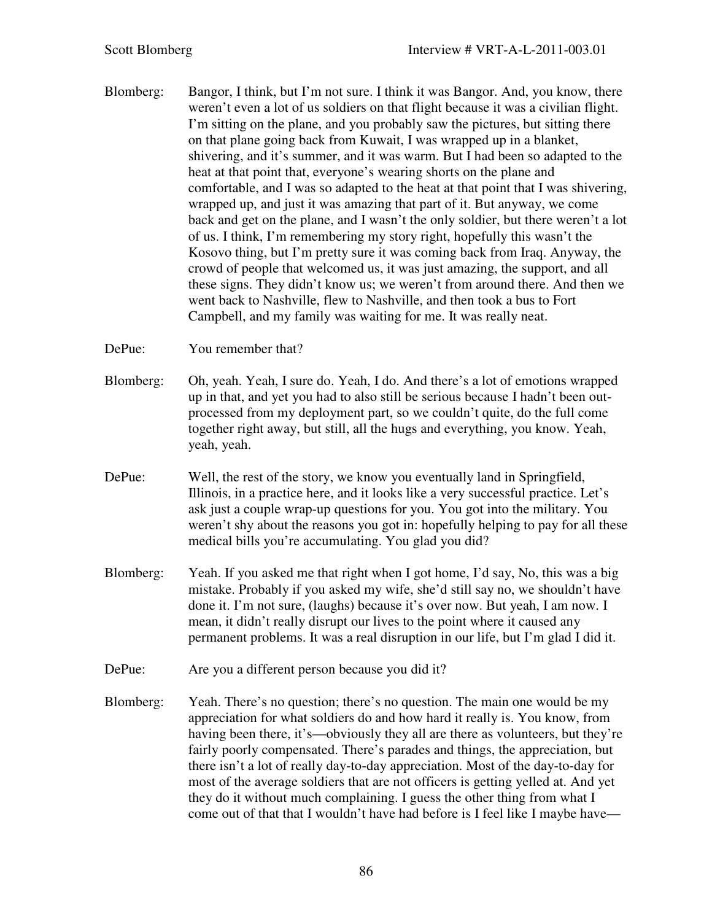Blomberg: Bangor, I think, but I'm not sure. I think it was Bangor. And, you know, there weren't even a lot of us soldiers on that flight because it was a civilian flight. I'm sitting on the plane, and you probably saw the pictures, but sitting there on that plane going back from Kuwait, I was wrapped up in a blanket, shivering, and it's summer, and it was warm. But I had been so adapted to the heat at that point that, everyone's wearing shorts on the plane and comfortable, and I was so adapted to the heat at that point that I was shivering, wrapped up, and just it was amazing that part of it. But anyway, we come back and get on the plane, and I wasn't the only soldier, but there weren't a lot of us. I think, I'm remembering my story right, hopefully this wasn't the Kosovo thing, but I'm pretty sure it was coming back from Iraq. Anyway, the crowd of people that welcomed us, it was just amazing, the support, and all these signs. They didn't know us; we weren't from around there. And then we went back to Nashville, flew to Nashville, and then took a bus to Fort Campbell, and my family was waiting for me. It was really neat.

DePue: You remember that?

Blomberg: Oh, yeah. Yeah, I sure do. Yeah, I do. And there's a lot of emotions wrapped up in that, and yet you had to also still be serious because I hadn't been out-processed from my deployment part, so we couldn't quite, do the full come together right away, but still, all the hugs and everything, you know. Yeah, yeah, yeah.

DePue: Well, the rest of the story, we know you eventually land in Springfield, Illinois, in a practice here, and it looks like a very successful practice. Let's ask just a couple wrap-up questions for you. You got into the military. You weren't shy about the reasons you got in: hopefully helping to pay for all these medical bills you're accumulating. You glad you did?

Blomberg: Yeah. If you asked me that right when I got home, I'd say, No, this was a big mistake. Probably if you asked my wife, she'd still say no, we shouldn't have done it. I'm not sure, (laughs) because it's over now. But yeah, I am now. I mean, it didn't really disrupt our lives to the point where it caused any permanent problems. It was a real disruption in our life, but I'm glad I did it.

DePue: Are you a different person because you did it?

Blomberg: Yeah. There's no question; there's no question. The main one would be my appreciation for what soldiers do and how hard it really is. You know, from having been there, it's—obviously they all are there as volunteers, but they're fairly poorly compensated. There's parades and things, the appreciation, but there isn't a lot of really day-to-day appreciation. Most of the day-to-day for most of the average soldiers that are not officers is getting yelled at. And yet they do it without much complaining. I guess the other thing from what I come out of that that I wouldn't have had before is I feel like I maybe have—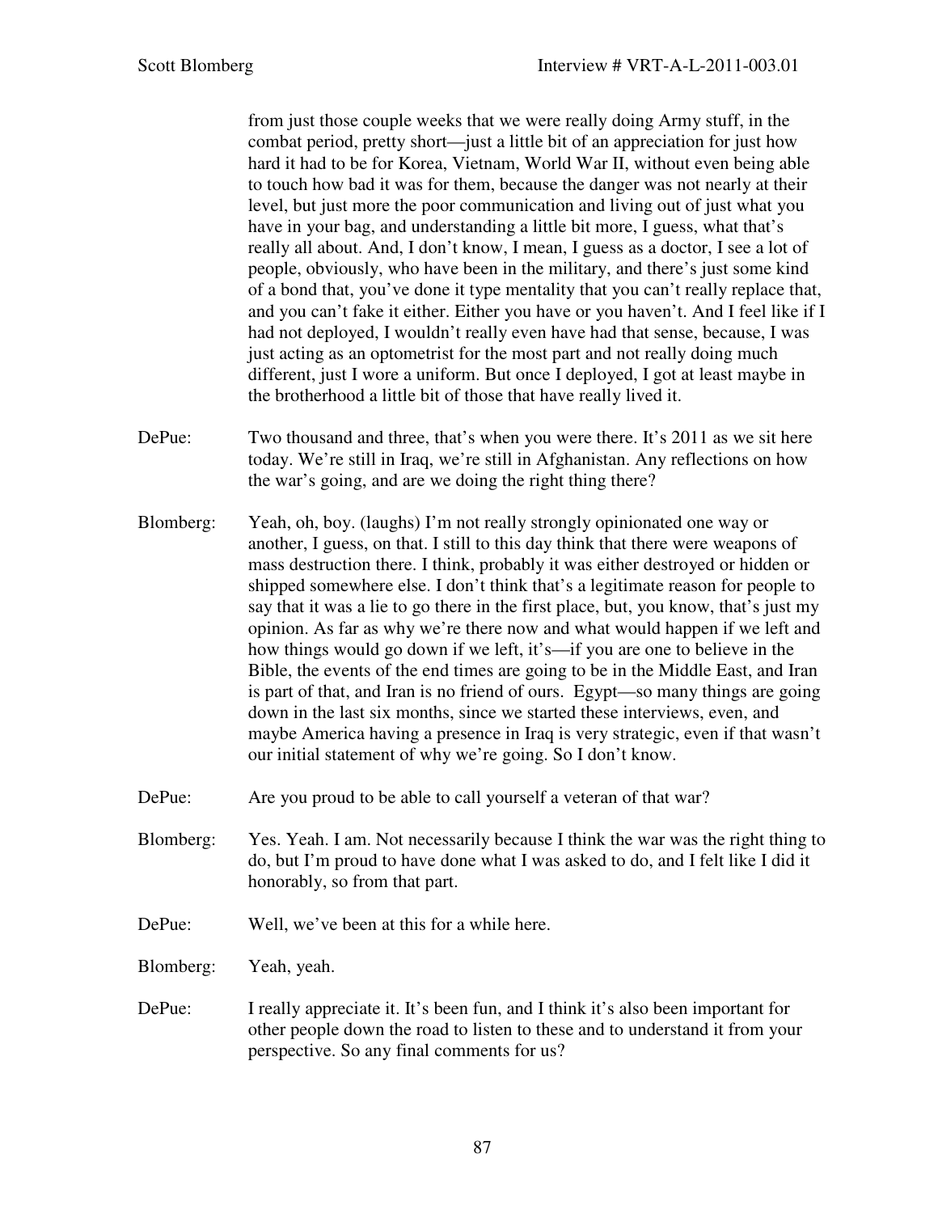from just those couple weeks that we were really doing Army stuff, in the combat period, pretty short—just a little bit of an appreciation for just how hard it had to be for Korea, Vietnam, World War II, without even being able to touch how bad it was for them, because the danger was not nearly at their level, but just more the poor communication and living out of just what you have in your bag, and understanding a little bit more, I guess, what that's really all about. And, I don't know, I mean, I guess as a doctor, I see a lot of people, obviously, who have been in the military, and there's just some kind of a bond that, you've done it type mentality that you can't really replace that, and you can't fake it either. Either you have or you haven't. And I feel like if I had not deployed, I wouldn't really even have had that sense, because, I was just acting as an optometrist for the most part and not really doing much different, just I wore a uniform. But once I deployed, I got at least maybe in the brotherhood a little bit of those that have really lived it.

DePue: Two thousand and three, that's when you were there. It's 2011 as we sit here today. We're still in Iraq, we're still in Afghanistan. Any reflections on how the war's going, and are we doing the right thing there?

Blomberg: Yeah, oh, boy. (laughs) I'm not really strongly opinionated one way or another, I guess, on that. I still to this day think that there were weapons of mass destruction there. I think, probably it was either destroyed or hidden or shipped somewhere else. I don't think that's a legitimate reason for people to say that it was a lie to go there in the first place, but, you know, that's just my opinion. As far as why we're there now and what would happen if we left and how things would go down if we left, it's—if you are one to believe in the Bible, the events of the end times are going to be in the Middle East, and Iran is part of that, and Iran is no friend of ours. Egypt—so many things are going down in the last six months, since we started these interviews, even, and maybe America having a presence in Iraq is very strategic, even if that wasn't our initial statement of why we're going. So I don't know.

DePue: Are you proud to be able to call yourself a veteran of that war?

Blomberg: Yes. Yeah. I am. Not necessarily because I think the war was the right thing to do, but I'm proud to have done what I was asked to do, and I felt like I did it honorably, so from that part.

DePue: Well, we've been at this for a while here.

Blomberg: Yeah, yeah.

DePue: I really appreciate it. It's been fun, and I think it's also been important for other people down the road to listen to these and to understand it from your perspective. So any final comments for us?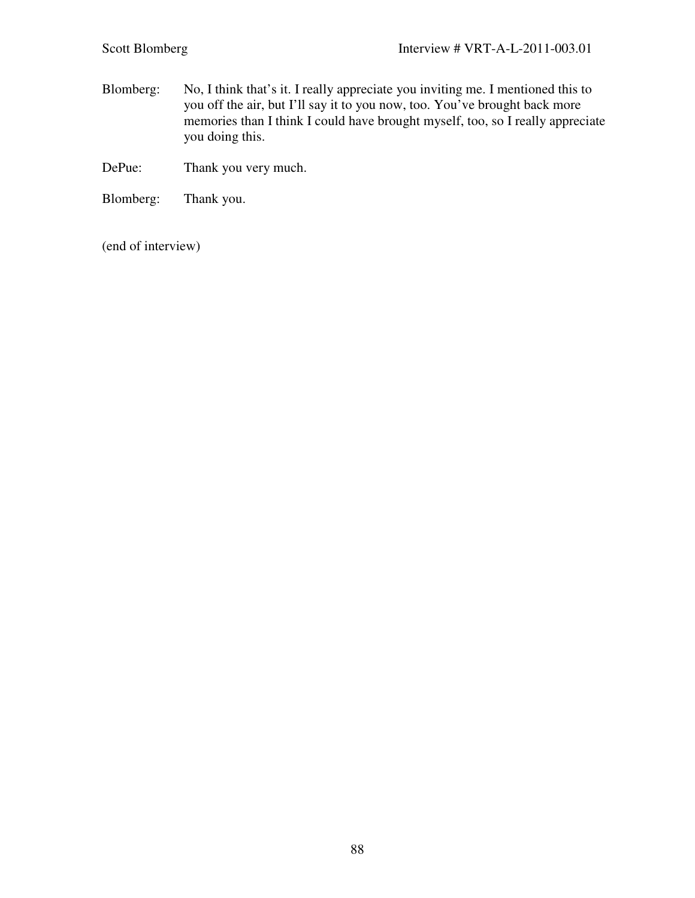Blomberg: No, I think that’s it. I really appreciate you inviting me. I mentioned this to you off the air, but I’ll say it to you now, too. You’ve brought back more memories than I think I could have brought myself, too, so I really appreciate you doing this.

DePue: Thank you very much.

Blomberg: Thank you.

(end of interview)